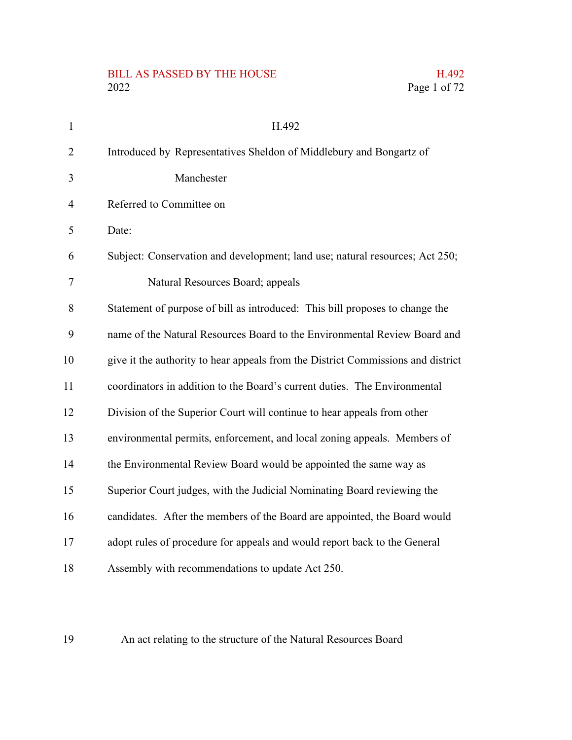H.492

Introduced by Representatives Sheldon of Middlebury and Bongartz of Manchester

Referred to Committee on

Date:

Subject: Conservation and development; land use; natural resources; Act 250; Natural Resources Board; appeals

Statement of purpose of bill as introduced: This bill proposes to change the name of the Natural Resources Board to the Environmental Review Board and give it the authority to hear appeals from the District Commissions and district coordinators in addition to the Board's current duties. The Environmental Division of the Superior Court will continue to hear appeals from other environmental permits, enforcement, and local zoning appeals. Members of the Environmental Review Board would be appointed the same way as Superior Court judges, with the Judicial Nominating Board reviewing the candidates. After the members of the Board are appointed, the Board would adopt rules of procedure for appeals and would report back to the General Assembly with recommendations to update Act 250.

An act relating to the structure of the Natural Resources Board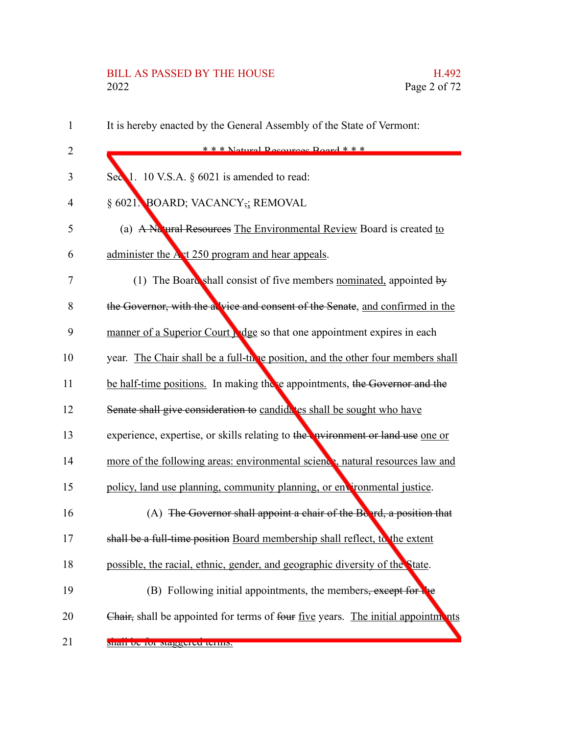It is hereby enacted by the General Assembly of the State of Vermont:

* * * Natural Resources Board * * *

Sec. 1. 10 V.S.A. § 6021 is amended to read:

§ 6021. BOARD; VACANCY,; REMOVAL

(a) ~~A Natural Resources~~ The Environmental Review Board is created to administer the Act 250 program and hear appeals.

(1) The Board shall consist of five members nominated, appointed ~~by the Governor, with the advice and consent of the Senate~~, and confirmed in the manner of a Superior Court judge so that one appointment expires in each year. The Chair shall be a full-time position, and the other four members shall be half-time positions. In making these appointments, ~~the Governor and the Senate shall give consideration to~~ candidates shall be sought who have experience, expertise, or skills relating to ~~the environment or land use~~ one or more of the following areas: environmental science, natural resources law and policy, land use planning, community planning, or environmental justice.

(A) ~~The Governor shall appoint a chair of the Board, a position that shall be a full-time position~~ Board membership shall reflect, to the extent possible, the racial, ethnic, gender, and geographic diversity of the State.

(B) Following initial appointments, the members~~, except for the Chair,~~ shall be appointed for terms of ~~four~~ five years. The initial appointments shall be for staggered terms.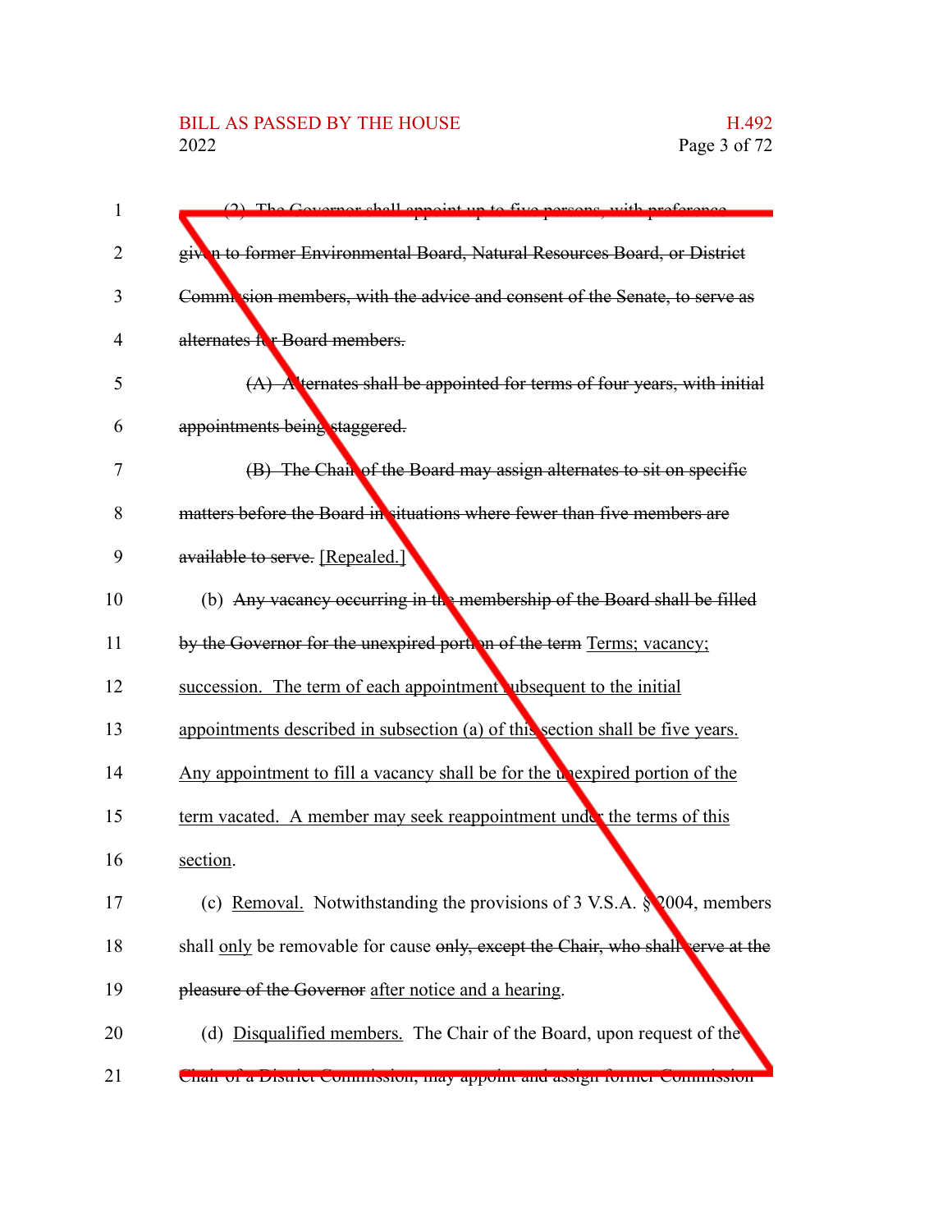(2) The Governor shall appoint up to five persons, with preference given to former Environmental Board, Natural Resources Board, or District Commission members, with the advice and consent of the Senate, to serve as alternates for Board members.

(A) Alternates shall be appointed for terms of four years, with initial appointments being staggered.

(B) The Chair of the Board may assign alternates to sit on specific matters before the Board in situations where fewer than five members are available to serve. [Repealed.]

(b) Any vacancy occurring in the membership of the Board shall be filled by the Governor for the unexpired portion of the term Terms; vacancy; succession. The term of each appointment subsequent to the initial appointments described in subsection (a) of this section shall be five years. Any appointment to fill a vacancy shall be for the unexpired portion of the term vacated. A member may seek reappointment under the terms of this section.

(c) Removal. Notwithstanding the provisions of 3 V.S.A. § 2004, members shall only be removable for cause only, except the Chair, who shall serve at the pleasure of the Governor after notice and a hearing.

(d) Disqualified members. The Chair of the Board, upon request of the Chair of a District Commission, may appoint and assign former Commission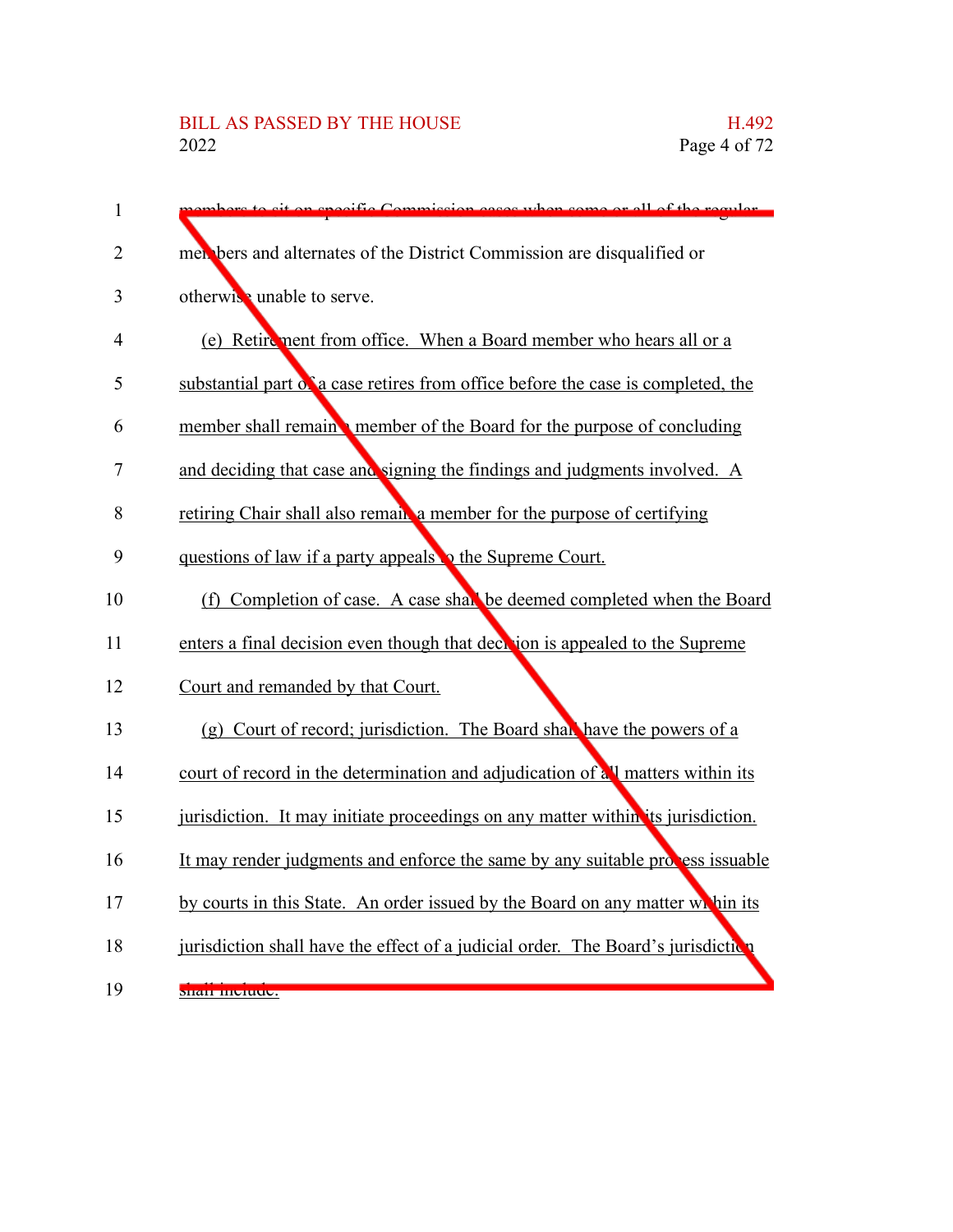members to sit on specific Commission cases when some or all of the regular members and alternates of the District Commission are disqualified or otherwise unable to serve.

(e) Retirement from office. When a Board member who hears all or a substantial part of a case retires from office before the case is completed, the member shall remain a member of the Board for the purpose of concluding and deciding that case and signing the findings and judgments involved. A retiring Chair shall also remain a member for the purpose of certifying questions of law if a party appeals to the Supreme Court.

(f) Completion of case. A case shall be deemed completed when the Board enters a final decision even though that decision is appealed to the Supreme Court and remanded by that Court.

(g) Court of record; jurisdiction. The Board shall have the powers of a court of record in the determination and adjudication of all matters within its jurisdiction. It may initiate proceedings on any matter within its jurisdiction. It may render judgments and enforce the same by any suitable process issuable by courts in this State. An order issued by the Board on any matter within its jurisdiction shall have the effect of a judicial order. The Board's jurisdiction shall include: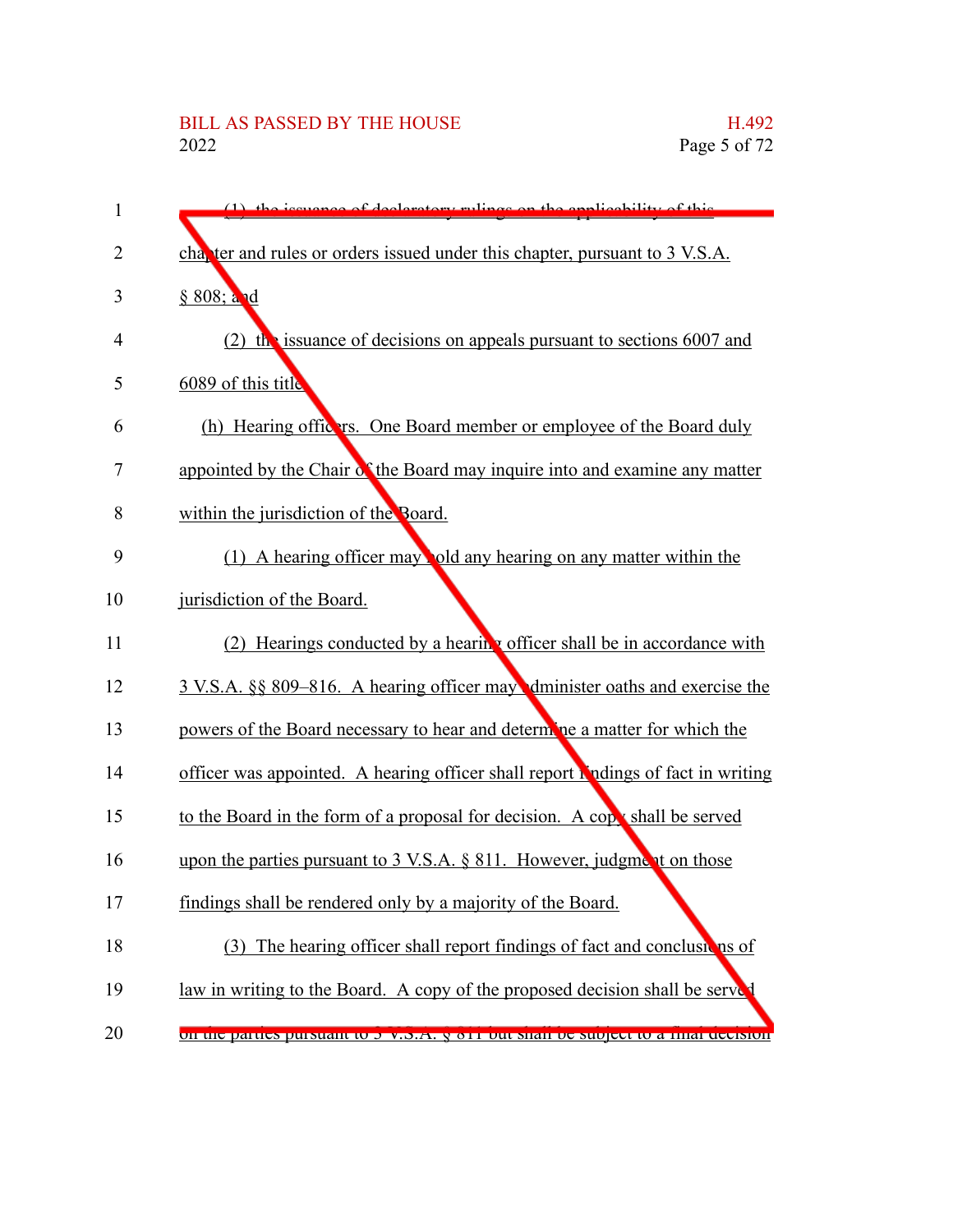(1) the issuance of declaratory rulings on the applicability of this chapter and rules or orders issued under this chapter, pursuant to 3 V.S.A. § 808; and

(2) the issuance of decisions on appeals pursuant to sections 6007 and 6089 of this title.

(h) Hearing officers. One Board member or employee of the Board duly appointed by the Chair of the Board may inquire into and examine any matter within the jurisdiction of the Board.

(1) A hearing officer may hold any hearing on any matter within the jurisdiction of the Board.

(2) Hearings conducted by a hearing officer shall be in accordance with 3 V.S.A. §§ 809–816. A hearing officer may administer oaths and exercise the powers of the Board necessary to hear and determine a matter for which the officer was appointed. A hearing officer shall report findings of fact in writing to the Board in the form of a proposal for decision. A copy shall be served upon the parties pursuant to 3 V.S.A. § 811. However, judgment on those findings shall be rendered only by a majority of the Board.

(3) The hearing officer shall report findings of fact and conclusions of law in writing to the Board. A copy of the proposed decision shall be served on the parties pursuant to 3 V.S.A. § 811 but shall be subject to a final decision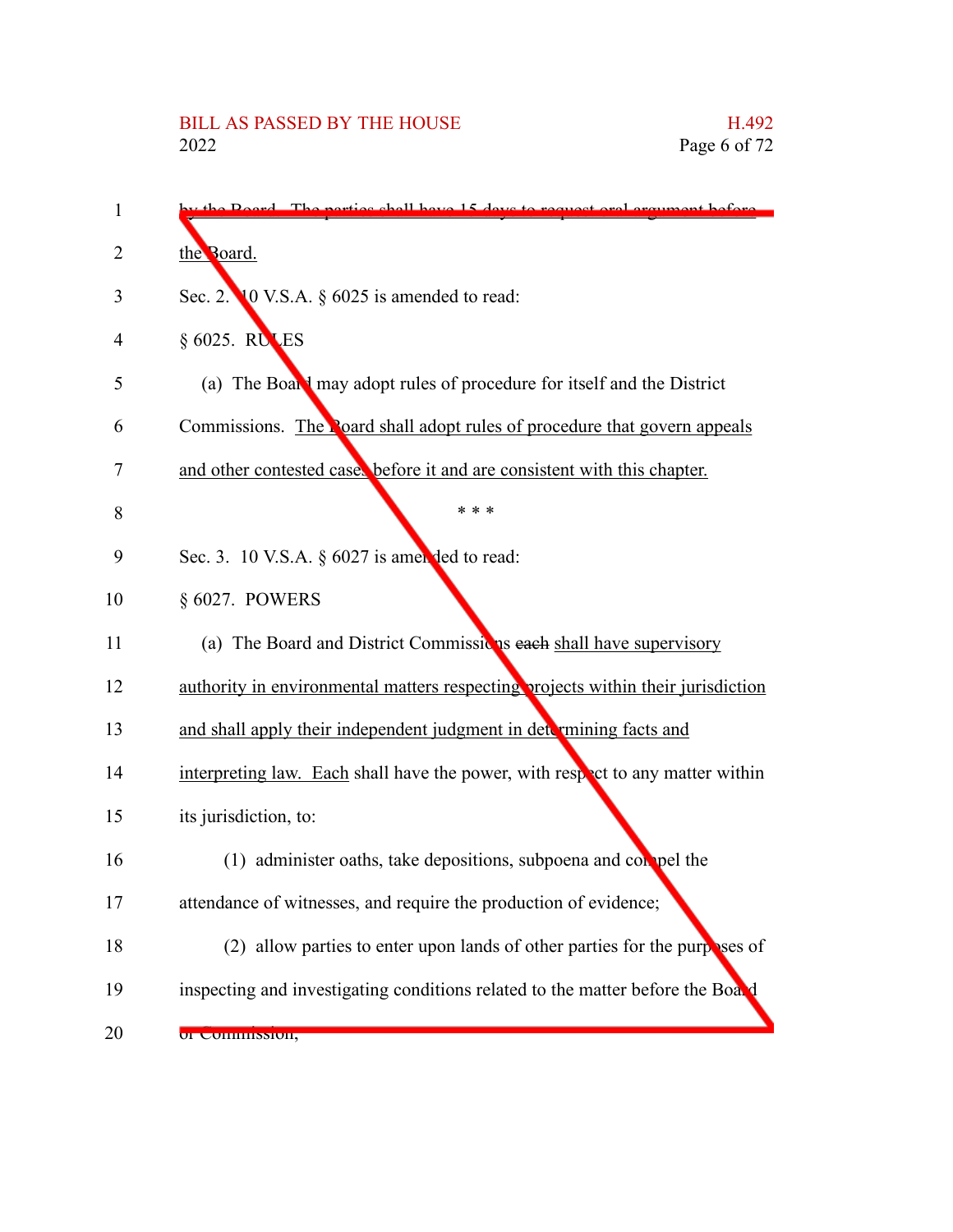by the Board. The parties shall have 15 days to request oral argument before the Board.

Sec. 2. 10 V.S.A. § 6025 is amended to read:

§ 6025. RULES

(a) The Board may adopt rules of procedure for itself and the District Commissions. The Board shall adopt rules of procedure that govern appeals and other contested cases before it and are consistent with this chapter.

\* \* \*

Sec. 3. 10 V.S.A. § 6027 is amended to read:

§ 6027. POWERS

(a) The Board and District Commissions ~~each~~ shall have supervisory authority in environmental matters respecting projects within their jurisdiction and shall apply their independent judgment in determining facts and interpreting law. Each shall have the power, with respect to any matter within its jurisdiction, to:

(1) administer oaths, take depositions, subpoena and compel the attendance of witnesses, and require the production of evidence;

(2) allow parties to enter upon lands of other parties for the purposes of inspecting and investigating conditions related to the matter before the Board or Commission;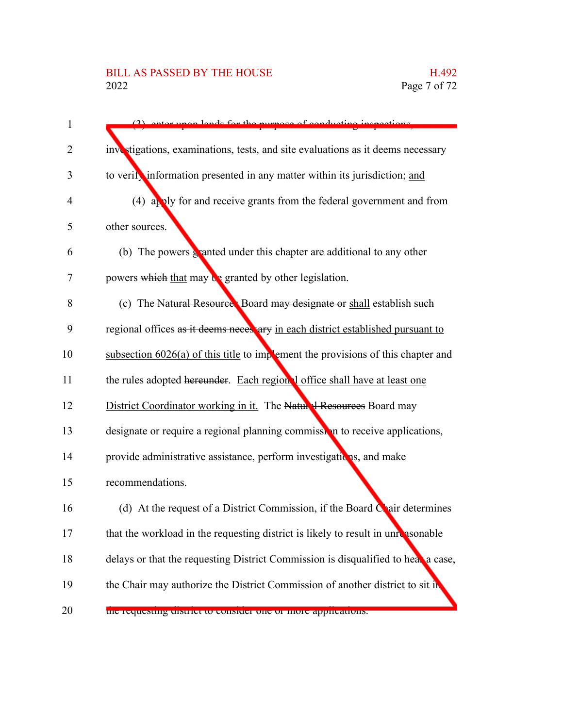(3) enter upon lands for the purpose of conducting inspections, investigations, examinations, tests, and site evaluations as it deems necessary to verify information presented in any matter within its jurisdiction; and

(4) apply for and receive grants from the federal government and from other sources.

(b) The powers granted under this chapter are additional to any other powers ~~which~~ that may be granted by other legislation.

(c) The ~~Natural Resources~~ Board ~~may designate or~~ shall establish ~~such~~ regional offices ~~as it deems necessary~~ in each district established pursuant to subsection 6026(a) of this title to implement the provisions of this chapter and the rules adopted ~~hereunder~~. Each regional office shall have at least one District Coordinator working in it. The ~~Natural Resources~~ Board may designate or require a regional planning commission to receive applications, provide administrative assistance, perform investigations, and make recommendations.

(d) At the request of a District Commission, if the Board Chair determines that the workload in the requesting district is likely to result in unreasonable delays or that the requesting District Commission is disqualified to hear a case, the Chair may authorize the District Commission of another district to sit in the requesting district to consider one or more applications.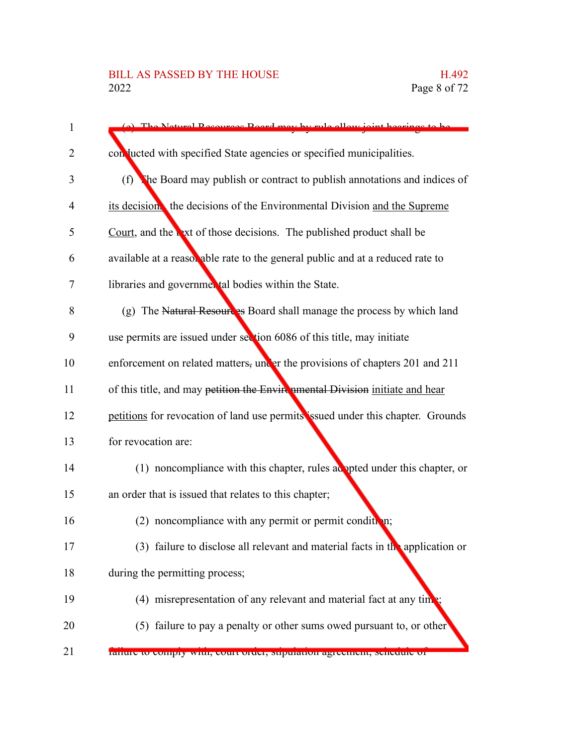(e) The Natural Resources Board may by rule allow joint hearings to be conducted with specified State agencies or specified municipalities.

(f) The Board may publish or contract to publish annotations and indices of its decisions, the decisions of the Environmental Division and the Supreme Court, and the text of those decisions. The published product shall be available at a reasonable rate to the general public and at a reduced rate to libraries and governmental bodies within the State.

(g) The ~~Natural Resources~~ Board shall manage the process by which land use permits are issued under section 6086 of this title, may initiate enforcement on related matters~~,~~ under the provisions of chapters 201 and 211 of this title, and may ~~petition the Environmental Division~~ initiate and hear petitions for revocation of land use permits issued under this chapter. Grounds for revocation are:

(1) noncompliance with this chapter, rules adopted under this chapter, or an order that is issued that relates to this chapter;

(2) noncompliance with any permit or permit condition;

(3) failure to disclose all relevant and material facts in the application or during the permitting process;

(4) misrepresentation of any relevant and material fact at any time;

(5) failure to pay a penalty or other sums owed pursuant to, or other failure to comply with, court order, stipulation agreement, schedule of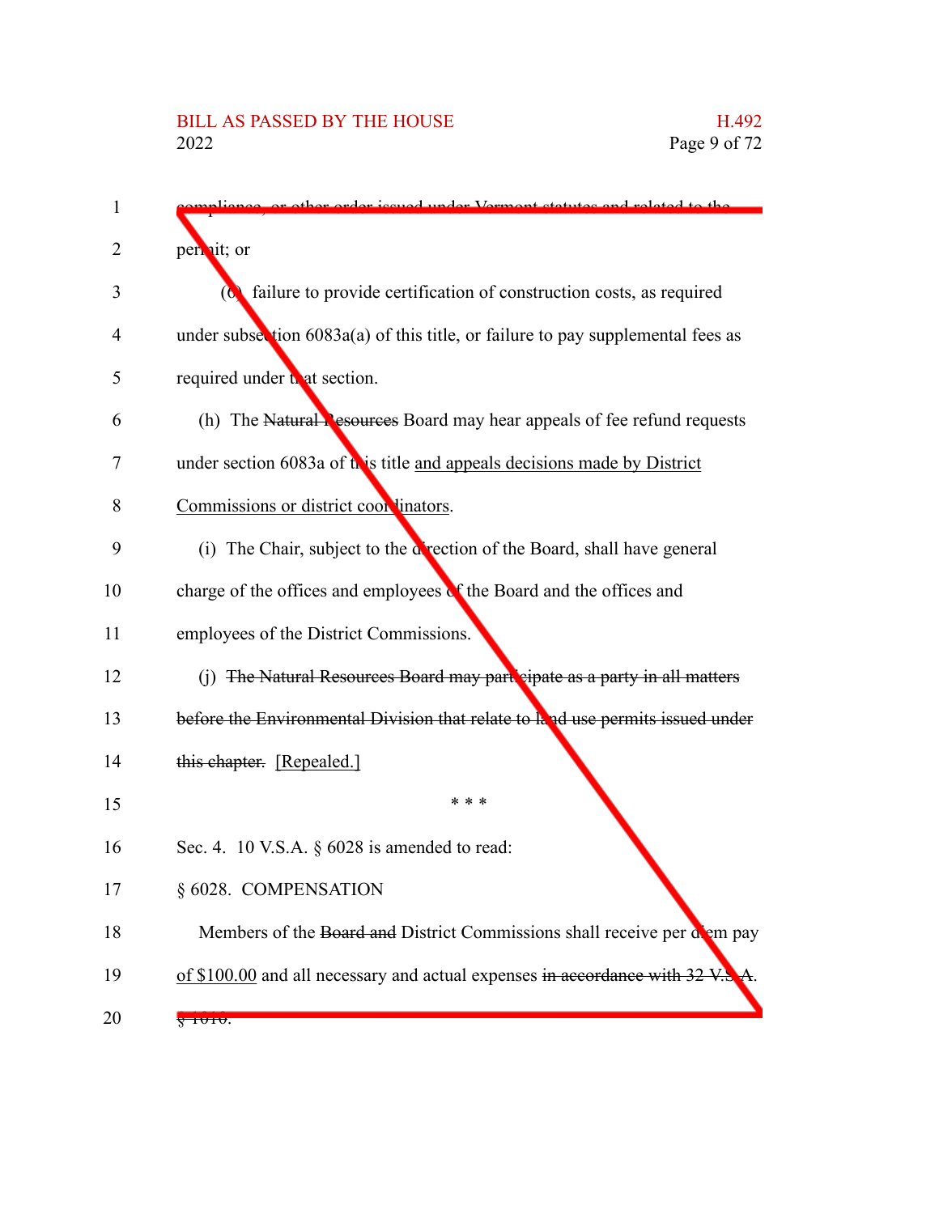compliance, or other order issued under Vermont statutes and related to the permit; or

(6) failure to provide certification of construction costs, as required under subsection 6083a(a) of this title, or failure to pay supplemental fees as required under that section.

(h) The ~~Natural Resources~~ Board may hear appeals of fee refund requests under section 6083a of this title and appeals decisions made by District Commissions or district coordinators.

(i) The Chair, subject to the direction of the Board, shall have general charge of the offices and employees of the Board and the offices and employees of the District Commissions.

(j) ~~The Natural Resources Board may participate as a party in all matters before the Environmental Division that relate to land use permits issued under this chapter.~~ [Repealed.]

\* \* \*

Sec. 4. 10 V.S.A. § 6028 is amended to read:

§ 6028. COMPENSATION

Members of the ~~Board and~~ District Commissions shall receive per diem pay of $100.00 and all necessary and actual expenses ~~in accordance with 32 V.S.A. § 1010~~.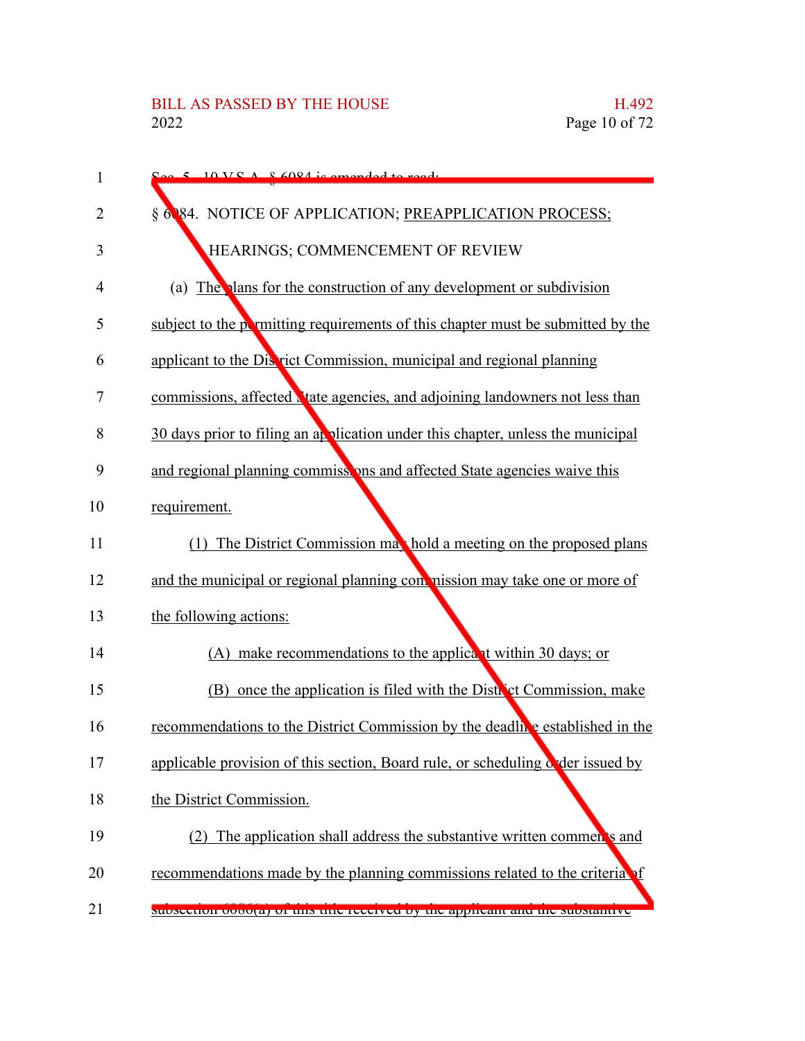Sec. 5. 10 V.S.A. § 6084 is amended to read:

§ 6084. NOTICE OF APPLICATION; PREAPPLICATION PROCESS; HEARINGS; COMMENCEMENT OF REVIEW

(a) The plans for the construction of any development or subdivision subject to the permitting requirements of this chapter must be submitted by the applicant to the District Commission, municipal and regional planning commissions, affected State agencies, and adjoining landowners not less than 30 days prior to filing an application under this chapter, unless the municipal and regional planning commissions and affected State agencies waive this requirement.

(1) The District Commission may hold a meeting on the proposed plans and the municipal or regional planning commission may take one or more of the following actions:

(A) make recommendations to the applicant within 30 days; or

(B) once the application is filed with the District Commission, make recommendations to the District Commission by the deadline established in the applicable provision of this section, Board rule, or scheduling order issued by the District Commission.

(2) The application shall address the substantive written comments and recommendations made by the planning commissions related to the criteria of subsection 6086(a) of this title received by the applicant and the substantive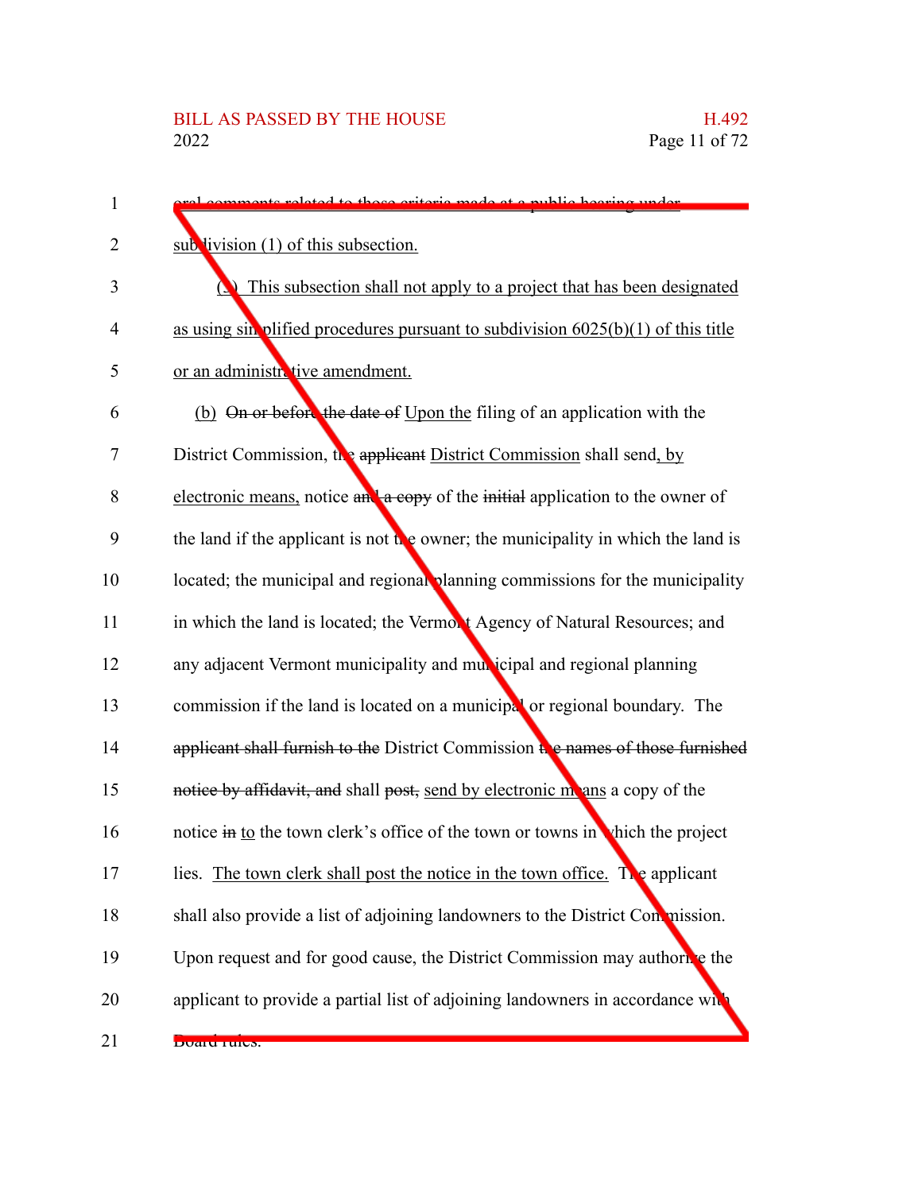oral comments related to those criteria made at a public hearing under subdivision (1) of this subsection.

(3) This subsection shall not apply to a project that has been designated as using simplified procedures pursuant to subdivision 6025(b)(1) of this title or an administrative amendment.

(b) ~~On or before the date of~~ Upon the filing of an application with the District Commission, the ~~applicant~~ District Commission shall send, by electronic means, notice ~~and a copy~~ of the ~~initial~~ application to the owner of the land if the applicant is not the owner; the municipality in which the land is located; the municipal and regional planning commissions for the municipality in which the land is located; the Vermont Agency of Natural Resources; and any adjacent Vermont municipality and municipal and regional planning commission if the land is located on a municipal or regional boundary. The ~~applicant shall furnish to the~~ District Commission ~~the names of those furnished notice by affidavit, and~~ shall ~~post,~~ send by electronic means a copy of the notice ~~in~~ to the town clerk's office of the town or towns in which the project lies. The town clerk shall post the notice in the town office. The applicant shall also provide a list of adjoining landowners to the District Commission. Upon request and for good cause, the District Commission may authorize the applicant to provide a partial list of adjoining landowners in accordance with Board rules.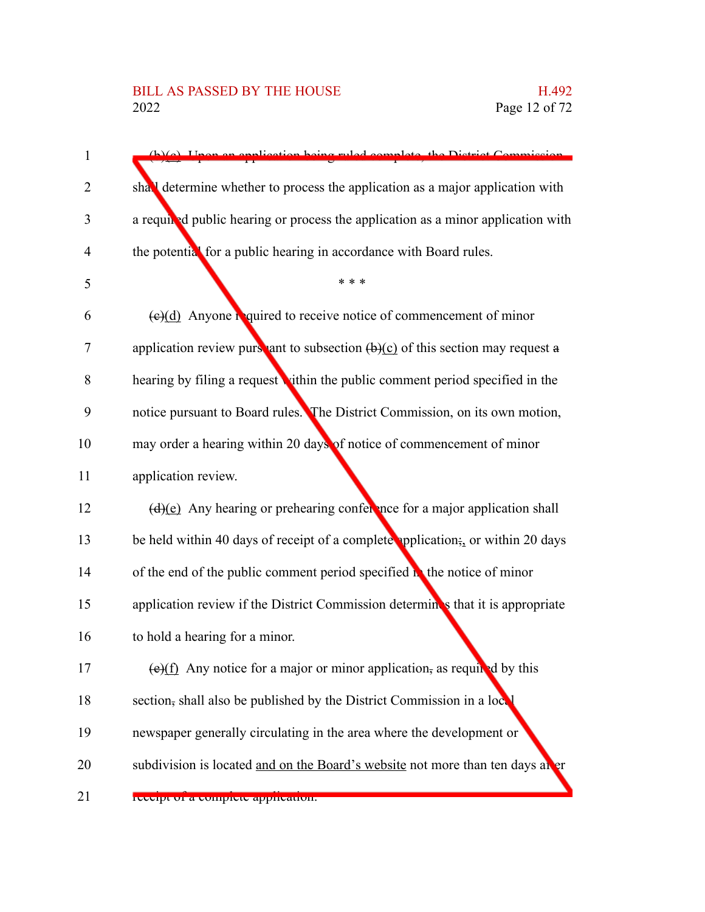(b)(c) Upon an application being ruled complete, the District Commission shall determine whether to process the application as a major application with a required public hearing or process the application as a minor application with the potential for a public hearing in accordance with Board rules.

\* \* \*

(c)(d) Anyone required to receive notice of commencement of minor application review pursuant to subsection (b)(c) of this section may request a hearing by filing a request within the public comment period specified in the notice pursuant to Board rules. The District Commission, on its own motion, may order a hearing within 20 days of notice of commencement of minor application review.

(d)(e) Any hearing or prehearing conference for a major application shall be held within 40 days of receipt of a complete application;, or within 20 days of the end of the public comment period specified in the notice of minor application review if the District Commission determines that it is appropriate to hold a hearing for a minor.

(e)(f) Any notice for a major or minor application, as required by this section, shall also be published by the District Commission in a local newspaper generally circulating in the area where the development or subdivision is located and on the Board's website not more than ten days after receipt of a complete application.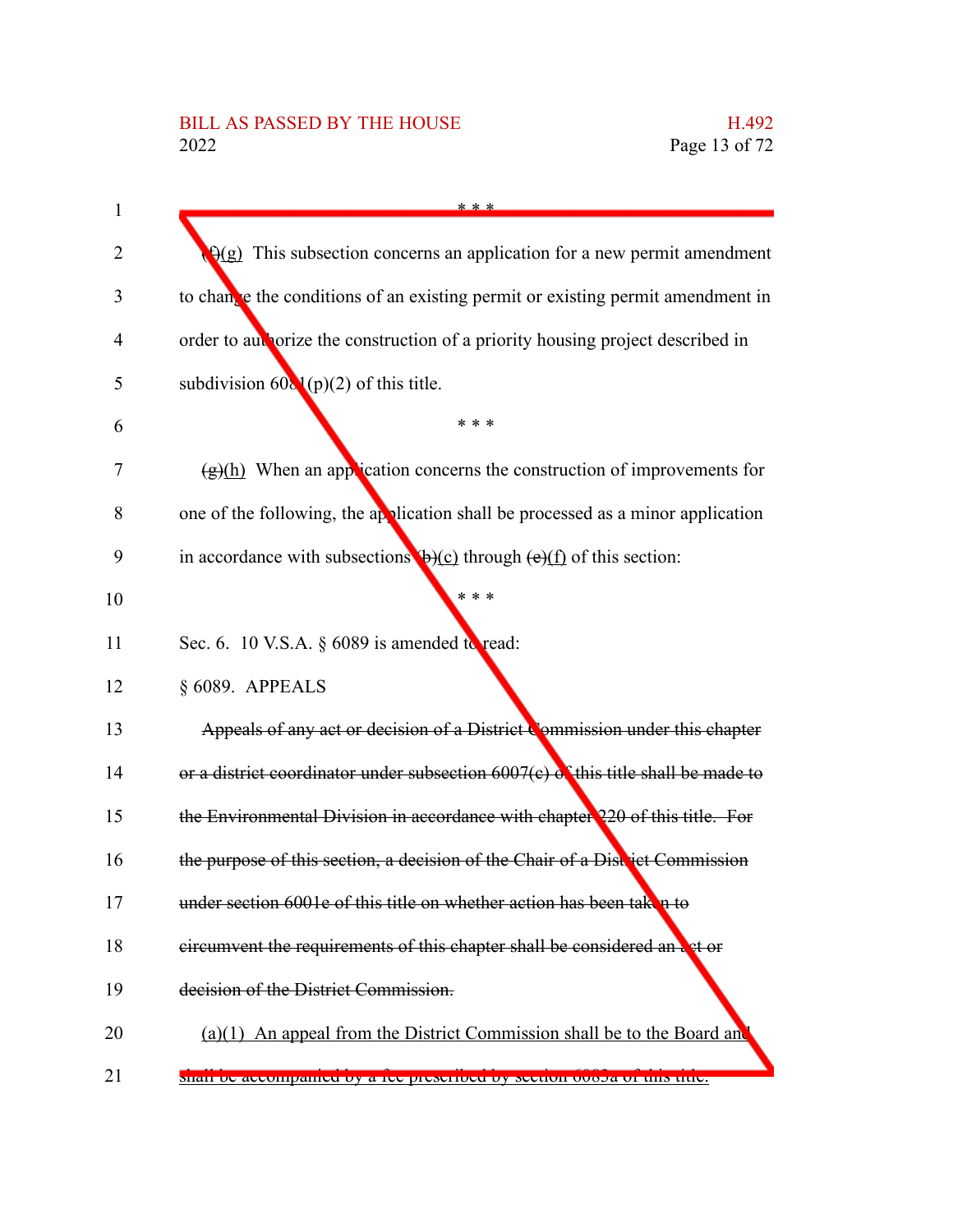\* \* \*

~~(f)~~<u>(g)</u> This subsection concerns an application for a new permit amendment to change the conditions of an existing permit or existing permit amendment in order to authorize the construction of a priority housing project described in subdivision 6081(p)(2) of this title.

\* \* \*

~~(g)~~<u>(h)</u> When an application concerns the construction of improvements for one of the following, the application shall be processed as a minor application in accordance with subsections ~~(b)~~<u>(c)</u> through ~~(e)~~<u>(f)</u> of this section:

\* \* \*

Sec. 6. 10 V.S.A. § 6089 is amended to read:

§ 6089. APPEALS

~~Appeals of any act or decision of a District Commission under this chapter or a district coordinator under subsection 6007(c) of this title shall be made to the Environmental Division in accordance with chapter 220 of this title. For the purpose of this section, a decision of the Chair of a District Commission under section 6001e of this title on whether action has been taken to circumvent the requirements of this chapter shall be considered an act or decision of the District Commission.~~

<u>(a)(1) An appeal from the District Commission shall be to the Board and shall be accompanied by a fee prescribed by section 6083a of this title.</u>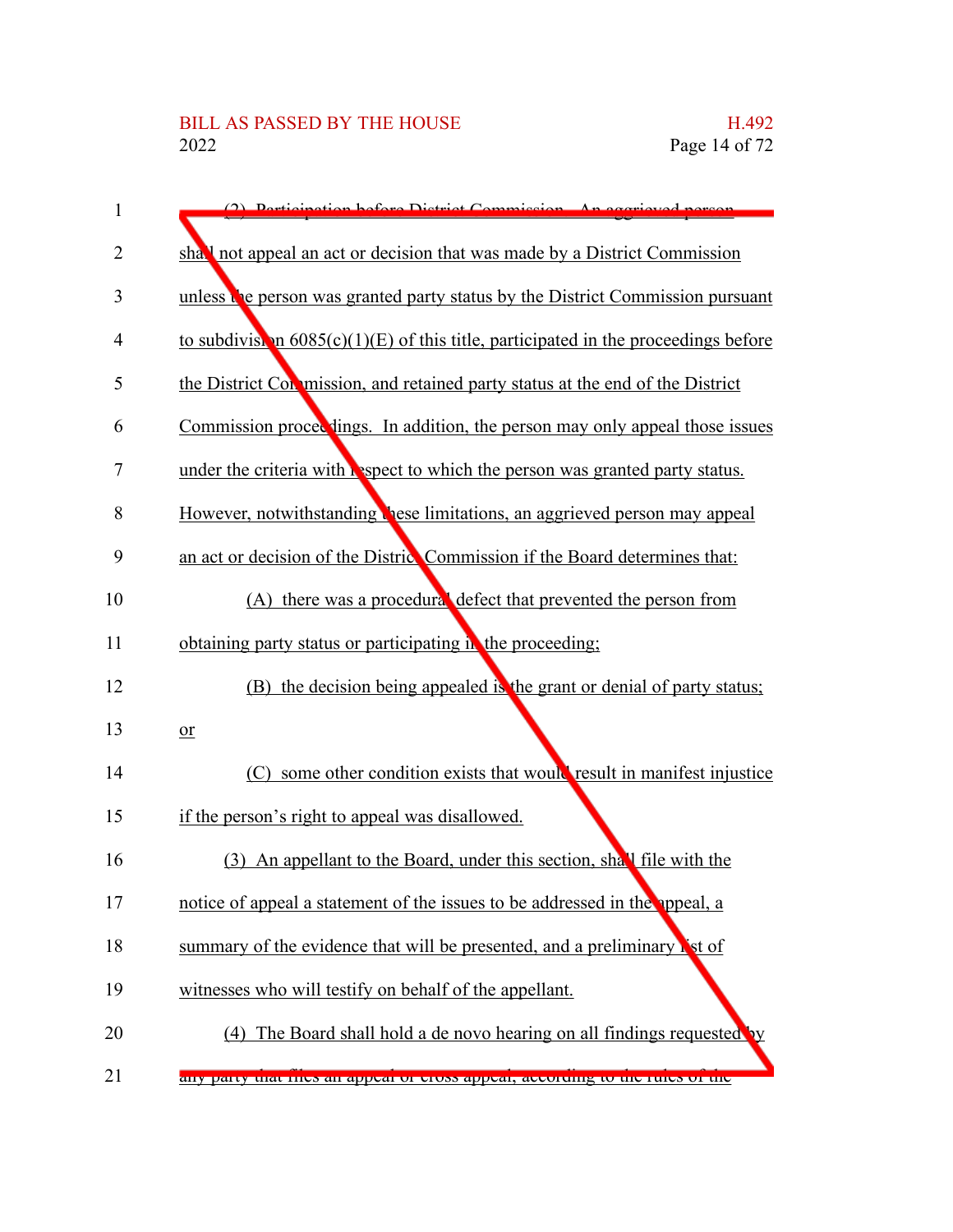(2) Participation before District Commission. An aggrieved person shall not appeal an act or decision that was made by a District Commission unless the person was granted party status by the District Commission pursuant to subdivision 6085(c)(1)(E) of this title, participated in the proceedings before the District Commission, and retained party status at the end of the District Commission proceedings. In addition, the person may only appeal those issues under the criteria with respect to which the person was granted party status. However, notwithstanding these limitations, an aggrieved person may appeal an act or decision of the District Commission if the Board determines that:

(A) there was a procedural defect that prevented the person from obtaining party status or participating in the proceeding;

(B) the decision being appealed is the grant or denial of party status; or

(C) some other condition exists that would result in manifest injustice if the person's right to appeal was disallowed.

(3) An appellant to the Board, under this section, shall file with the notice of appeal a statement of the issues to be addressed in the appeal, a summary of the evidence that will be presented, and a preliminary list of witnesses who will testify on behalf of the appellant.

(4) The Board shall hold a de novo hearing on all findings requested by any party that files an appeal or cross appeal, according to the rules of the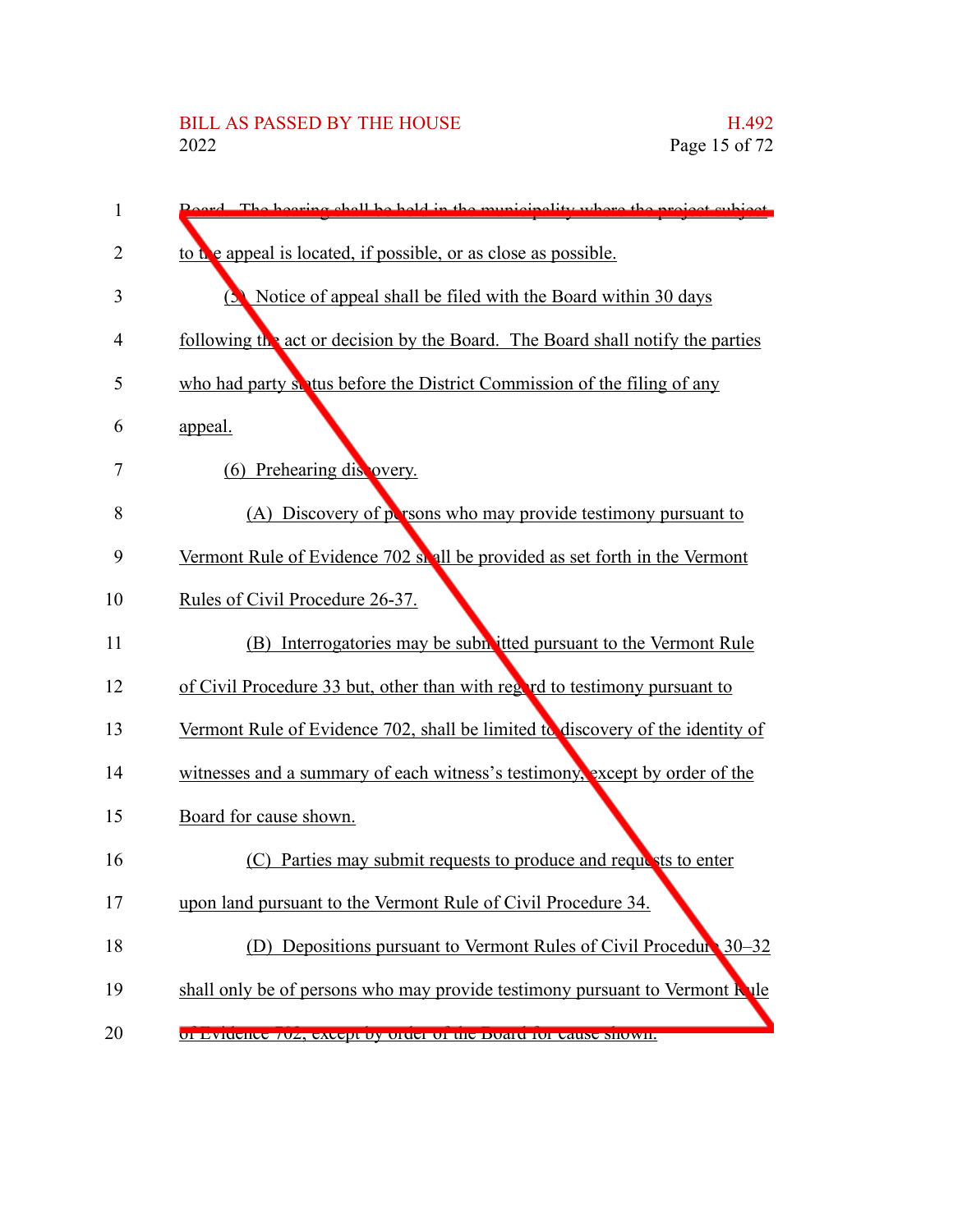Board. The hearing shall be held in the municipality where the project subject to the appeal is located, if possible, or as close as possible.

(5) Notice of appeal shall be filed with the Board within 30 days following the act or decision by the Board. The Board shall notify the parties who had party status before the District Commission of the filing of any appeal.

(6) Prehearing discovery.

(A) Discovery of persons who may provide testimony pursuant to Vermont Rule of Evidence 702 shall be provided as set forth in the Vermont Rules of Civil Procedure 26-37.

(B) Interrogatories may be submitted pursuant to the Vermont Rule of Civil Procedure 33 but, other than with regard to testimony pursuant to Vermont Rule of Evidence 702, shall be limited to discovery of the identity of witnesses and a summary of each witness's testimony, except by order of the Board for cause shown.

(C) Parties may submit requests to produce and requests to enter upon land pursuant to the Vermont Rule of Civil Procedure 34.

(D) Depositions pursuant to Vermont Rules of Civil Procedure 30–32 shall only be of persons who may provide testimony pursuant to Vermont Rule of Evidence 702, except by order of the Board for cause shown.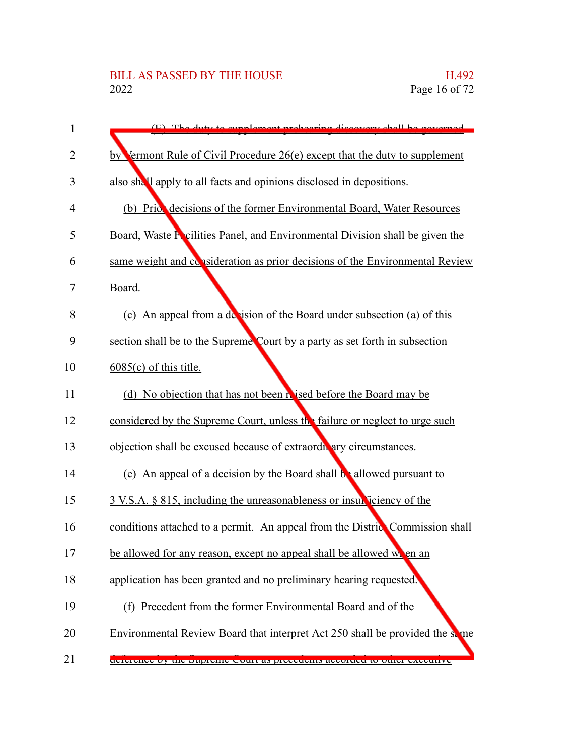(E) The duty to supplement prehearing discovery shall be governed by Vermont Rule of Civil Procedure 26(e) except that the duty to supplement also shall apply to all facts and opinions disclosed in depositions.

(b) Prior decisions of the former Environmental Board, Water Resources Board, Waste Facilities Panel, and Environmental Division shall be given the same weight and consideration as prior decisions of the Environmental Review Board.

(c) An appeal from a decision of the Board under subsection (a) of this section shall be to the Supreme Court by a party as set forth in subsection 6085(c) of this title.

(d) No objection that has not been raised before the Board may be considered by the Supreme Court, unless the failure or neglect to urge such objection shall be excused because of extraordinary circumstances.

(e) An appeal of a decision by the Board shall be allowed pursuant to 3 V.S.A. § 815, including the unreasonableness or insufficiency of the conditions attached to a permit. An appeal from the District Commission shall be allowed for any reason, except no appeal shall be allowed when an application has been granted and no preliminary hearing requested.

(f) Precedent from the former Environmental Board and of the Environmental Review Board that interpret Act 250 shall be provided the same deference by the Supreme Court as precedents accorded to other executive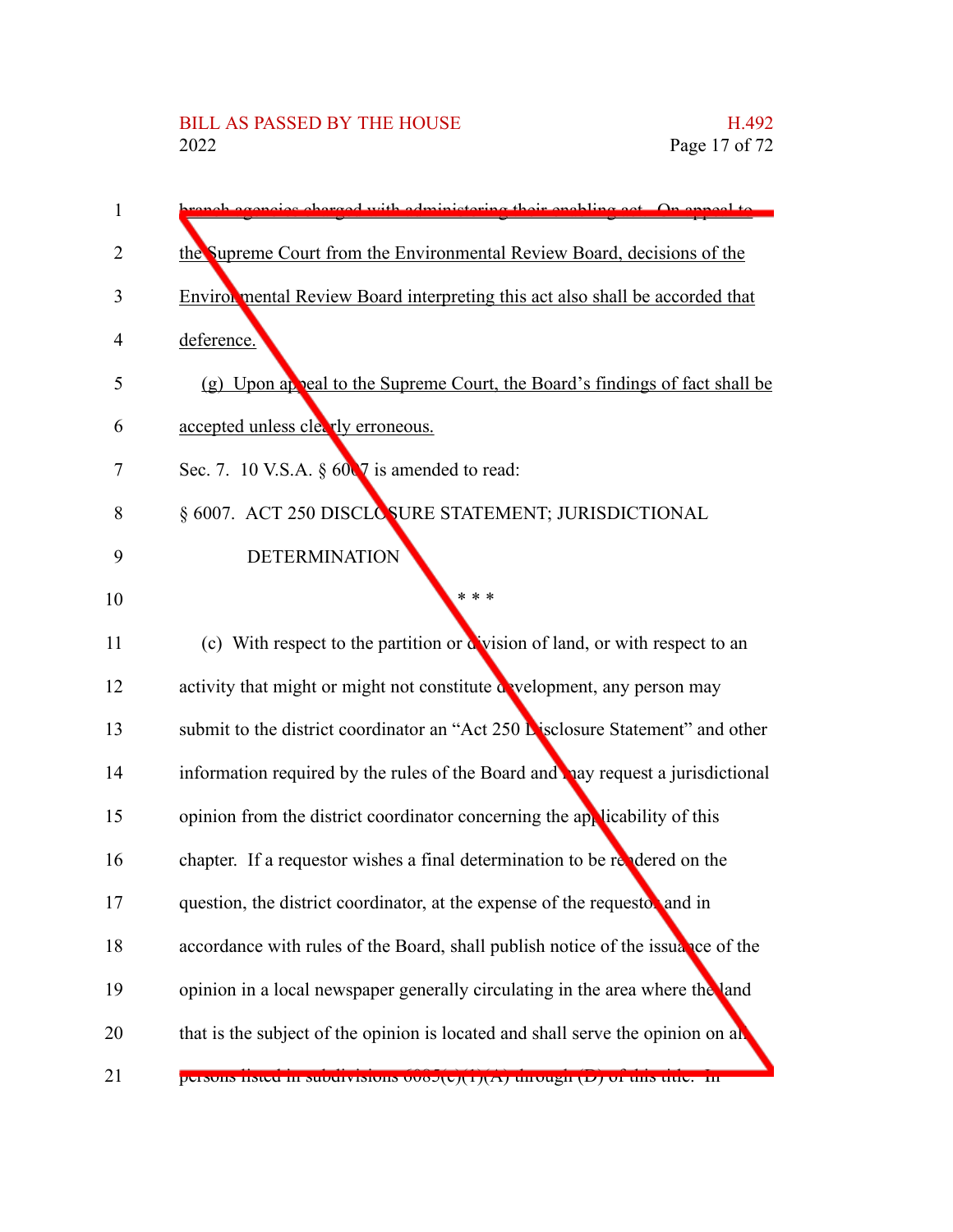branch agencies charged with administering their enabling act. On appeal to the Supreme Court from the Environmental Review Board, decisions of the Environmental Review Board interpreting this act also shall be accorded that deference.

(g) Upon appeal to the Supreme Court, the Board's findings of fact shall be accepted unless clearly erroneous.

Sec. 7. 10 V.S.A. § 6007 is amended to read:

§ 6007. ACT 250 DISCLOSURE STATEMENT; JURISDICTIONAL DETERMINATION

\* \* \*

(c) With respect to the partition or division of land, or with respect to an activity that might or might not constitute development, any person may submit to the district coordinator an "Act 250 Disclosure Statement" and other information required by the rules of the Board and may request a jurisdictional opinion from the district coordinator concerning the applicability of this chapter. If a requestor wishes a final determination to be rendered on the question, the district coordinator, at the expense of the requestor and in accordance with rules of the Board, shall publish notice of the issuance of the opinion in a local newspaper generally circulating in the area where the land that is the subject of the opinion is located and shall serve the opinion on all persons listed in subdivisions 6085(c)(1)(A) through (D) of this title. In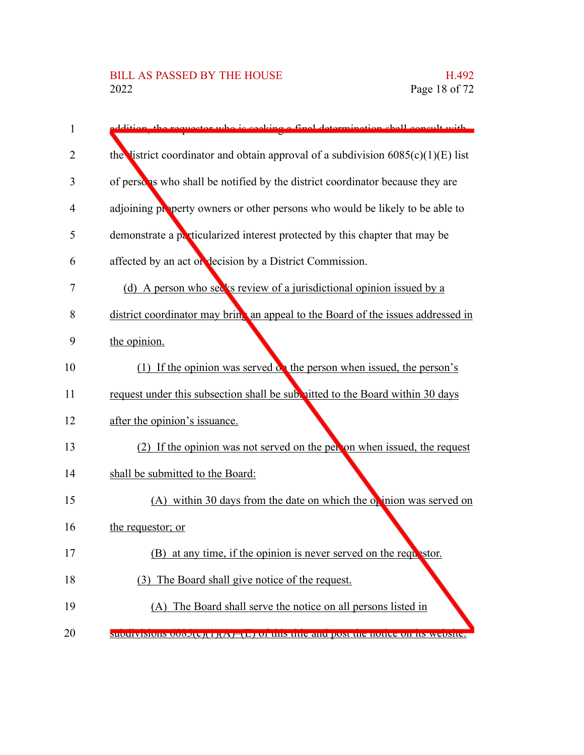addition, the requestor who is seeking a final determination shall consult with the district coordinator and obtain approval of a subdivision 6085(c)(1)(E) list of persons who shall be notified by the district coordinator because they are adjoining property owners or other persons who would be likely to be able to demonstrate a particularized interest protected by this chapter that may be affected by an act or decision by a District Commission.

(d) A person who seeks review of a jurisdictional opinion issued by a district coordinator may bring an appeal to the Board of the issues addressed in the opinion.

(1) If the opinion was served on the person when issued, the person's request under this subsection shall be submitted to the Board within 30 days after the opinion's issuance.

(2) If the opinion was not served on the person when issued, the request shall be submitted to the Board:

(A) within 30 days from the date on which the opinion was served on the requestor; or

(B) at any time, if the opinion is never served on the requestor.

(3) The Board shall give notice of the request.

(A) The Board shall serve the notice on all persons listed in subdivisions 6085(c)(1)(A)–(E) of this title and post the notice on its website.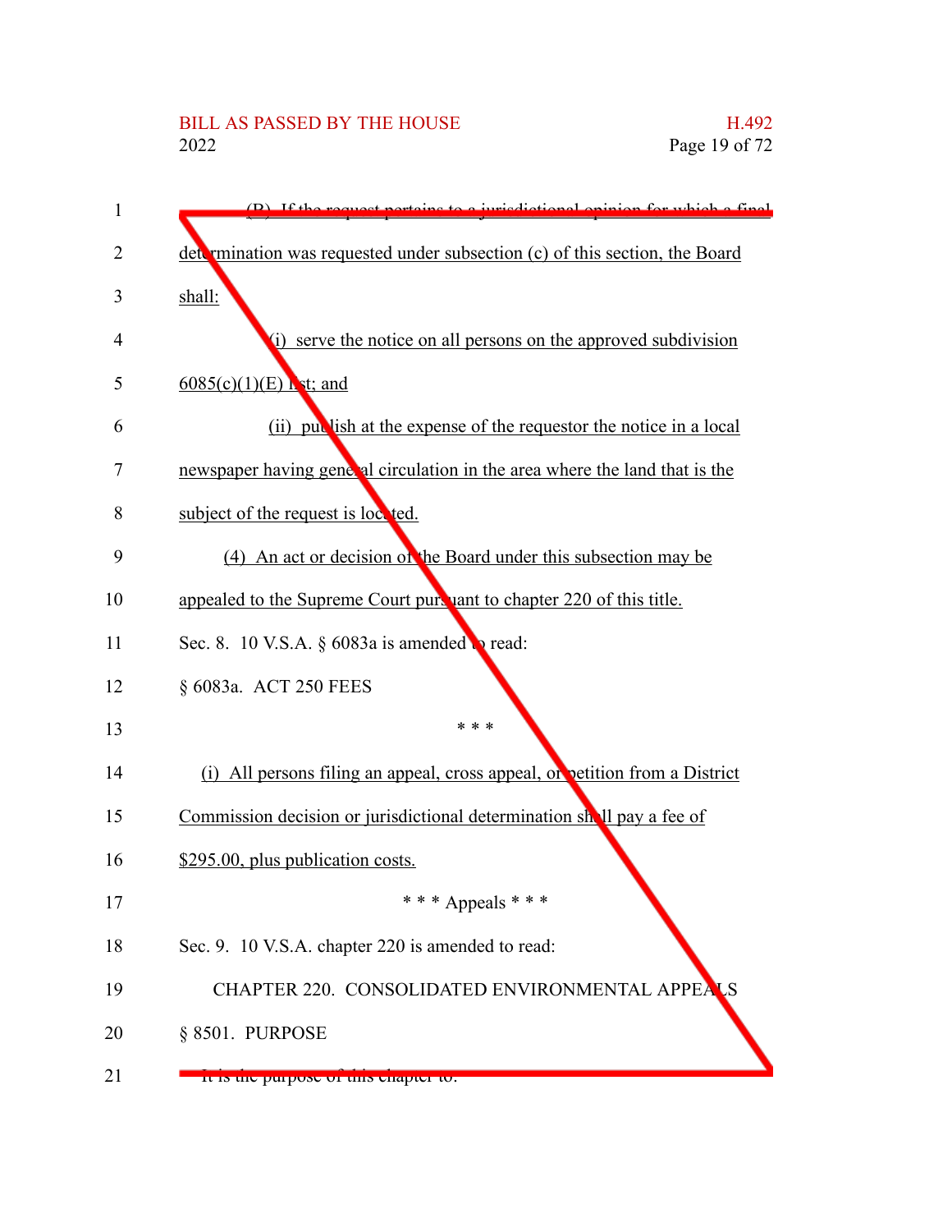(B) If the request pertains to a jurisdictional opinion for which a final determination was requested under subsection (c) of this section, the Board shall:

(i) serve the notice on all persons on the approved subdivision 6085(c)(1)(E) list; and

(ii) publish at the expense of the requestor the notice in a local newspaper having general circulation in the area where the land that is the subject of the request is located.

(4) An act or decision of the Board under this subsection may be appealed to the Supreme Court pursuant to chapter 220 of this title.

Sec. 8. 10 V.S.A. § 6083a is amended to read:

§ 6083a. ACT 250 FEES

\* \* \*

(i) All persons filing an appeal, cross appeal, or petition from a District Commission decision or jurisdictional determination shall pay a fee of $295.00, plus publication costs.

\* \* \* Appeals \* \* \*

Sec. 9. 10 V.S.A. chapter 220 is amended to read:

CHAPTER 220. CONSOLIDATED ENVIRONMENTAL APPEALS

§ 8501. PURPOSE

It is the purpose of this chapter to: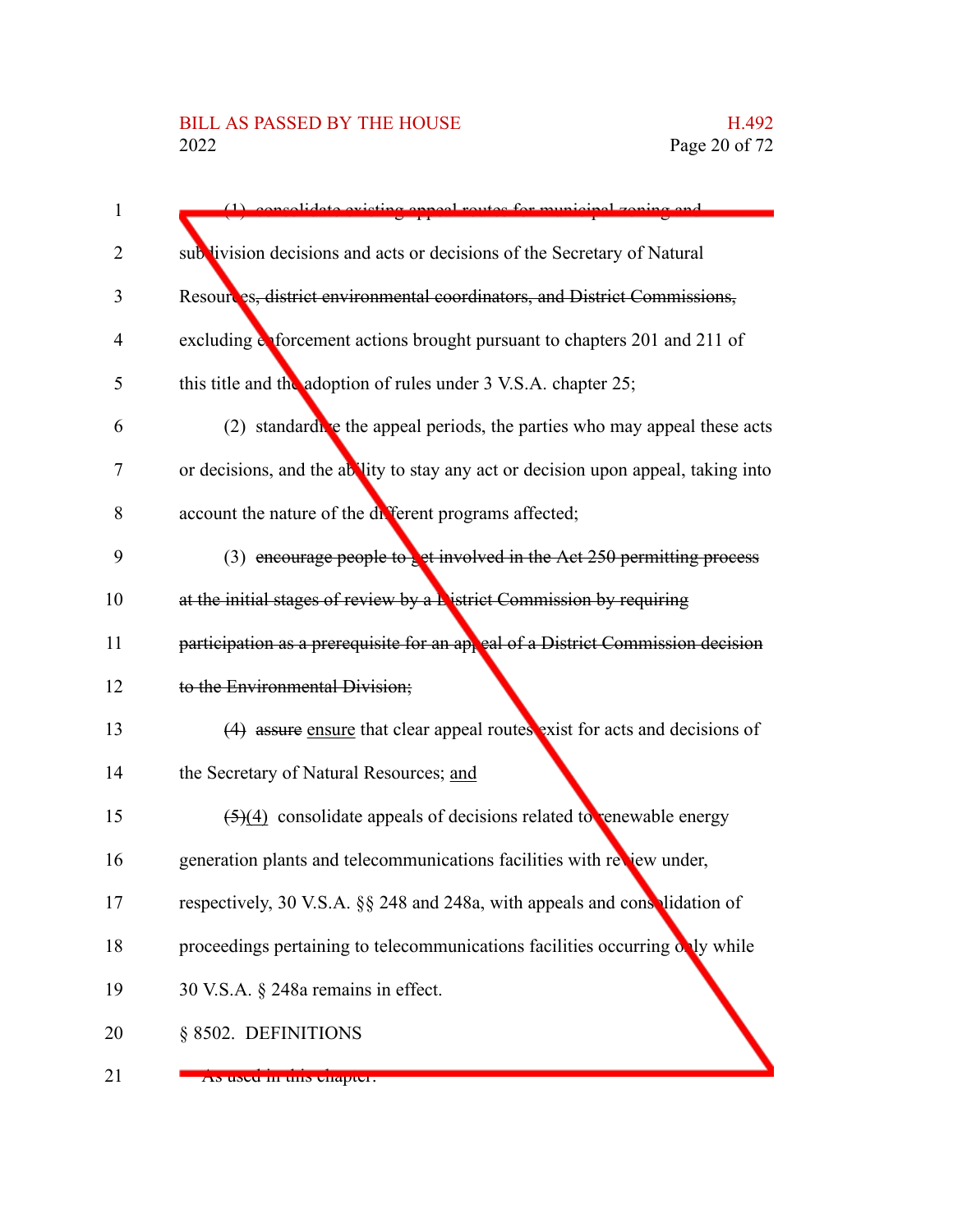(1) consolidate existing appeal routes for municipal zoning and subdivision decisions and acts or decisions of the Secretary of Natural Resources~~, district environmental coordinators, and District Commissions,~~ excluding enforcement actions brought pursuant to chapters 201 and 211 of this title and the adoption of rules under 3 V.S.A. chapter 25;

(2) standardize the appeal periods, the parties who may appeal these acts or decisions, and the ability to stay any act or decision upon appeal, taking into account the nature of the different programs affected;

(3) ~~encourage people to get involved in the Act 250 permitting process at the initial stages of review by a District Commission by requiring participation as a prerequisite for an appeal of a District Commission decision to the Environmental Division;~~

~~(4)~~ ~~assure~~ <u>ensure</u> that clear appeal routes exist for acts and decisions of the Secretary of Natural Resources; <u>and</u>

~~(5)~~<u>(4)</u> consolidate appeals of decisions related to renewable energy generation plants and telecommunications facilities with review under, respectively, 30 V.S.A. §§ 248 and 248a, with appeals and consolidation of proceedings pertaining to telecommunications facilities occurring only while 30 V.S.A. § 248a remains in effect.

§ 8502. DEFINITIONS

As used in this chapter: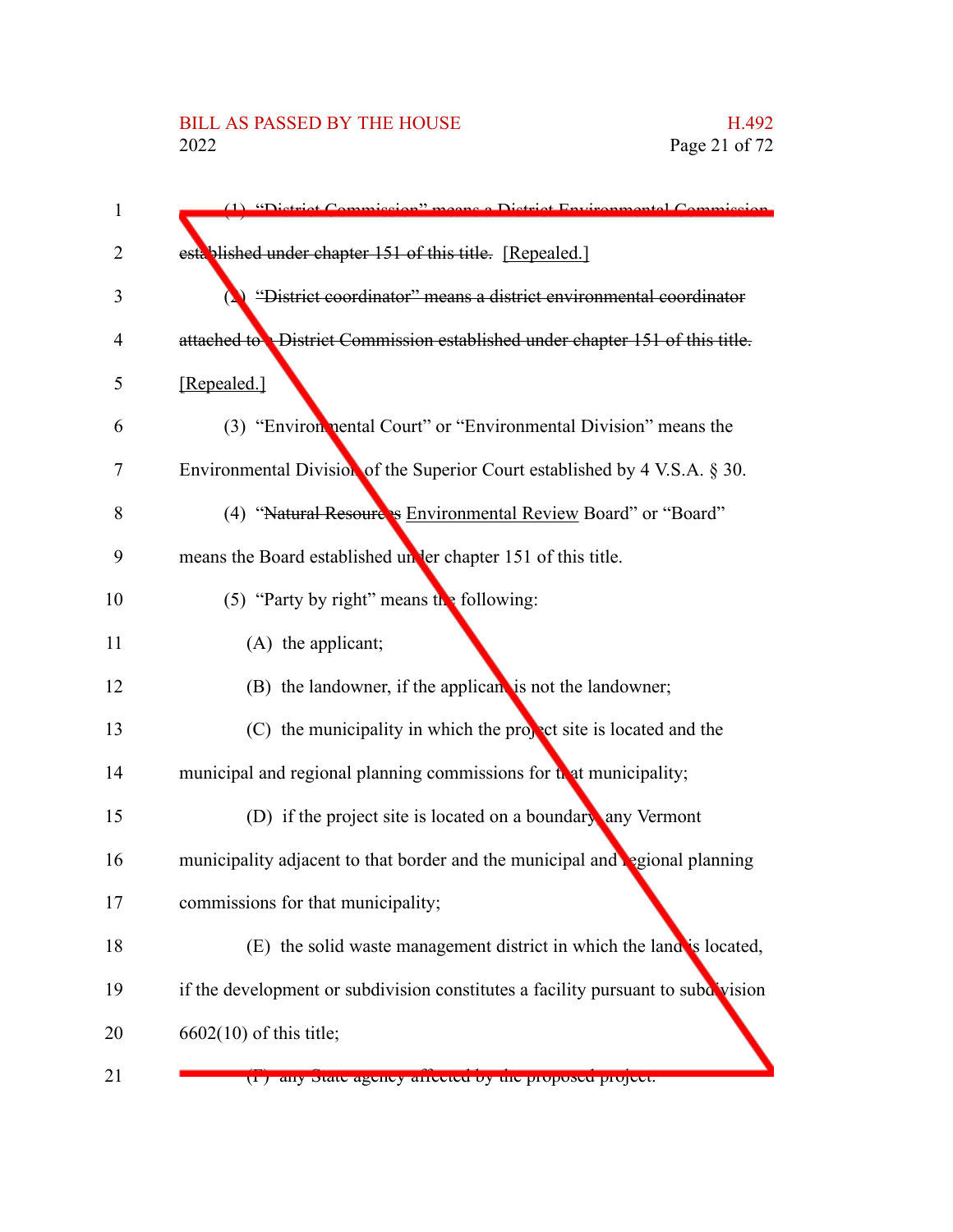(1) ~~"District Commission" means a District Environmental Commission established under chapter 151 of this title.~~ [Repealed.]

(2) ~~"District coordinator" means a district environmental coordinator attached to a District Commission established under chapter 151 of this title.~~ [Repealed.]

(3) "Environmental Court" or "Environmental Division" means the Environmental Division of the Superior Court established by 4 V.S.A. § 30.

(4) "~~Natural Resources~~ Environmental Review Board" or "Board" means the Board established under chapter 151 of this title.

(5) "Party by right" means the following:

(A) the applicant;

(B) the landowner, if the applicant is not the landowner;

(C) the municipality in which the project site is located and the municipal and regional planning commissions for that municipality;

(D) if the project site is located on a boundary, any Vermont municipality adjacent to that border and the municipal and regional planning commissions for that municipality;

(E) the solid waste management district in which the land is located, if the development or subdivision constitutes a facility pursuant to subdivision 6602(10) of this title;

(F) any State agency affected by the proposed project.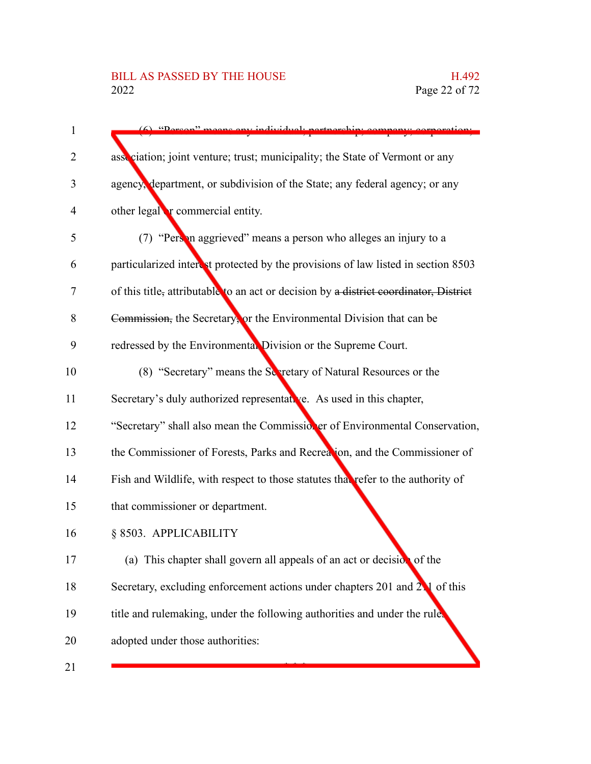(6) "Person" means any individual; partnership; company; corporation; association; joint venture; trust; municipality; the State of Vermont or any agency, department, or subdivision of the State; any federal agency; or any other legal or commercial entity.

(7) "Person aggrieved" means a person who alleges an injury to a particularized interest protected by the provisions of law listed in section 8503 of this title, attributable to an act or decision by ~~a district coordinator, District Commission,~~ the Secretary, or the Environmental Division that can be redressed by the Environmental Division or the Supreme Court.

(8) "Secretary" means the Secretary of Natural Resources or the Secretary's duly authorized representative. As used in this chapter, "Secretary" shall also mean the Commissioner of Environmental Conservation, the Commissioner of Forests, Parks and Recreation, and the Commissioner of Fish and Wildlife, with respect to those statutes that refer to the authority of that commissioner or department.

§ 8503. APPLICABILITY

(a) This chapter shall govern all appeals of an act or decision of the Secretary, excluding enforcement actions under chapters 201 and 211 of this title and rulemaking, under the following authorities and under the rules adopted under those authorities:

\* \* \*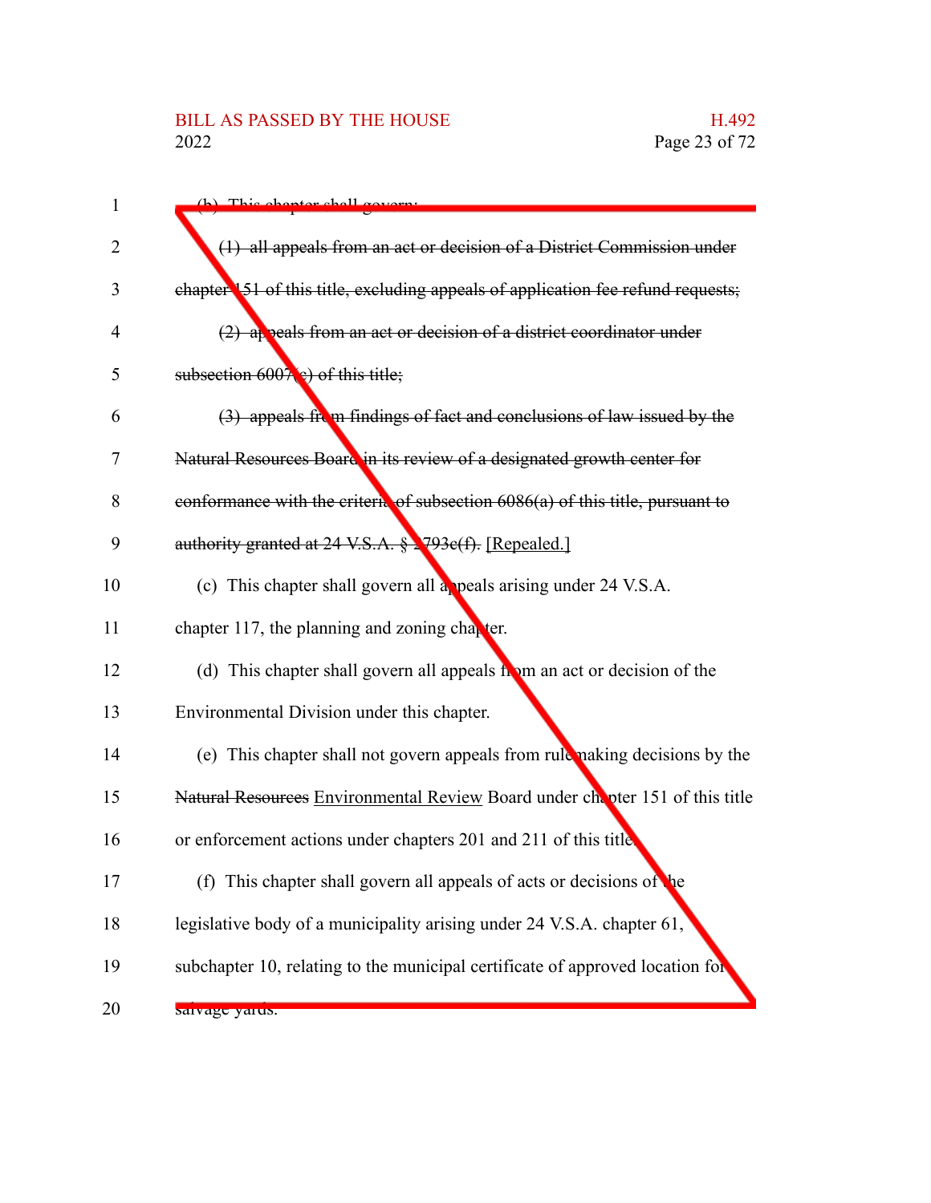(b) This chapter shall govern:

~~(1) all appeals from an act or decision of a District Commission under chapter 151 of this title, excluding appeals of application fee refund requests;~~

~~(2) appeals from an act or decision of a district coordinator under subsection 6007(c) of this title;~~

~~(3) appeals from findings of fact and conclusions of law issued by the Natural Resources Board in its review of a designated growth center for conformance with the criteria of subsection 6086(a) of this title, pursuant to authority granted at 24 V.S.A. § 2793c(f).~~ [Repealed.]

(c) This chapter shall govern all appeals arising under 24 V.S.A. chapter 117, the planning and zoning chapter.

(d) This chapter shall govern all appeals from an act or decision of the Environmental Division under this chapter.

(e) This chapter shall not govern appeals from rulemaking decisions by the ~~Natural Resources~~ Environmental Review Board under chapter 151 of this title or enforcement actions under chapters 201 and 211 of this title.

(f) This chapter shall govern all appeals of acts or decisions of the legislative body of a municipality arising under 24 V.S.A. chapter 61, subchapter 10, relating to the municipal certificate of approved location for salvage yards.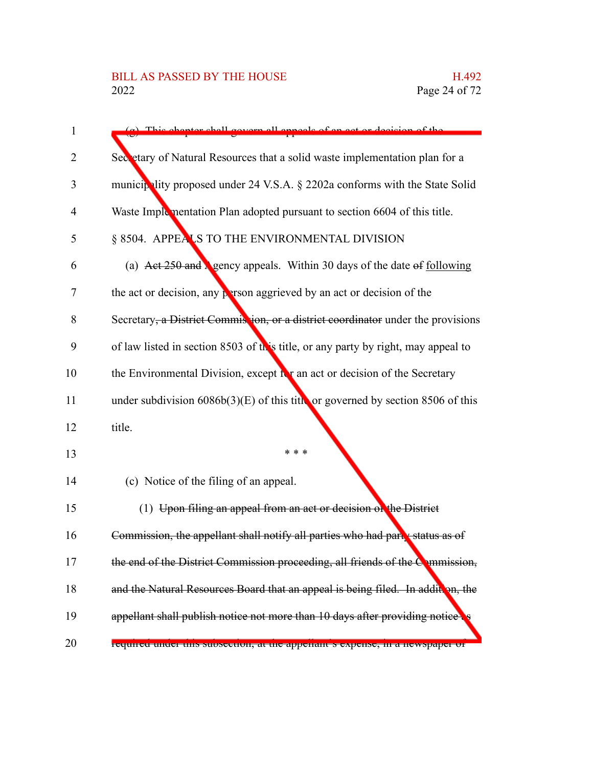(g) This chapter shall govern all appeals of an act or decision of the Secretary of Natural Resources that a solid waste implementation plan for a municipality proposed under 24 V.S.A. § 2202a conforms with the State Solid Waste Implementation Plan adopted pursuant to section 6604 of this title.

§ 8504. APPEALS TO THE ENVIRONMENTAL DIVISION

(a) ~~Act 250 and~~ Agency appeals. Within 30 days of the date ~~of~~ following the act or decision, any person aggrieved by an act or decision of the Secretary~~, a District Commission, or a district coordinator~~ under the provisions of law listed in section 8503 of this title, or any party by right, may appeal to the Environmental Division, except for an act or decision of the Secretary under subdivision 6086b(3)(E) of this title or governed by section 8506 of this title.

\* \* \*

(c) Notice of the filing of an appeal.

(1) ~~Upon filing an appeal from an act or decision of the District Commission, the appellant shall notify all parties who had party status as of the end of the District Commission proceeding, all friends of the Commission, and the Natural Resources Board that an appeal is being filed. In addition, the appellant shall publish notice not more than 10 days after providing notice as required under this subsection, at the appellant's expense, in a newspaper of~~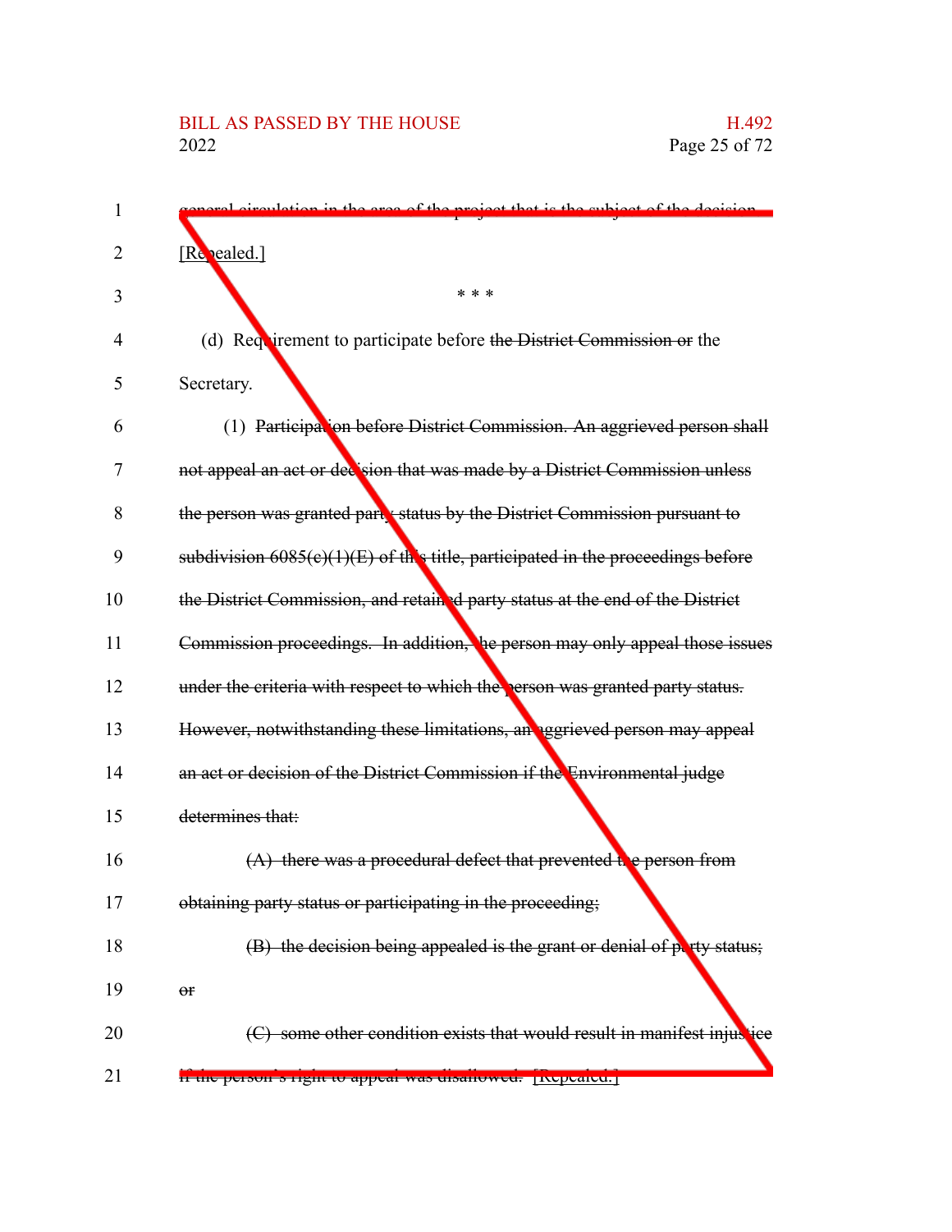general circulation in the area of the project that is the subject of the decision. [Repealed.]

\* \* \*

(d) Requirement to participate before ~~the District Commission or~~ the Secretary.

(1) ~~Participation before District Commission. An aggrieved person shall not appeal an act or decision that was made by a District Commission unless the person was granted party status by the District Commission pursuant to subdivision 6085(c)(1)(E) of this title, participated in the proceedings before the District Commission, and retained party status at the end of the District Commission proceedings. In addition, the person may only appeal those issues under the criteria with respect to which the person was granted party status. However, notwithstanding these limitations, an aggrieved person may appeal an act or decision of the District Commission if the Environmental judge determines that:~~

~~(A) there was a procedural defect that prevented the person from obtaining party status or participating in the proceeding;~~

~~(B) the decision being appealed is the grant or denial of party status; or~~

~~(C) some other condition exists that would result in manifest injustice if the person's right to appeal was disallowed.~~ [Repealed.]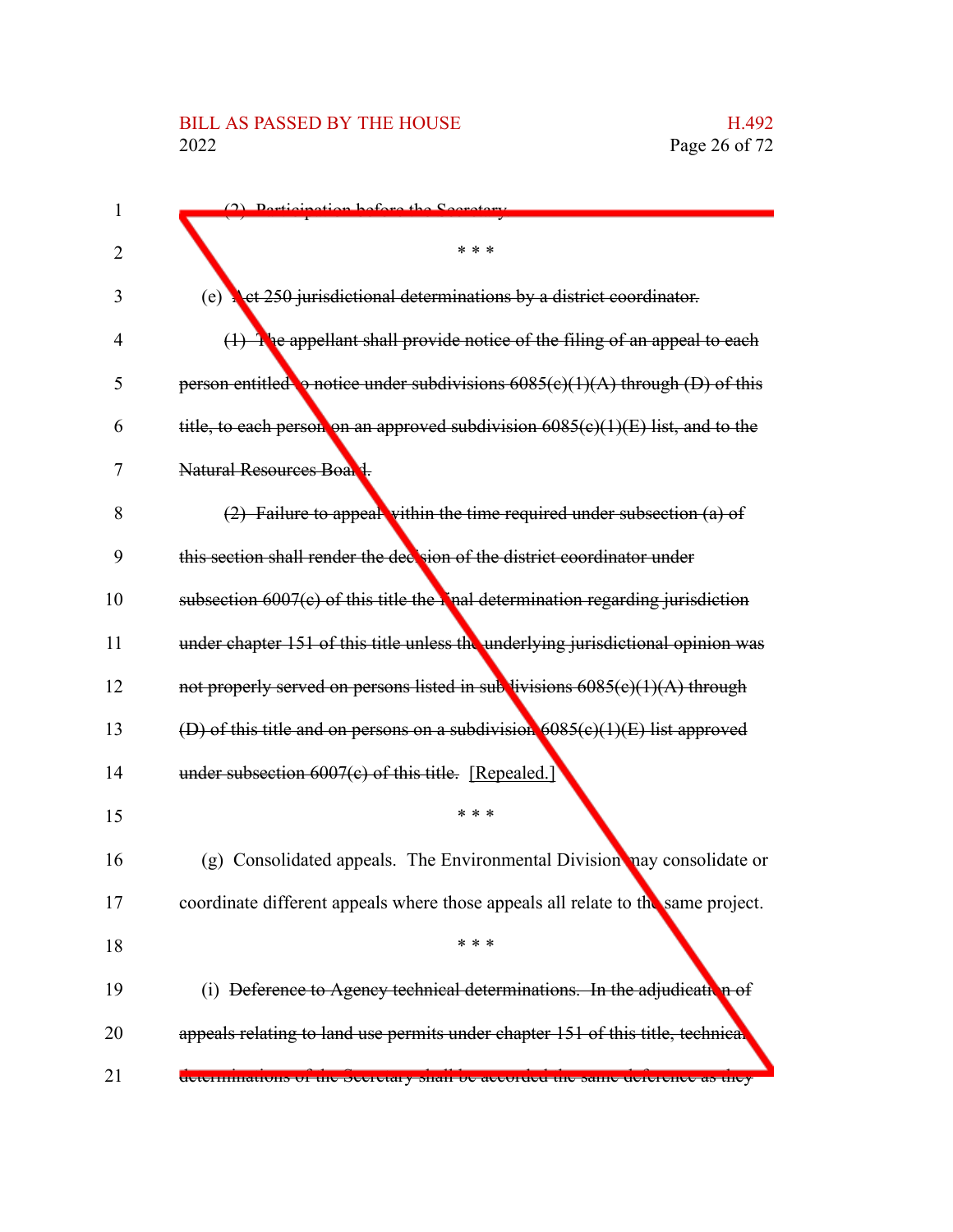(2) Participation before the Secretary.

\* \* \*

(e) ~~Act 250 jurisdictional determinations by a district coordinator.~~

~~(1) The appellant shall provide notice of the filing of an appeal to each person entitled to notice under subdivisions 6085(c)(1)(A) through (D) of this title, to each person on an approved subdivision 6085(c)(1)(E) list, and to the Natural Resources Board.~~

~~(2) Failure to appeal within the time required under subsection (a) of this section shall render the decision of the district coordinator under subsection 6007(c) of this title the final determination regarding jurisdiction under chapter 151 of this title unless the underlying jurisdictional opinion was not properly served on persons listed in subdivisions 6085(c)(1)(A) through (D) of this title and on persons on a subdivision 6085(c)(1)(E) list approved under subsection 6007(c) of this title.~~ [Repealed.]

\* \* \*

(g) Consolidated appeals. The Environmental Division may consolidate or coordinate different appeals where those appeals all relate to the same project.

\* \* \*

(i) ~~Deference to Agency technical determinations. In the adjudication of appeals relating to land use permits under chapter 151 of this title, technical determinations of the Secretary shall be accorded the same deference as they~~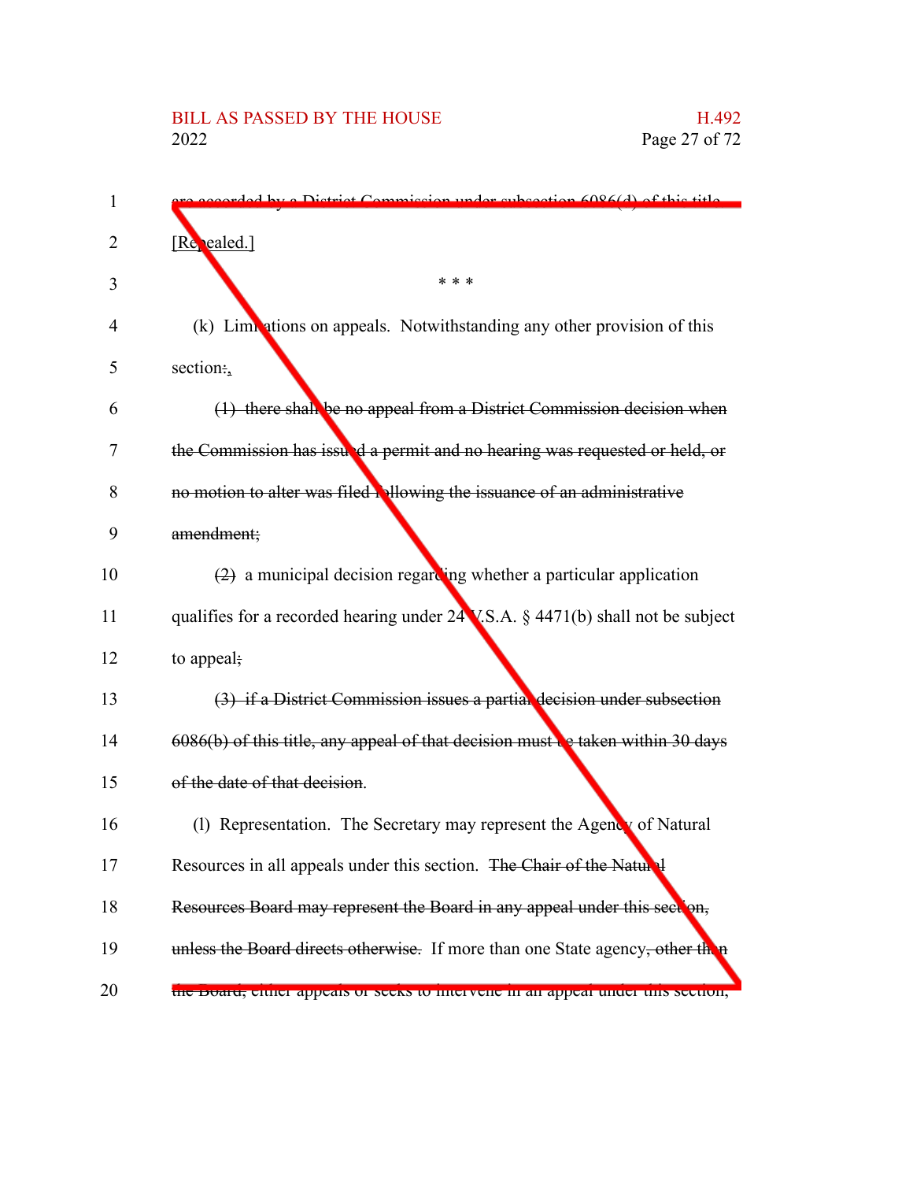~~are accorded by a District Commission under subsection 6086(d) of this title.~~ [Repealed.]

\* \* \*

(k) Limitations on appeals. Notwithstanding any other provision of this section~~:~~,

~~(1) there shall be no appeal from a District Commission decision when the Commission has issued a permit and no hearing was requested or held, or no motion to alter was filed following the issuance of an administrative amendment;~~

~~(2)~~ a municipal decision regarding whether a particular application qualifies for a recorded hearing under 24 V.S.A. § 4471(b) shall not be subject to appeal~~;~~

~~(3) if a District Commission issues a partial decision under subsection 6086(b) of this title, any appeal of that decision must be taken within 30 days of the date of that decision~~.

(l) Representation. The Secretary may represent the Agency of Natural Resources in all appeals under this section. ~~The Chair of the Natural Resources Board may represent the Board in any appeal under this section, unless the Board directs otherwise.~~ If more than one State agency~~, other than the Board,~~ either appeals or seeks to intervene in an appeal under this section,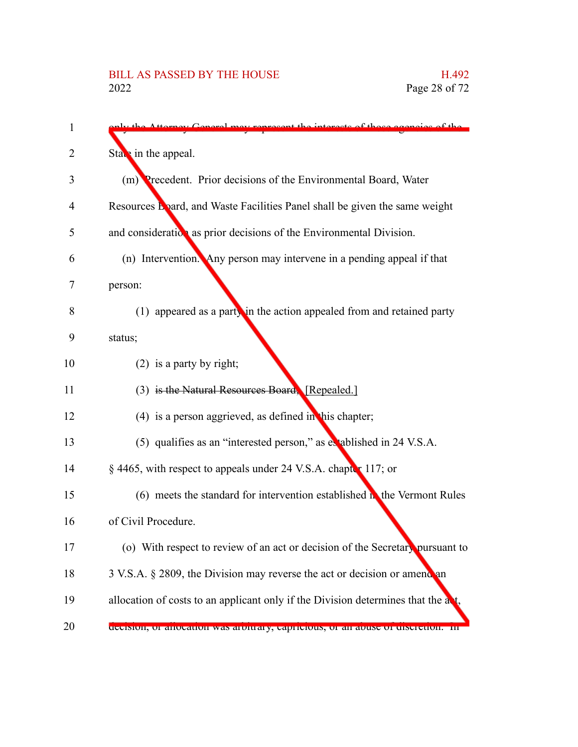only the Attorney General may represent the interests of those agencies of the State in the appeal.

(m) Precedent. Prior decisions of the Environmental Board, Water Resources Board, and Waste Facilities Panel shall be given the same weight and consideration as prior decisions of the Environmental Division.

(n) Intervention. Any person may intervene in a pending appeal if that person:

(1) appeared as a party in the action appealed from and retained party status;

(2) is a party by right;

(3) ~~is the Natural Resources Board;~~ [Repealed.]

(4) is a person aggrieved, as defined in this chapter;

(5) qualifies as an "interested person," as established in 24 V.S.A. § 4465, with respect to appeals under 24 V.S.A. chapter 117; or

(6) meets the standard for intervention established in the Vermont Rules of Civil Procedure.

(o) With respect to review of an act or decision of the Secretary pursuant to 3 V.S.A. § 2809, the Division may reverse the act or decision or amend an allocation of costs to an applicant only if the Division determines that the act, decision, or allocation was arbitrary, capricious, or an abuse of discretion. In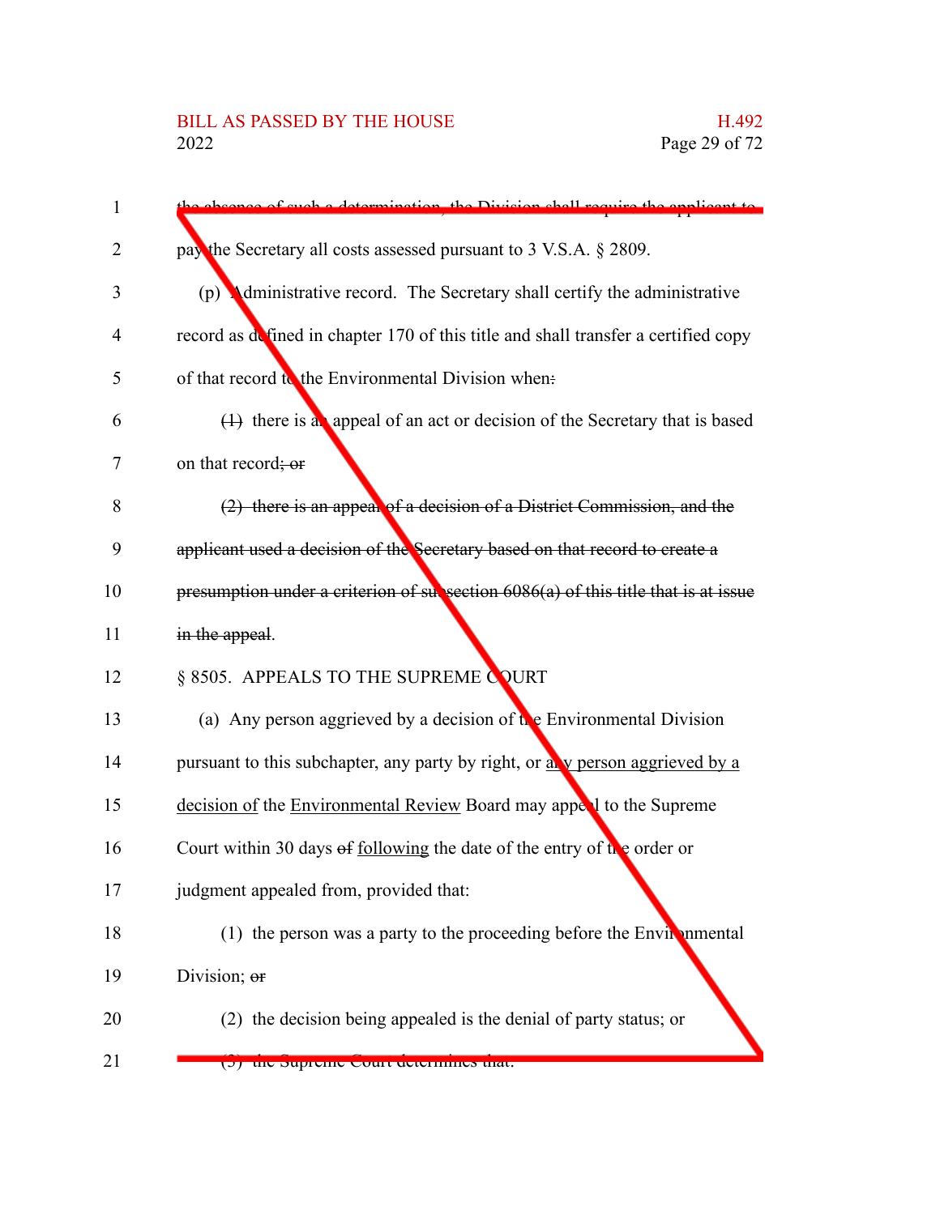the absence of such a determination, the Division shall require the applicant to pay the Secretary all costs assessed pursuant to 3 V.S.A. § 2809.

(p) Administrative record. The Secretary shall certify the administrative record as defined in chapter 170 of this title and shall transfer a certified copy of that record to the Environmental Division when:

~~(1)~~ there is an appeal of an act or decision of the Secretary that is based on that record~~; or~~

~~(2) there is an appeal of a decision of a District Commission, and the applicant used a decision of the Secretary based on that record to create a presumption under a criterion of subsection 6086(a) of this title that is at issue in the appeal~~.

§ 8505. APPEALS TO THE SUPREME COURT

(a) Any person aggrieved by a decision of the Environmental Division pursuant to this subchapter, any party by right, or any person aggrieved by a decision of the Environmental Review Board may appeal to the Supreme Court within 30 days ~~of~~ following the date of the entry of the order or judgment appealed from, provided that:

(1) the person was a party to the proceeding before the Environmental Division; ~~or~~

(2) the decision being appealed is the denial of party status; or

(3) the Supreme Court determines that: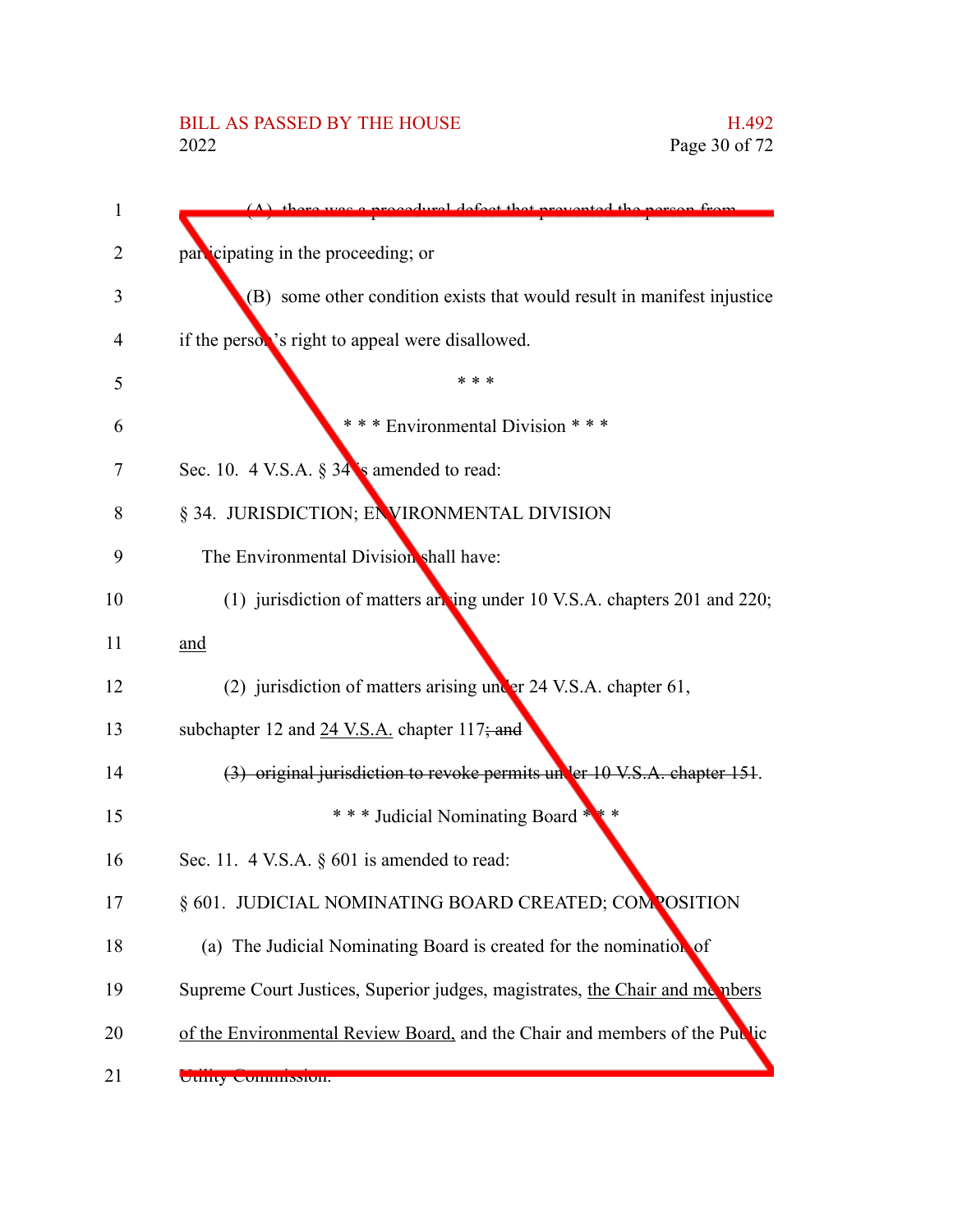(A) there was a procedural defect that prevented the person from participating in the proceeding; or

(B) some other condition exists that would result in manifest injustice if the person's right to appeal were disallowed.

\* \* \*

\* \* \* Environmental Division \* \* \*

Sec. 10. 4 V.S.A. § 34 is amended to read:

§ 34. JURISDICTION; ENVIRONMENTAL DIVISION

The Environmental Division shall have:

(1) jurisdiction of matters arising under 10 V.S.A. chapters 201 and 220; <u>and</u>

(2) jurisdiction of matters arising under 24 V.S.A. chapter 61, subchapter 12 and <u>24 V.S.A.</u> chapter 117~~; and~~

~~(3) original jurisdiction to revoke permits under 10 V.S.A. chapter 151~~.

\* \* \* Judicial Nominating Board \* \* \*

Sec. 11. 4 V.S.A. § 601 is amended to read:

§ 601. JUDICIAL NOMINATING BOARD CREATED; COMPOSITION

(a) The Judicial Nominating Board is created for the nomination of Supreme Court Justices, Superior judges, magistrates, <u>the Chair and members of the Environmental Review Board,</u> and the Chair and members of the Public Utility Commission.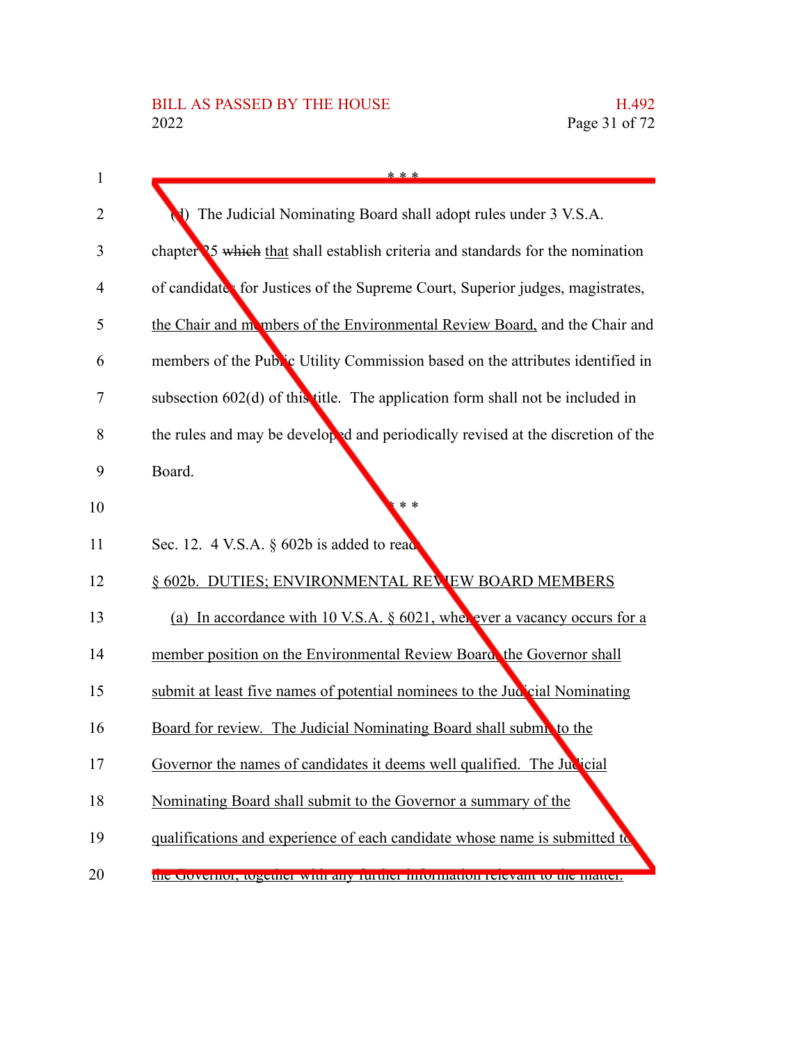\* \* \*

(d) The Judicial Nominating Board shall adopt rules under 3 V.S.A. chapter 25 ~~which~~ that shall establish criteria and standards for the nomination of candidates for Justices of the Supreme Court, Superior judges, magistrates, the Chair and members of the Environmental Review Board, and the Chair and members of the Public Utility Commission based on the attributes identified in subsection 602(d) of this title. The application form shall not be included in the rules and may be developed and periodically revised at the discretion of the Board.

\* \* \*

Sec. 12. 4 V.S.A. § 602b is added to read:

§ 602b. DUTIES; ENVIRONMENTAL REVIEW BOARD MEMBERS

(a) In accordance with 10 V.S.A. § 6021, whenever a vacancy occurs for a member position on the Environmental Review Board, the Governor shall submit at least five names of potential nominees to the Judicial Nominating Board for review. The Judicial Nominating Board shall submit to the Governor the names of candidates it deems well qualified. The Judicial Nominating Board shall submit to the Governor a summary of the qualifications and experience of each candidate whose name is submitted to the Governor, together with any further information relevant to the matter.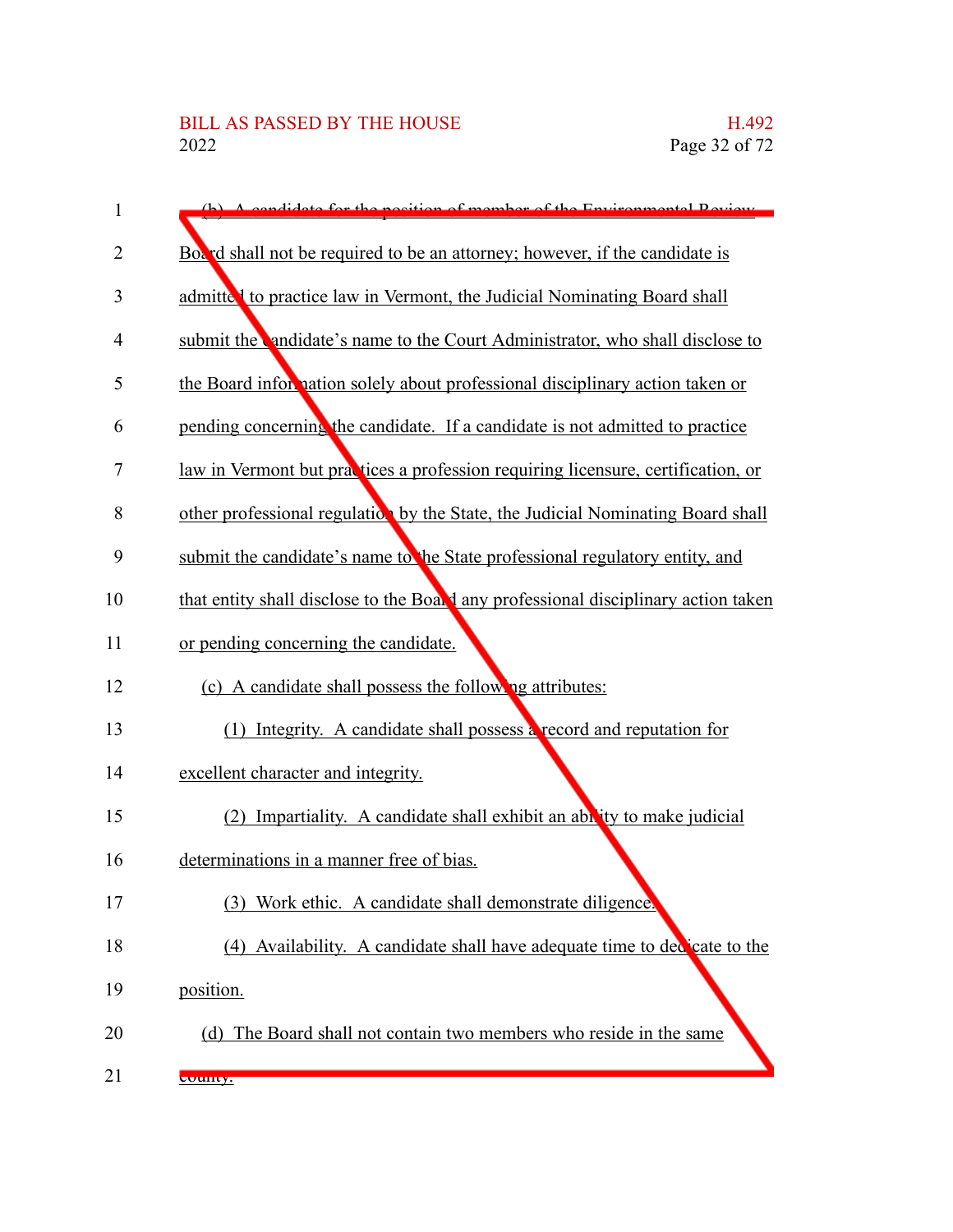(b) A candidate for the position of member of the Environmental Review Board shall not be required to be an attorney; however, if the candidate is admitted to practice law in Vermont, the Judicial Nominating Board shall submit the candidate's name to the Court Administrator, who shall disclose to the Board information solely about professional disciplinary action taken or pending concerning the candidate. If a candidate is not admitted to practice law in Vermont but practices a profession requiring licensure, certification, or other professional regulation by the State, the Judicial Nominating Board shall submit the candidate's name to the State professional regulatory entity, and that entity shall disclose to the Board any professional disciplinary action taken or pending concerning the candidate.

(c) A candidate shall possess the following attributes:

(1) Integrity. A candidate shall possess a record and reputation for excellent character and integrity.

(2) Impartiality. A candidate shall exhibit an ability to make judicial determinations in a manner free of bias.

(3) Work ethic. A candidate shall demonstrate diligence.

(4) Availability. A candidate shall have adequate time to dedicate to the position.

(d) The Board shall not contain two members who reside in the same county.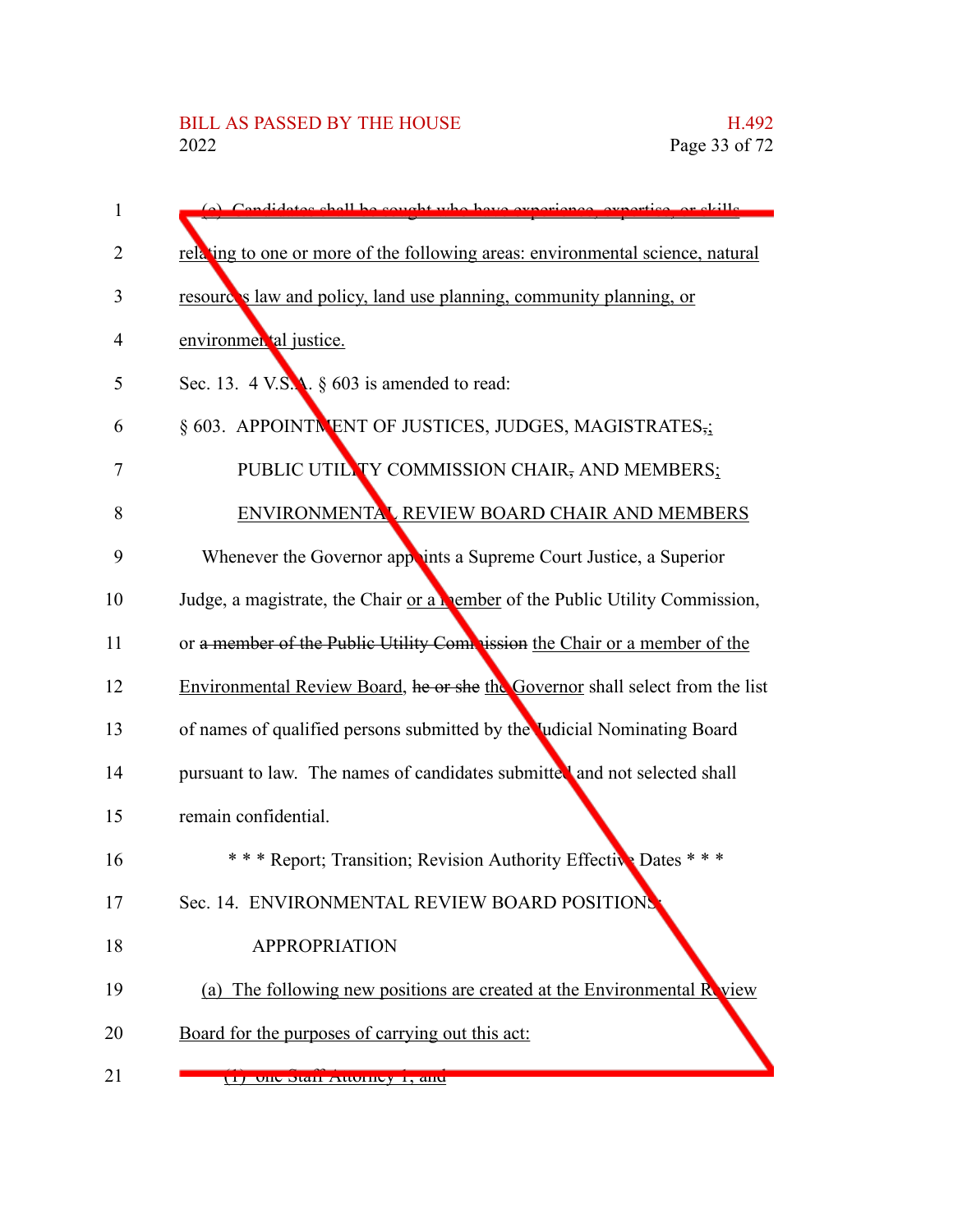(c) Candidates shall be sought who have experience, expertise, or skills relating to one or more of the following areas: environmental science, natural resources law and policy, land use planning, community planning, or environmental justice.

Sec. 13. 4 V.S.A. § 603 is amended to read:

§ 603. APPOINTMENT OF JUSTICES, JUDGES, MAGISTRATES,; PUBLIC UTILITY COMMISSION CHAIR, AND MEMBERS; ENVIRONMENTAL REVIEW BOARD CHAIR AND MEMBERS

Whenever the Governor appoints a Supreme Court Justice, a Superior Judge, a magistrate, the Chair or a member of the Public Utility Commission, or ~~a member of the Public Utility Commission~~ the Chair or a member of the Environmental Review Board, ~~he or she~~ the Governor shall select from the list of names of qualified persons submitted by the Judicial Nominating Board pursuant to law. The names of candidates submitted and not selected shall remain confidential.

\* \* \* Report; Transition; Revision Authority Effective Dates \* \* \*

Sec. 14. ENVIRONMENTAL REVIEW BOARD POSITIONS; APPROPRIATION

(a) The following new positions are created at the Environmental Review Board for the purposes of carrying out this act:

(1) one Staff Attorney 1; and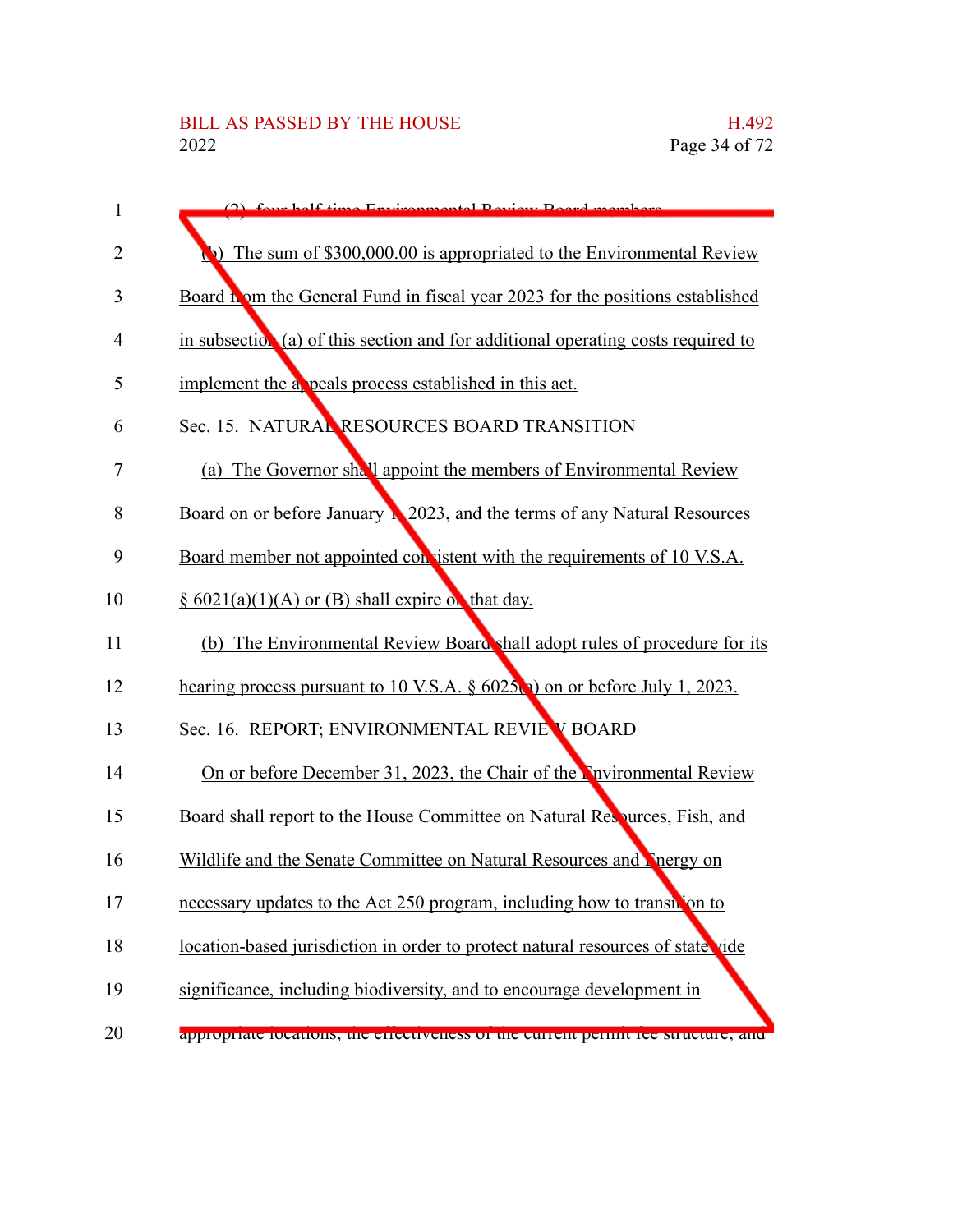(2) four half-time Environmental Review Board members.

(b) The sum of $300,000.00 is appropriated to the Environmental Review Board from the General Fund in fiscal year 2023 for the positions established in subsection (a) of this section and for additional operating costs required to implement the appeals process established in this act.

Sec. 15. NATURAL RESOURCES BOARD TRANSITION

(a) The Governor shall appoint the members of Environmental Review Board on or before January 1, 2023, and the terms of any Natural Resources Board member not appointed consistent with the requirements of 10 V.S.A. § 6021(a)(1)(A) or (B) shall expire on that day.

(b) The Environmental Review Board shall adopt rules of procedure for its hearing process pursuant to 10 V.S.A. § 6025(a) on or before July 1, 2023.

Sec. 16. REPORT; ENVIRONMENTAL REVIEW BOARD

On or before December 31, 2023, the Chair of the Environmental Review Board shall report to the House Committee on Natural Resources, Fish, and Wildlife and the Senate Committee on Natural Resources and Energy on necessary updates to the Act 250 program, including how to transition to location-based jurisdiction in order to protect natural resources of statewide significance, including biodiversity, and to encourage development in appropriate locations, the effectiveness of the current permit fee structure, and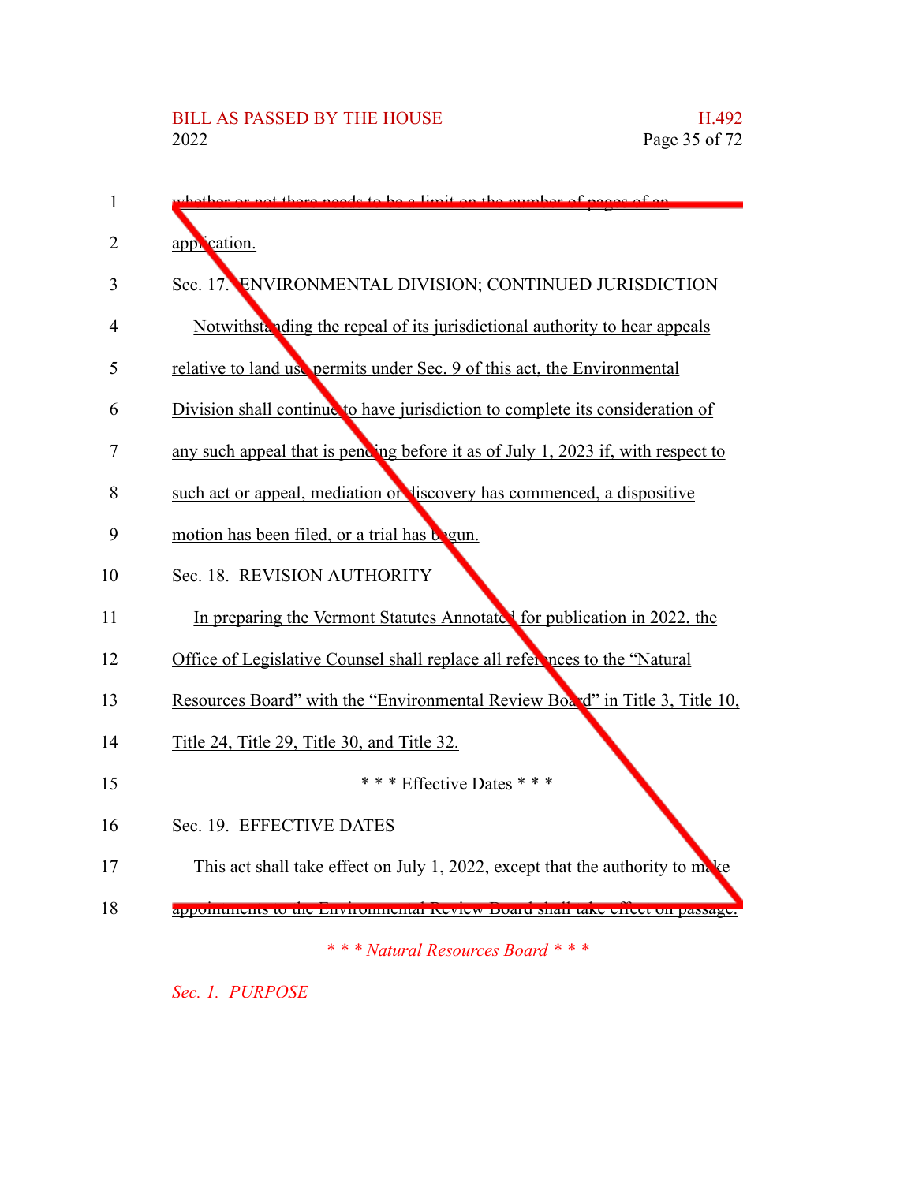whether or not there needs to be a limit on the number of pages of an application.

Sec. 17. ENVIRONMENTAL DIVISION; CONTINUED JURISDICTION

Notwithstanding the repeal of its jurisdictional authority to hear appeals relative to land use permits under Sec. 9 of this act, the Environmental Division shall continue to have jurisdiction to complete its consideration of any such appeal that is pending before it as of July 1, 2023 if, with respect to such act or appeal, mediation or discovery has commenced, a dispositive motion has been filed, or a trial has begun.

Sec. 18. REVISION AUTHORITY

In preparing the Vermont Statutes Annotated for publication in 2022, the Office of Legislative Counsel shall replace all references to the "Natural Resources Board" with the "Environmental Review Board" in Title 3, Title 10, Title 24, Title 29, Title 30, and Title 32.

\* \* \* Effective Dates \* \* \*

Sec. 19. EFFECTIVE DATES

This act shall take effect on July 1, 2022, except that the authority to make appointments to the Environmental Review Board shall take effect on passage.

*\* \* \* Natural Resources Board \* \* \**

*Sec. 1. PURPOSE*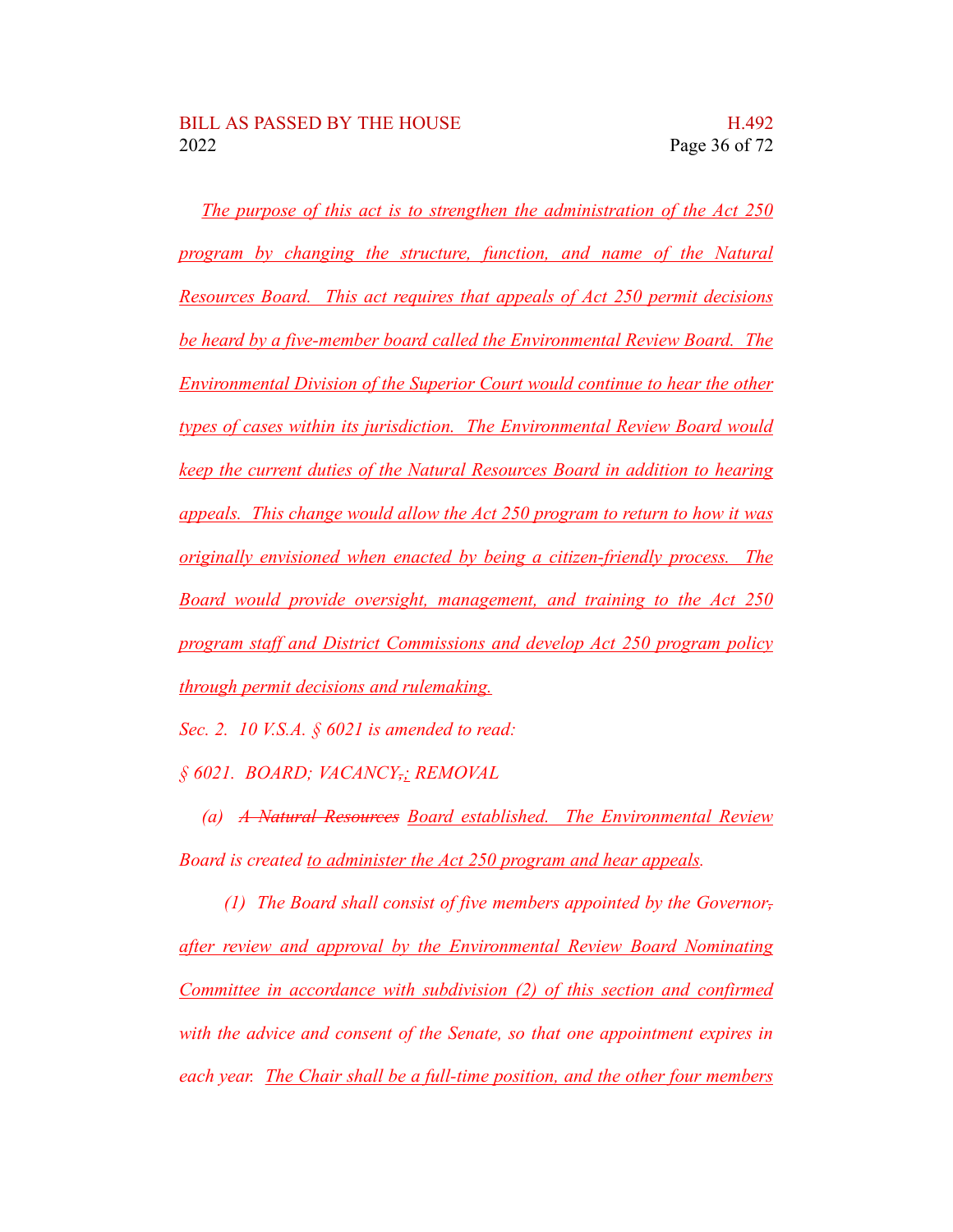The purpose of this act is to strengthen the administration of the Act 250 program by changing the structure, function, and name of the Natural Resources Board. This act requires that appeals of Act 250 permit decisions be heard by a five-member board called the Environmental Review Board. The Environmental Division of the Superior Court would continue to hear the other types of cases within its jurisdiction. The Environmental Review Board would keep the current duties of the Natural Resources Board in addition to hearing appeals. This change would allow the Act 250 program to return to how it was originally envisioned when enacted by being a citizen-friendly process. The Board would provide oversight, management, and training to the Act 250 program staff and District Commissions and develop Act 250 program policy through permit decisions and rulemaking.

*Sec. 2. 10 V.S.A. § 6021 is amended to read:*

*§ 6021. BOARD; VACANCY, ; REMOVAL*

*(a) ~~A Natural Resources~~ Board established. The Environmental Review Board is created to administer the Act 250 program and hear appeals.*

*(1) The Board shall consist of five members appointed by the Governor, after review and approval by the Environmental Review Board Nominating Committee in accordance with subdivision (2) of this section and confirmed with the advice and consent of the Senate, so that one appointment expires in each year. The Chair shall be a full-time position, and the other four members*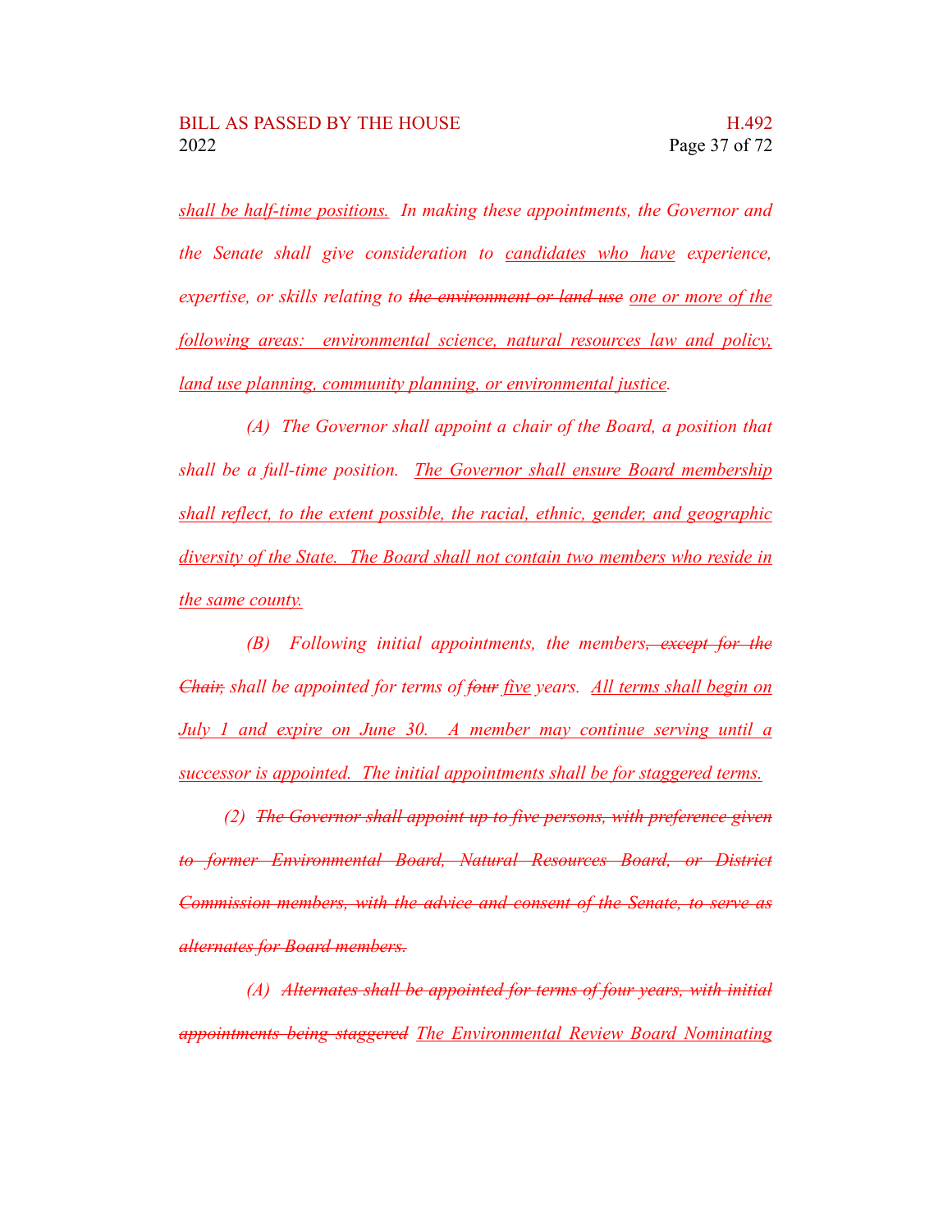*shall be half-time positions. In making these appointments, the Governor and the Senate shall give consideration to candidates who have experience, expertise, or skills relating to ~~the environment or land use~~ one or more of the following areas: environmental science, natural resources law and policy, land use planning, community planning, or environmental justice.*

*(A) The Governor shall appoint a chair of the Board, a position that shall be a full-time position. The Governor shall ensure Board membership shall reflect, to the extent possible, the racial, ethnic, gender, and geographic diversity of the State. The Board shall not contain two members who reside in the same county.*

*(B) Following initial appointments, the members~~, except for the Chair,~~ shall be appointed for terms of ~~four~~ five years. All terms shall begin on July 1 and expire on June 30. A member may continue serving until a successor is appointed. The initial appointments shall be for staggered terms.*

*(2) ~~The Governor shall appoint up to five persons, with preference given to former Environmental Board, Natural Resources Board, or District Commission members, with the advice and consent of the Senate, to serve as alternates for Board members.~~*

*(A) ~~Alternates shall be appointed for terms of four years, with initial appointments being staggered~~ The Environmental Review Board Nominating*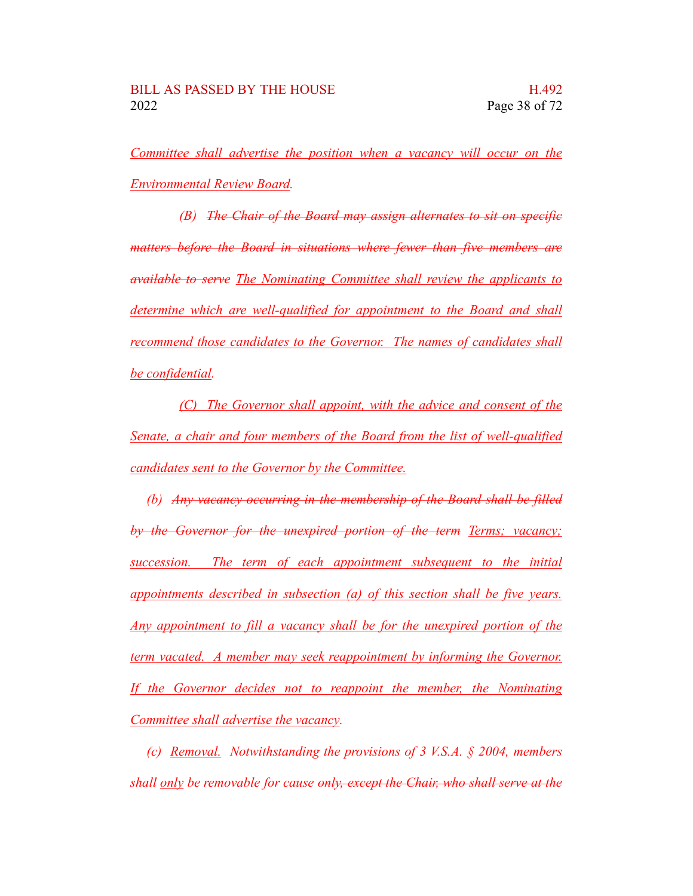Committee shall advertise the position when a vacancy will occur on the Environmental Review Board.

(B) ~~The Chair of the Board may assign alternates to sit on specific matters before the Board in situations where fewer than five members are available to serve~~ The Nominating Committee shall review the applicants to determine which are well-qualified for appointment to the Board and shall recommend those candidates to the Governor. The names of candidates shall be confidential.

(C) The Governor shall appoint, with the advice and consent of the Senate, a chair and four members of the Board from the list of well-qualified candidates sent to the Governor by the Committee.

(b) ~~Any vacancy occurring in the membership of the Board shall be filled by the Governor for the unexpired portion of the term~~ Terms; vacancy; succession. The term of each appointment subsequent to the initial appointments described in subsection (a) of this section shall be five years. Any appointment to fill a vacancy shall be for the unexpired portion of the term vacated. A member may seek reappointment by informing the Governor. If the Governor decides not to reappoint the member, the Nominating Committee shall advertise the vacancy.

(c) Removal. Notwithstanding the provisions of 3 V.S.A. § 2004, members shall only be removable for cause ~~only, except the Chair, who shall serve at the~~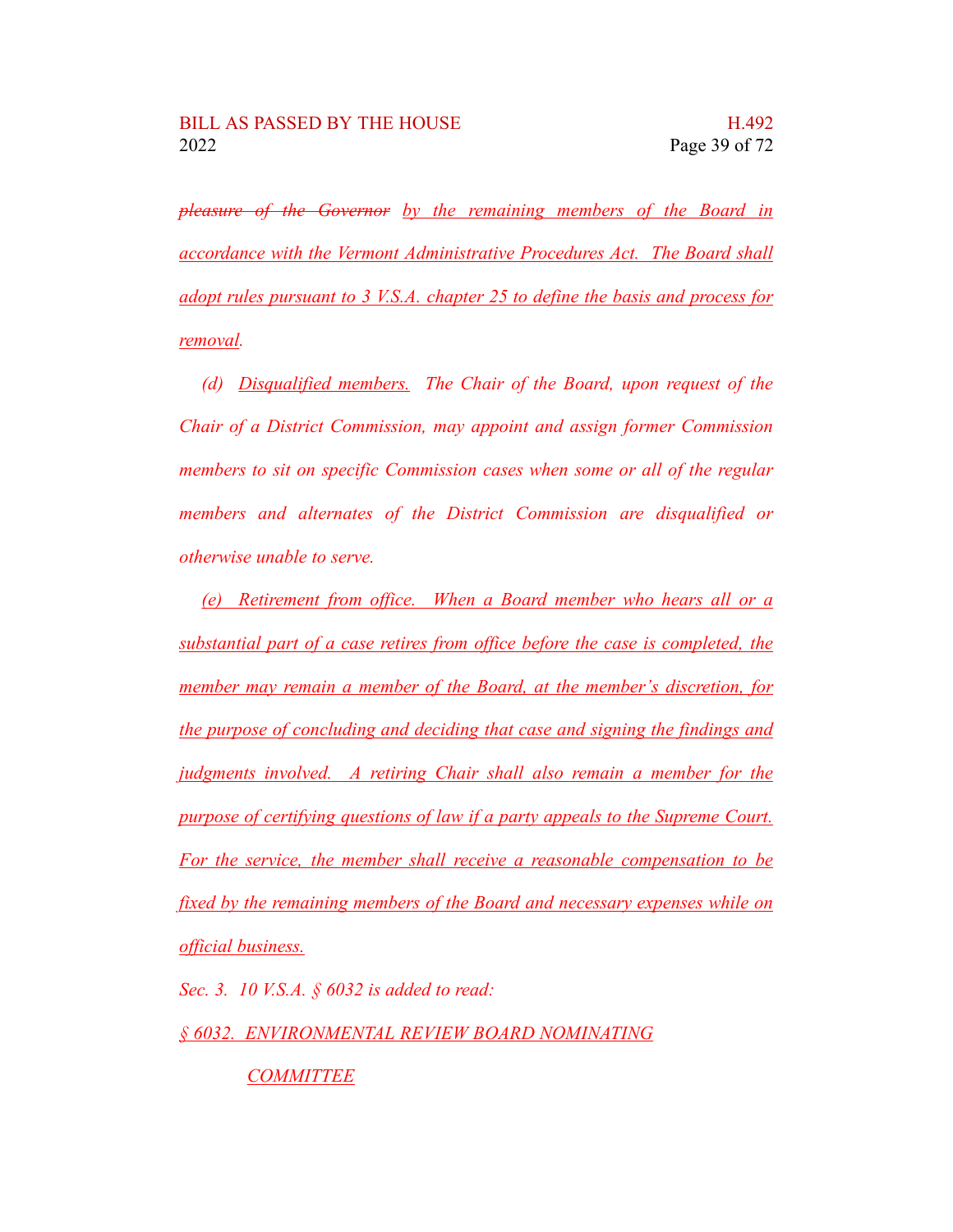~~*pleasure of the Governor*~~ *by the remaining members of the Board in accordance with the Vermont Administrative Procedures Act. The Board shall adopt rules pursuant to 3 V.S.A. chapter 25 to define the basis and process for removal.*

*(d) Disqualified members. The Chair of the Board, upon request of the Chair of a District Commission, may appoint and assign former Commission members to sit on specific Commission cases when some or all of the regular members and alternates of the District Commission are disqualified or otherwise unable to serve.*

*(e) Retirement from office. When a Board member who hears all or a substantial part of a case retires from office before the case is completed, the member may remain a member of the Board, at the member's discretion, for the purpose of concluding and deciding that case and signing the findings and judgments involved. A retiring Chair shall also remain a member for the purpose of certifying questions of law if a party appeals to the Supreme Court. For the service, the member shall receive a reasonable compensation to be fixed by the remaining members of the Board and necessary expenses while on official business.*

*Sec. 3. 10 V.S.A. § 6032 is added to read:*

*§ 6032. ENVIRONMENTAL REVIEW BOARD NOMINATING COMMITTEE*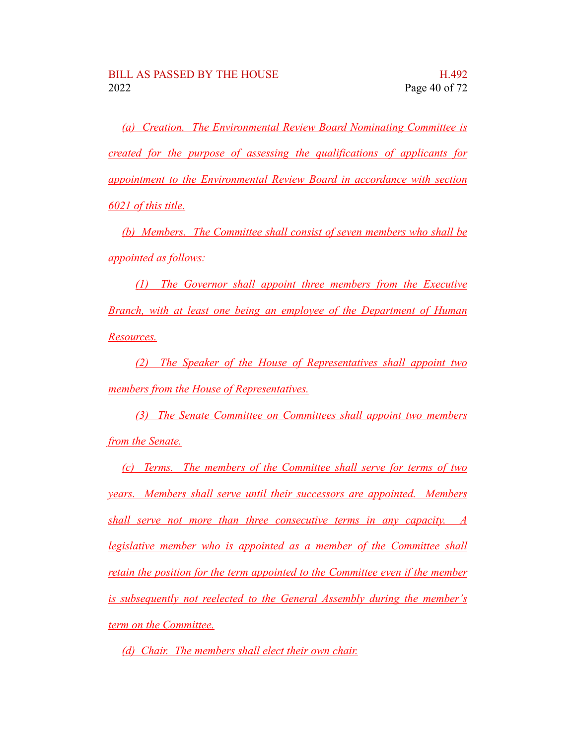(a) Creation. The Environmental Review Board Nominating Committee is created for the purpose of assessing the qualifications of applicants for appointment to the Environmental Review Board in accordance with section 6021 of this title.

(b) Members. The Committee shall consist of seven members who shall be appointed as follows:

(1) The Governor shall appoint three members from the Executive Branch, with at least one being an employee of the Department of Human Resources.

(2) The Speaker of the House of Representatives shall appoint two members from the House of Representatives.

(3) The Senate Committee on Committees shall appoint two members from the Senate.

(c) Terms. The members of the Committee shall serve for terms of two years. Members shall serve until their successors are appointed. Members shall serve not more than three consecutive terms in any capacity. A legislative member who is appointed as a member of the Committee shall retain the position for the term appointed to the Committee even if the member is subsequently not reelected to the General Assembly during the member's term on the Committee.

(d) Chair. The members shall elect their own chair.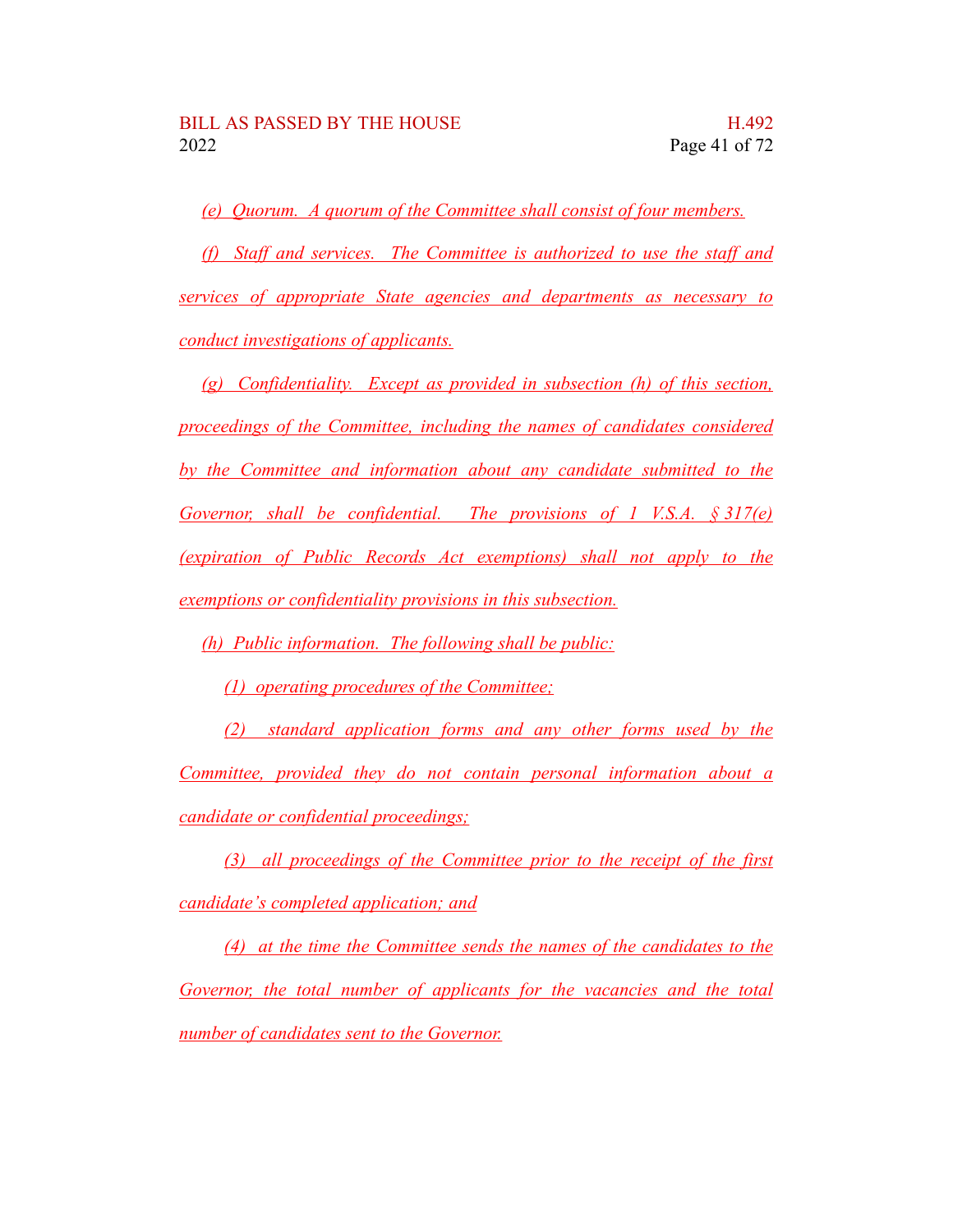(e) Quorum. A quorum of the Committee shall consist of four members.

(f) Staff and services. The Committee is authorized to use the staff and services of appropriate State agencies and departments as necessary to conduct investigations of applicants.

(g) Confidentiality. Except as provided in subsection (h) of this section, proceedings of the Committee, including the names of candidates considered by the Committee and information about any candidate submitted to the Governor, shall be confidential. The provisions of 1 V.S.A. § 317(e) (expiration of Public Records Act exemptions) shall not apply to the exemptions or confidentiality provisions in this subsection.

(h) Public information. The following shall be public:

(1) operating procedures of the Committee;

(2) standard application forms and any other forms used by the Committee, provided they do not contain personal information about a candidate or confidential proceedings;

(3) all proceedings of the Committee prior to the receipt of the first candidate's completed application; and

(4) at the time the Committee sends the names of the candidates to the Governor, the total number of applicants for the vacancies and the total number of candidates sent to the Governor.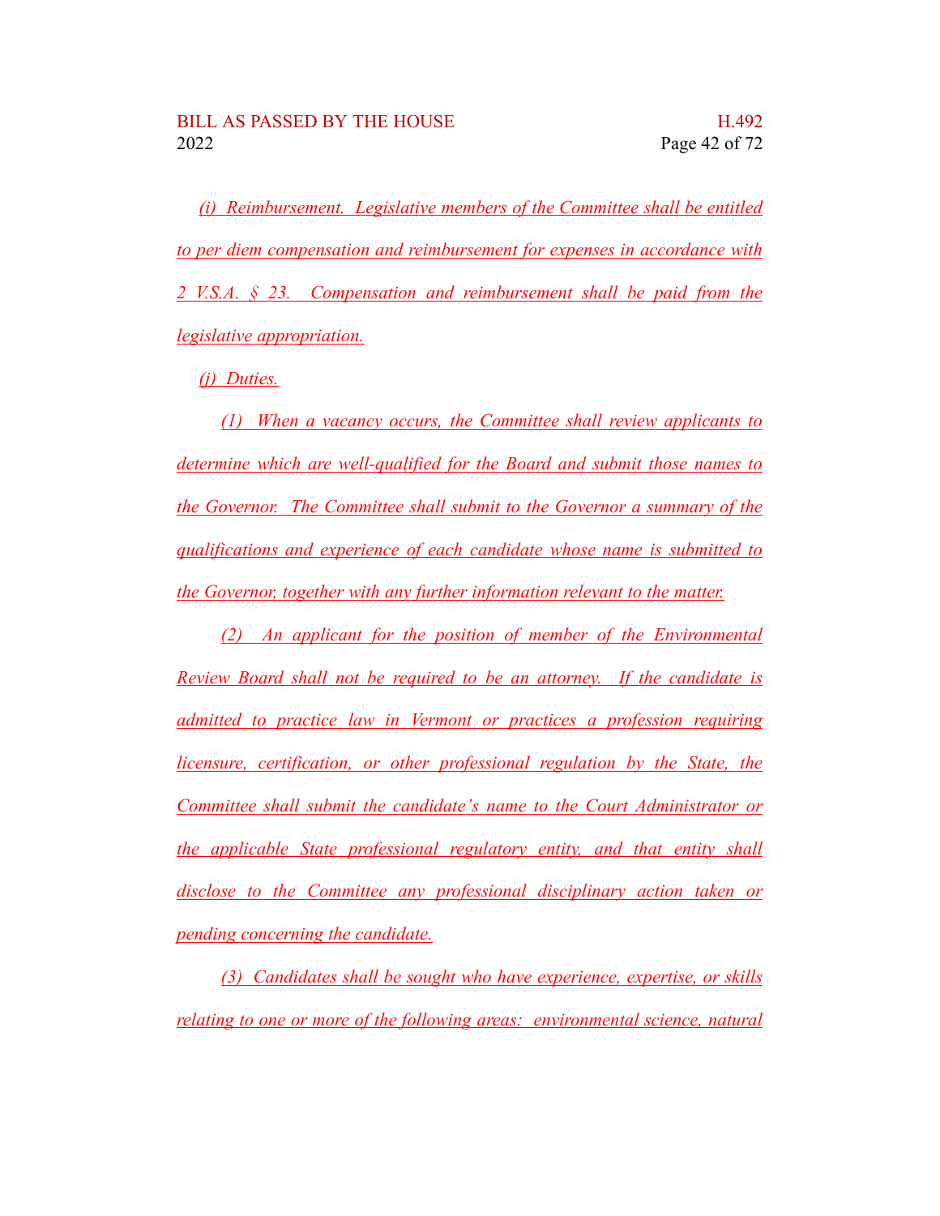(i) Reimbursement. Legislative members of the Committee shall be entitled to per diem compensation and reimbursement for expenses in accordance with 2 V.S.A. § 23. Compensation and reimbursement shall be paid from the legislative appropriation.

(j) Duties.

(1) When a vacancy occurs, the Committee shall review applicants to determine which are well-qualified for the Board and submit those names to the Governor. The Committee shall submit to the Governor a summary of the qualifications and experience of each candidate whose name is submitted to the Governor, together with any further information relevant to the matter.

(2) An applicant for the position of member of the Environmental Review Board shall not be required to be an attorney. If the candidate is admitted to practice law in Vermont or practices a profession requiring licensure, certification, or other professional regulation by the State, the Committee shall submit the candidate's name to the Court Administrator or the applicable State professional regulatory entity, and that entity shall disclose to the Committee any professional disciplinary action taken or pending concerning the candidate.

(3) Candidates shall be sought who have experience, expertise, or skills relating to one or more of the following areas: environmental science, natural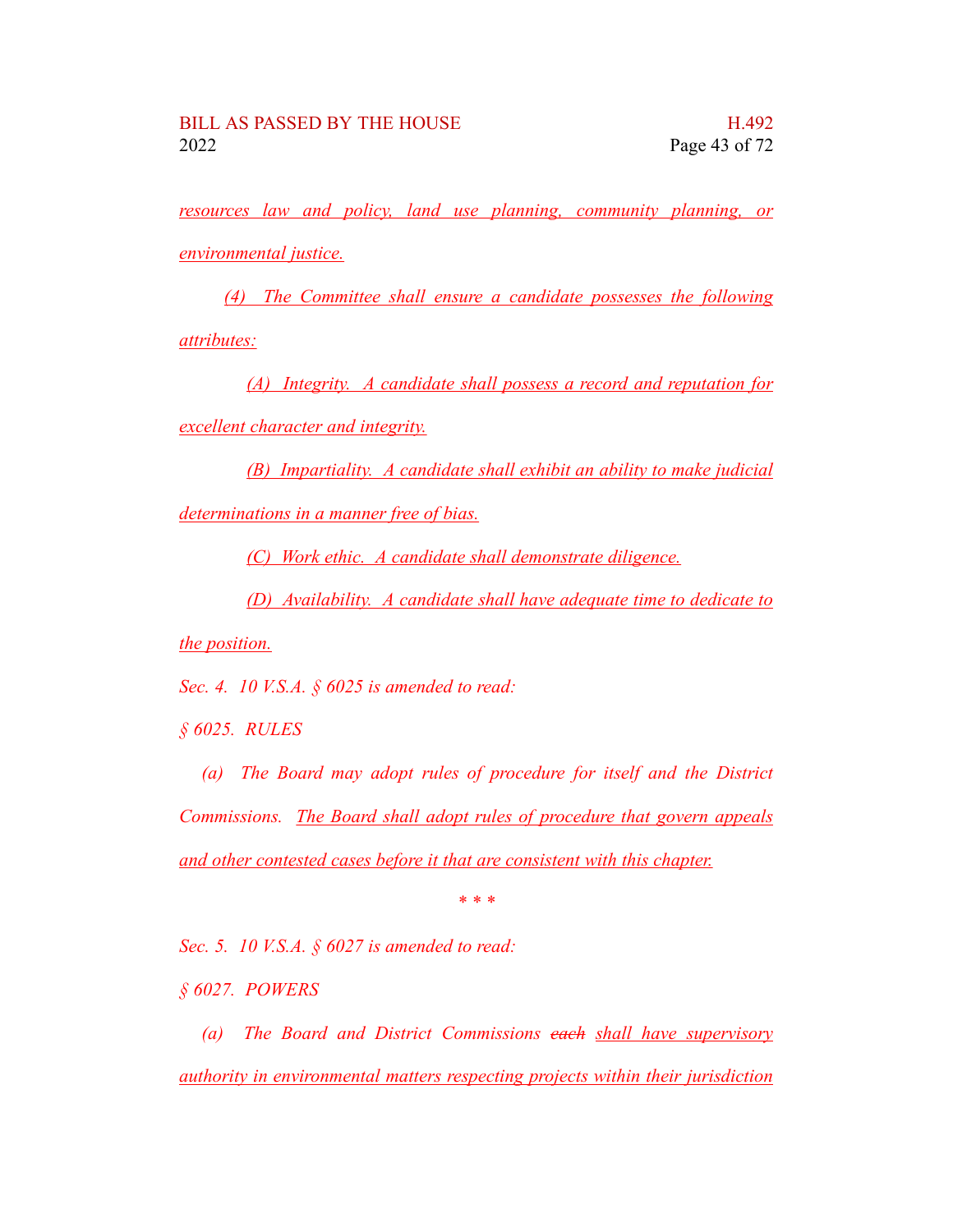*resources law and policy, land use planning, community planning, or environmental justice.*

*(4) The Committee shall ensure a candidate possesses the following attributes:*

*(A) Integrity. A candidate shall possess a record and reputation for excellent character and integrity.*

*(B) Impartiality. A candidate shall exhibit an ability to make judicial determinations in a manner free of bias.*

*(C) Work ethic. A candidate shall demonstrate diligence.*

*(D) Availability. A candidate shall have adequate time to dedicate to the position.*

*Sec. 4. 10 V.S.A. § 6025 is amended to read:*

*§ 6025. RULES*

*(a) The Board may adopt rules of procedure for itself and the District Commissions. The Board shall adopt rules of procedure that govern appeals and other contested cases before it that are consistent with this chapter.*

*\* \* \**

*Sec. 5. 10 V.S.A. § 6027 is amended to read:*

*§ 6027. POWERS*

*(a) The Board and District Commissions ~~each~~ shall have supervisory authority in environmental matters respecting projects within their jurisdiction*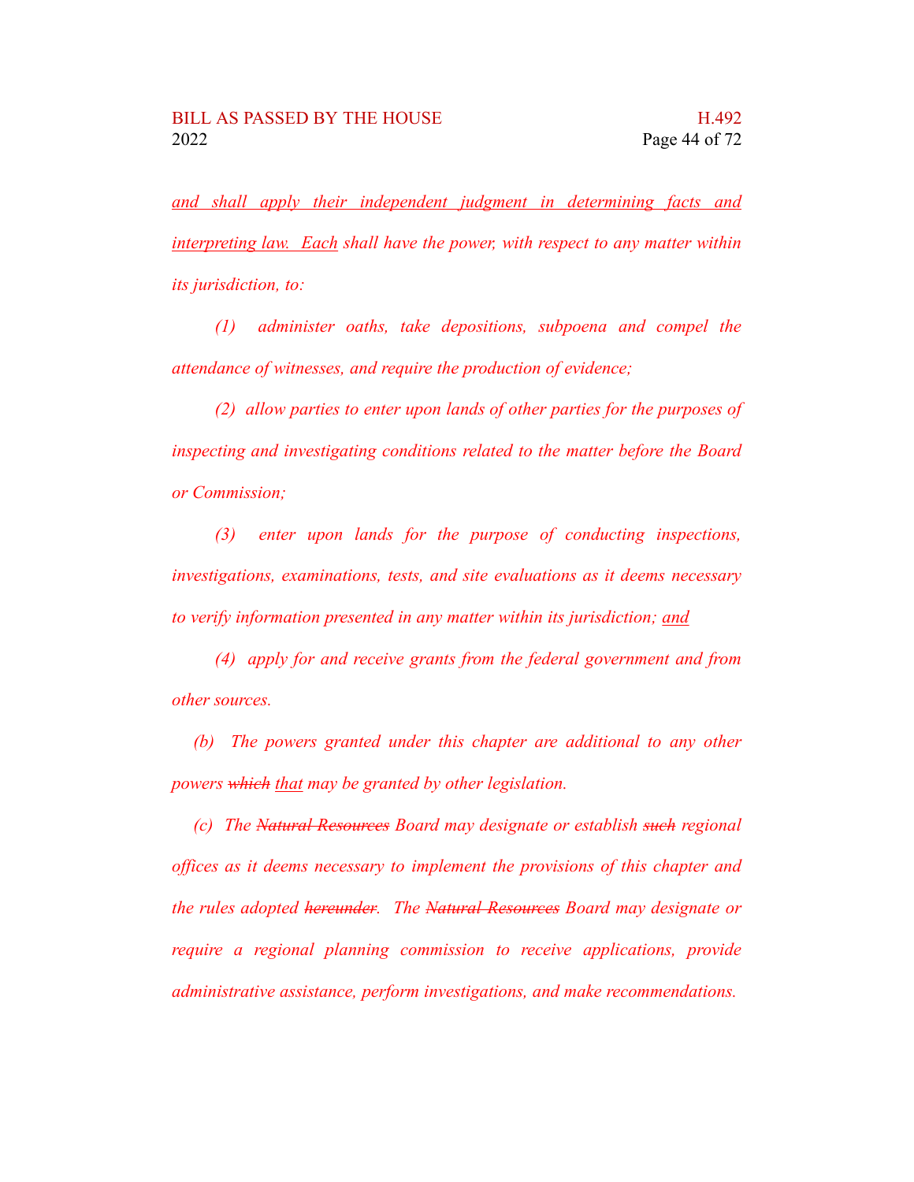*<u>and shall apply their independent judgment in determining facts and interpreting law. Each</u> shall have the power, with respect to any matter within its jurisdiction, to:*

*(1) administer oaths, take depositions, subpoena and compel the attendance of witnesses, and require the production of evidence;*

*(2) allow parties to enter upon lands of other parties for the purposes of inspecting and investigating conditions related to the matter before the Board or Commission;*

*(3) enter upon lands for the purpose of conducting inspections, investigations, examinations, tests, and site evaluations as it deems necessary to verify information presented in any matter within its jurisdiction; <u>and</u>*

*(4) apply for and receive grants from the federal government and from other sources.*

*(b) The powers granted under this chapter are additional to any other powers ~~which~~ <u>that</u> may be granted by other legislation.*

*(c) The ~~Natural Resources~~ Board may designate or establish ~~such~~ regional offices as it deems necessary to implement the provisions of this chapter and the rules adopted ~~hereunder~~. The ~~Natural Resources~~ Board may designate or require a regional planning commission to receive applications, provide administrative assistance, perform investigations, and make recommendations.*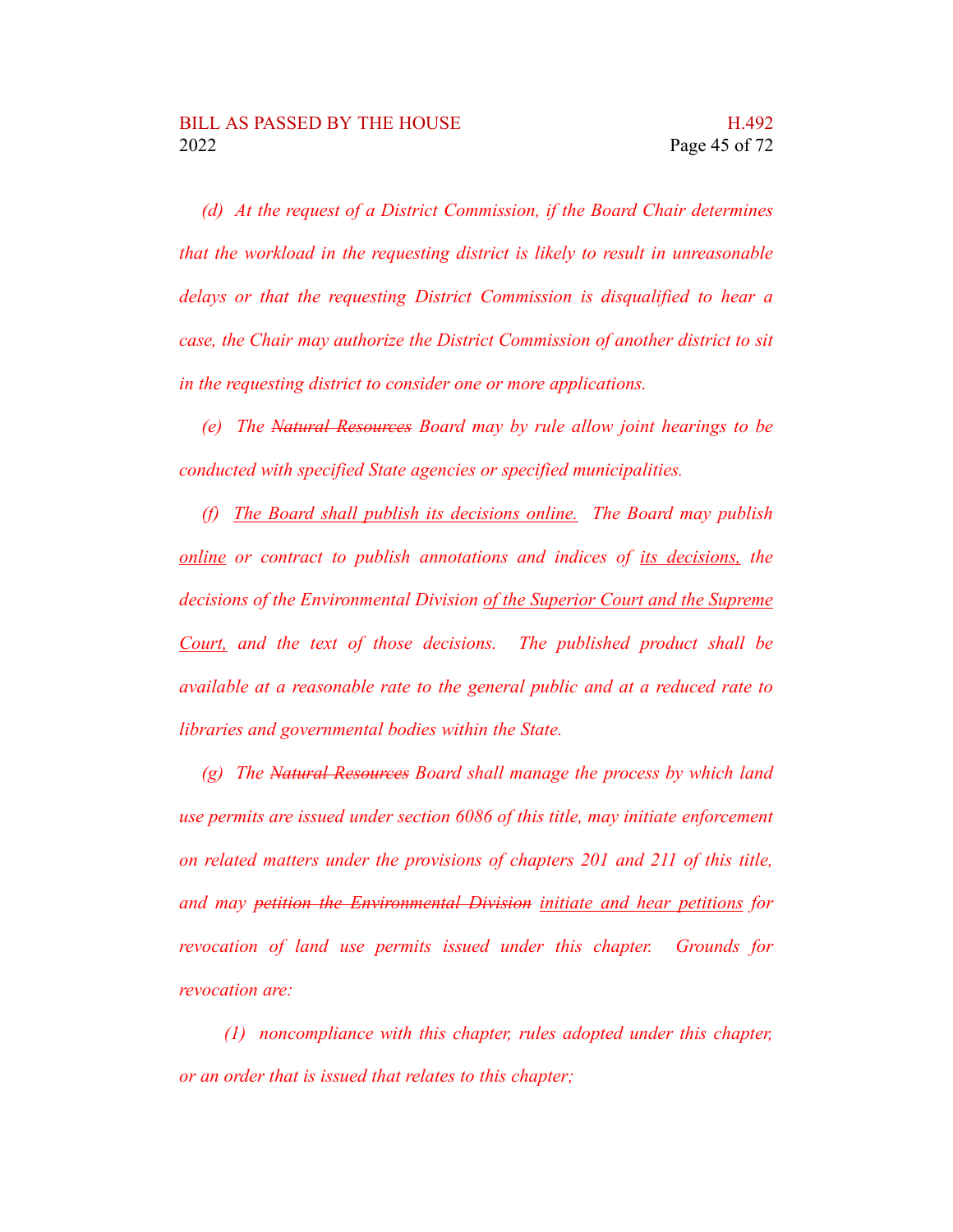*(d) At the request of a District Commission, if the Board Chair determines that the workload in the requesting district is likely to result in unreasonable delays or that the requesting District Commission is disqualified to hear a case, the Chair may authorize the District Commission of another district to sit in the requesting district to consider one or more applications.*

*(e) The ~~Natural Resources~~ Board may by rule allow joint hearings to be conducted with specified State agencies or specified municipalities.*

*(f) <u>The Board shall publish its decisions online.</u> The Board may publish <u>online</u> or contract to publish annotations and indices of <u>its decisions,</u> the decisions of the Environmental Division <u>of the Superior Court and the Supreme Court,</u> and the text of those decisions. The published product shall be available at a reasonable rate to the general public and at a reduced rate to libraries and governmental bodies within the State.*

*(g) The ~~Natural Resources~~ Board shall manage the process by which land use permits are issued under section 6086 of this title, may initiate enforcement on related matters under the provisions of chapters 201 and 211 of this title, and may ~~petition the Environmental Division~~ <u>initiate and hear petitions</u> for revocation of land use permits issued under this chapter. Grounds for revocation are:*

*(1) noncompliance with this chapter, rules adopted under this chapter, or an order that is issued that relates to this chapter;*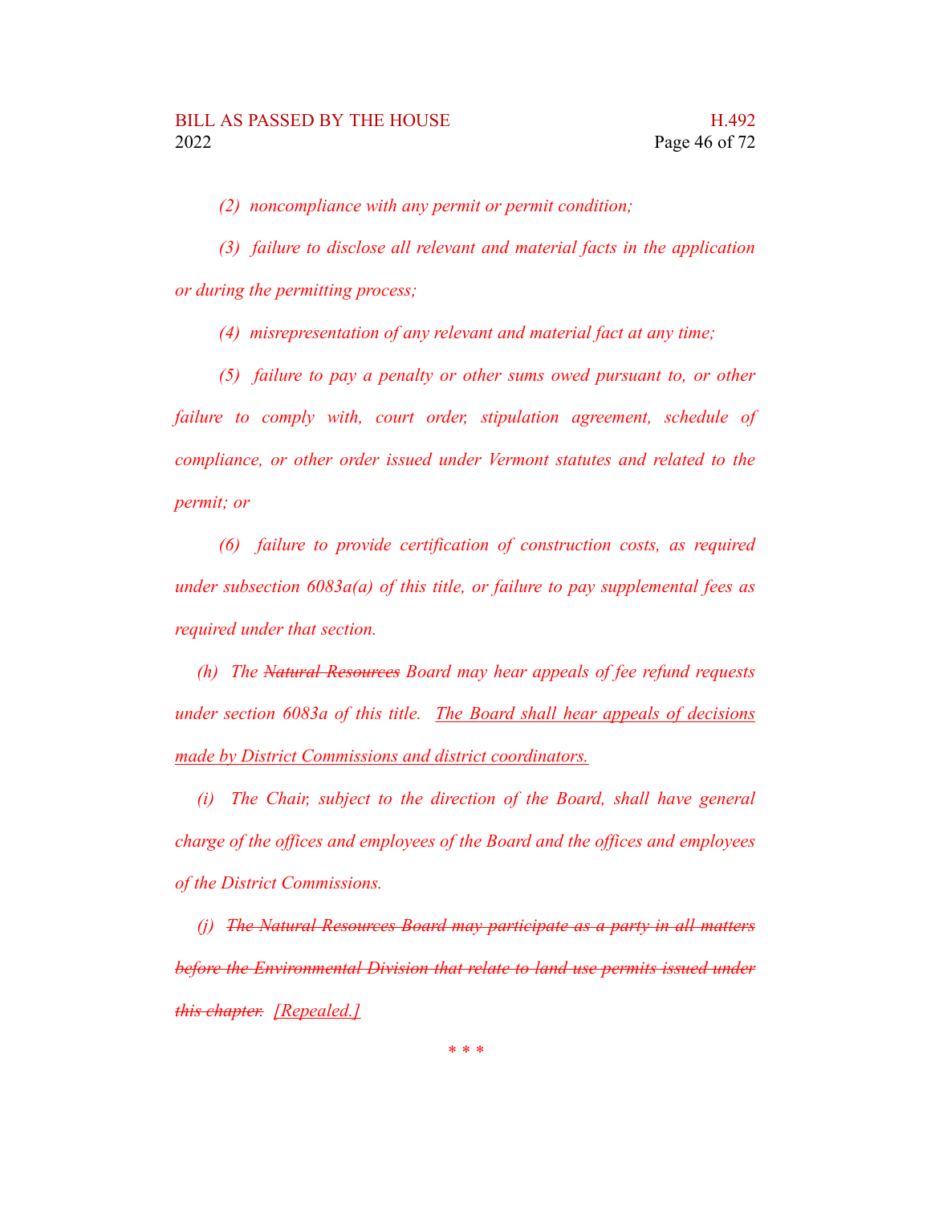*(2) noncompliance with any permit or permit condition;*

*(3) failure to disclose all relevant and material facts in the application or during the permitting process;*

*(4) misrepresentation of any relevant and material fact at any time;*

*(5) failure to pay a penalty or other sums owed pursuant to, or other failure to comply with, court order, stipulation agreement, schedule of compliance, or other order issued under Vermont statutes and related to the permit; or*

*(6) failure to provide certification of construction costs, as required under subsection 6083a(a) of this title, or failure to pay supplemental fees as required under that section.*

*(h) The ~~Natural Resources~~ Board may hear appeals of fee refund requests under section 6083a of this title. <u>The Board shall hear appeals of decisions made by District Commissions and district coordinators.</u>*

*(i) The Chair, subject to the direction of the Board, shall have general charge of the offices and employees of the Board and the offices and employees of the District Commissions.*

*(j) ~~The Natural Resources Board may participate as a party in all matters before the Environmental Division that relate to land use permits issued under this chapter.~~ <u>[Repealed.]</u>*

\* \* \*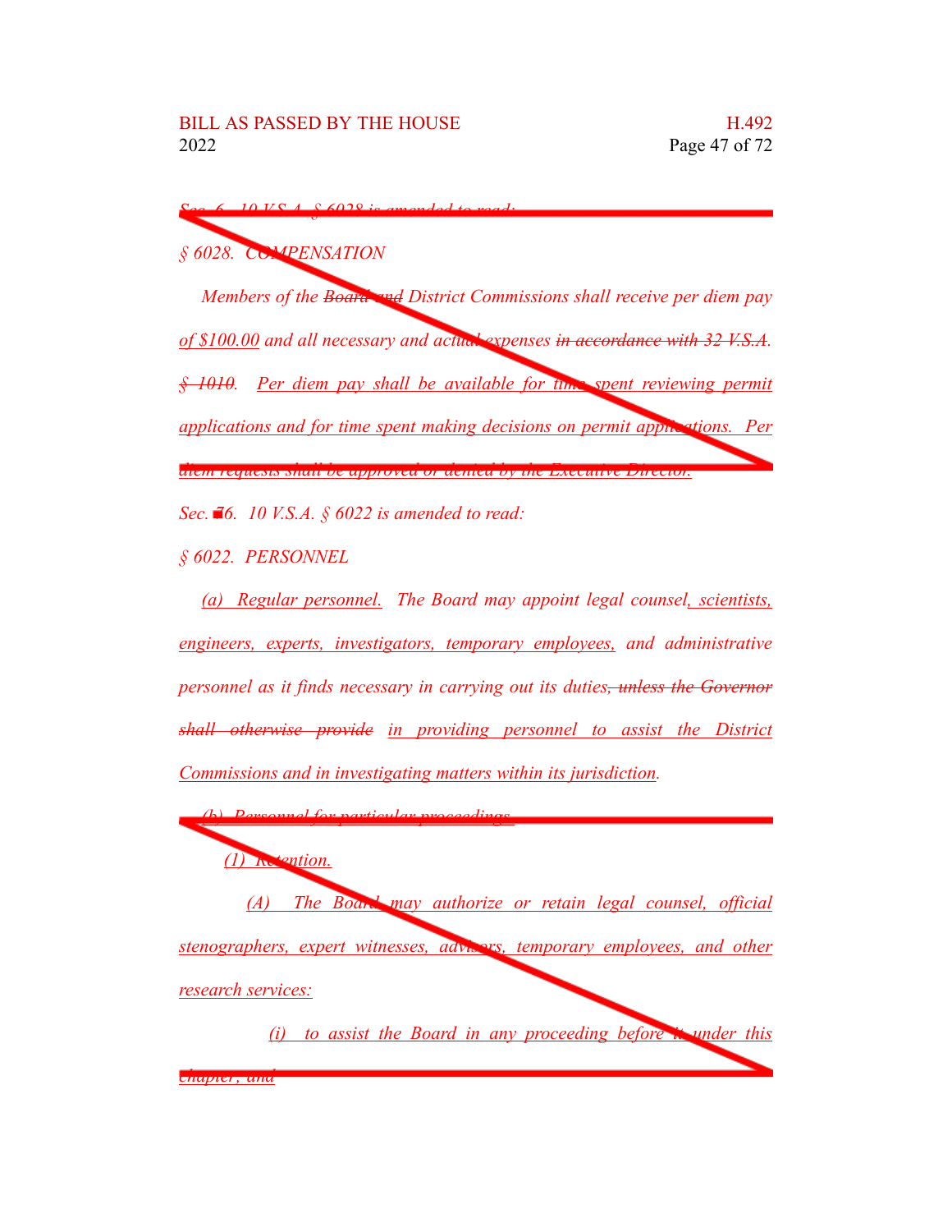*Sec. 6. 10 V.S.A. § 6028 is amended to read:*

*§ 6028. COMPENSATION*

*Members of the ~~Board and~~ District Commissions shall receive per diem pay of $100.00 and all necessary and actual expenses ~~in accordance with 32 V.S.A. § 1010~~. Per diem pay shall be available for time spent reviewing permit applications and for time spent making decisions on permit applications. Per diem requests shall be approved or denied by the Executive Director.*

*Sec. 76. 10 V.S.A. § 6022 is amended to read:*

*§ 6022. PERSONNEL*

*(a) Regular personnel. The Board may appoint legal counsel, scientists, engineers, experts, investigators, temporary employees, and administrative personnel as it finds necessary in carrying out its duties, ~~unless the Governor shall otherwise provide~~ in providing personnel to assist the District Commissions and in investigating matters within its jurisdiction.*

*(b) Personnel for particular proceedings.*

*(1) Retention.*

*(A) The Board may authorize or retain legal counsel, official stenographers, expert witnesses, advisors, temporary employees, and other research services:*

*(i) to assist the Board in any proceeding before it under this chapter; and*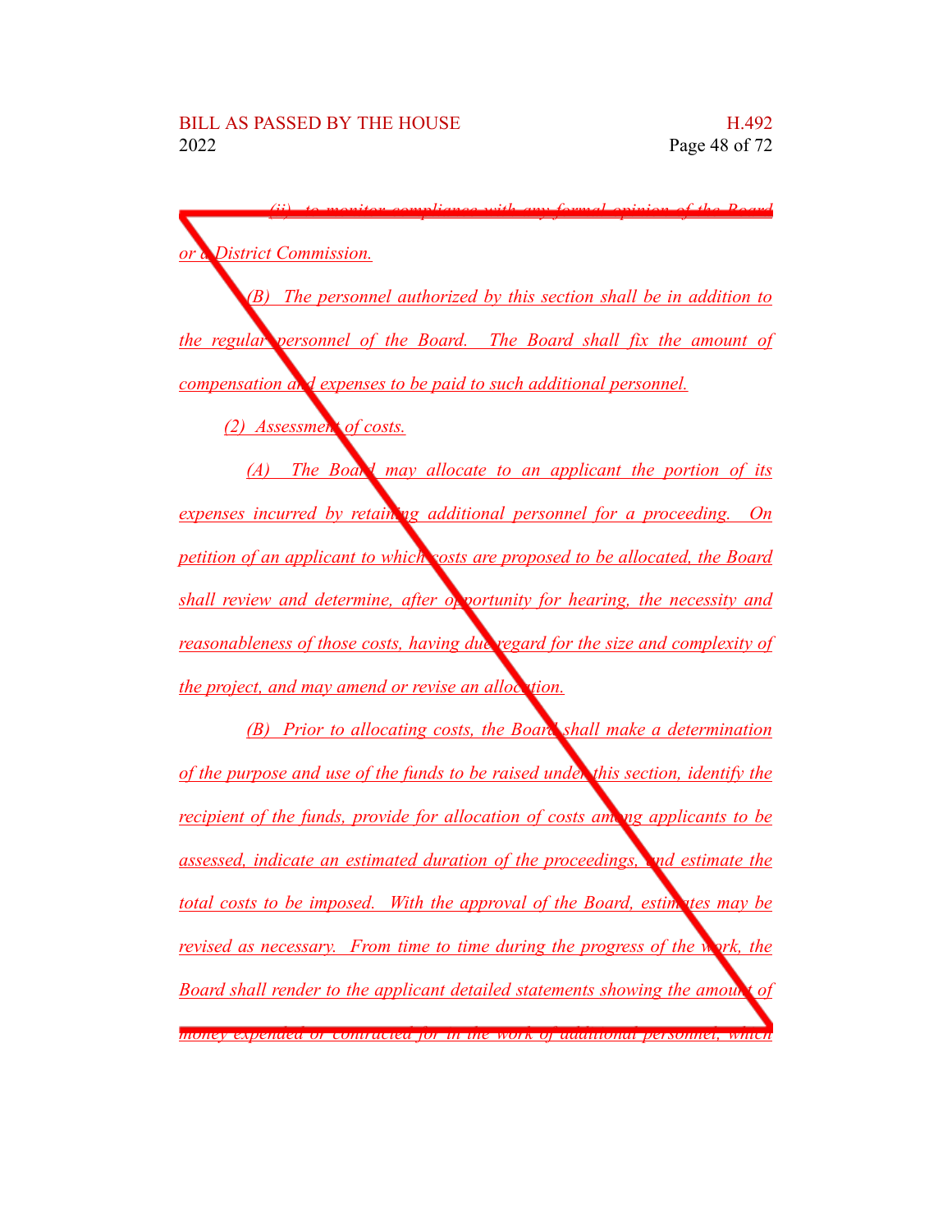(ii) to monitor compliance with any formal opinion of the Board or a District Commission.

(B) The personnel authorized by this section shall be in addition to the regular personnel of the Board. The Board shall fix the amount of compensation and expenses to be paid to such additional personnel.

(2) Assessment of costs.

(A) The Board may allocate to an applicant the portion of its expenses incurred by retaining additional personnel for a proceeding. On petition of an applicant to which costs are proposed to be allocated, the Board shall review and determine, after opportunity for hearing, the necessity and reasonableness of those costs, having due regard for the size and complexity of the project, and may amend or revise an allocation.

(B) Prior to allocating costs, the Board shall make a determination of the purpose and use of the funds to be raised under this section, identify the recipient of the funds, provide for allocation of costs among applicants to be assessed, indicate an estimated duration of the proceedings, and estimate the total costs to be imposed. With the approval of the Board, estimates may be revised as necessary. From time to time during the progress of the work, the Board shall render to the applicant detailed statements showing the amount of money expended or contracted for in the work of additional personnel, which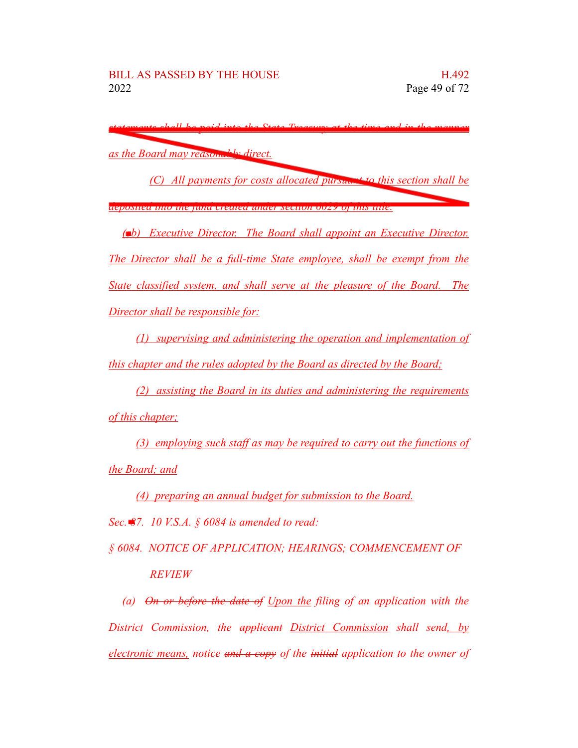~~statements shall be paid into the State Treasury at the time and in the manner as the Board may reasonably direct.~~

~~(C) All payments for costs allocated pursuant to this section shall be deposited into the fund created under section 6029 of this title.~~

*(b) Executive Director. The Board shall appoint an Executive Director. The Director shall be a full-time State employee, shall be exempt from the State classified system, and shall serve at the pleasure of the Board. The Director shall be responsible for:*

*(1) supervising and administering the operation and implementation of this chapter and the rules adopted by the Board as directed by the Board;*

*(2) assisting the Board in its duties and administering the requirements of this chapter;*

*(3) employing such staff as may be required to carry out the functions of the Board; and*

*(4) preparing an annual budget for submission to the Board.*

*Sec. 37. 10 V.S.A. § 6084 is amended to read:*

*§ 6084. NOTICE OF APPLICATION; HEARINGS; COMMENCEMENT OF REVIEW*

*(a) ~~On or before the date of~~ Upon the filing of an application with the District Commission, the ~~applicant~~ District Commission shall send, by electronic means, notice ~~and a copy~~ of the ~~initial~~ application to the owner of*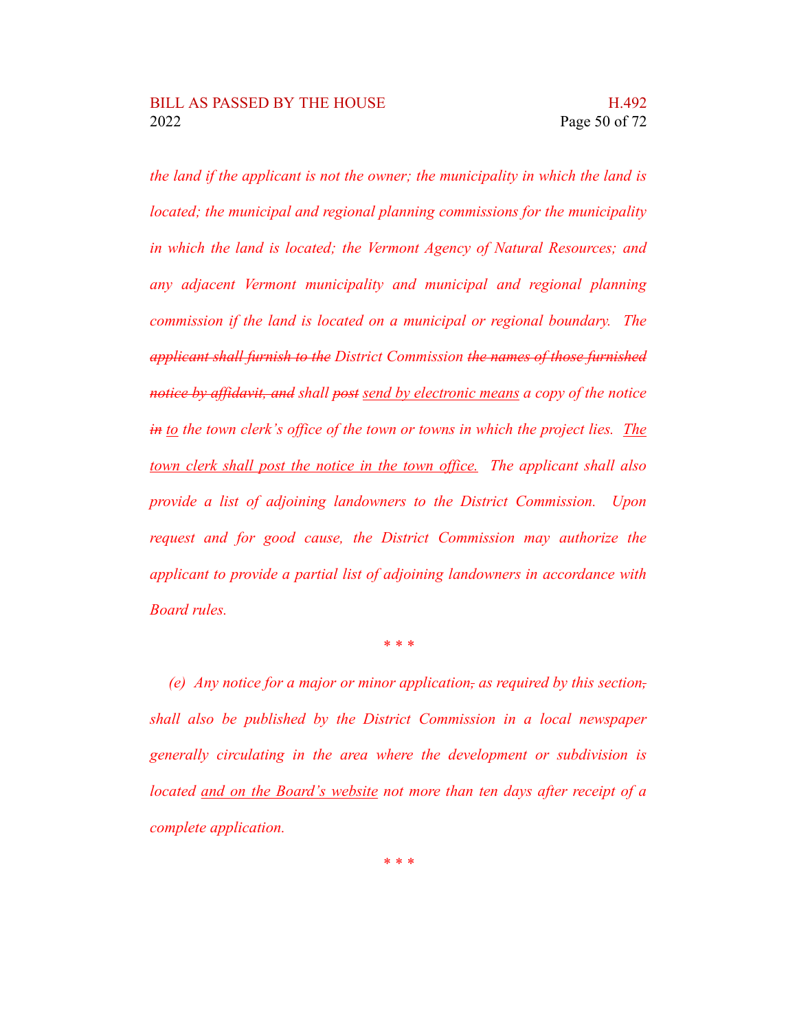*the land if the applicant is not the owner; the municipality in which the land is located; the municipal and regional planning commissions for the municipality in which the land is located; the Vermont Agency of Natural Resources; and any adjacent Vermont municipality and municipal and regional planning commission if the land is located on a municipal or regional boundary. The ~~applicant shall furnish to the~~ District Commission ~~the names of those furnished notice by affidavit, and~~ shall ~~post~~ <u>send by electronic means</u> a copy of the notice ~~in~~ <u>to</u> the town clerk's office of the town or towns in which the project lies. <u>The town clerk shall post the notice in the town office.</u> The applicant shall also provide a list of adjoining landowners to the District Commission. Upon request and for good cause, the District Commission may authorize the applicant to provide a partial list of adjoining landowners in accordance with Board rules.*

\* \* \*

*(e) Any notice for a major or minor application~~,~~ as required by this section~~,~~ shall also be published by the District Commission in a local newspaper generally circulating in the area where the development or subdivision is located <u>and on the Board's website</u> not more than ten days after receipt of a complete application.*

\* \* \*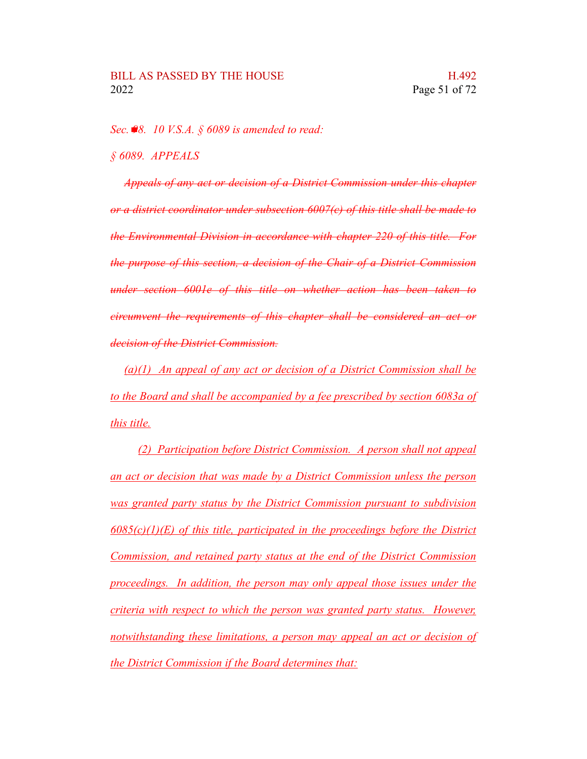*Sec. 8. 10 V.S.A. § 6089 is amended to read:*

*§ 6089. APPEALS*

~~*Appeals of any act or decision of a District Commission under this chapter or a district coordinator under subsection 6007(c) of this title shall be made to the Environmental Division in accordance with chapter 220 of this title. For the purpose of this section, a decision of the Chair of a District Commission under section 6001e of this title on whether action has been taken to circumvent the requirements of this chapter shall be considered an act or decision of the District Commission.*~~

*<u>(a)(1) An appeal of any act or decision of a District Commission shall be to the Board and shall be accompanied by a fee prescribed by section 6083a of this title.</u>*

*<u>(2) Participation before District Commission. A person shall not appeal an act or decision that was made by a District Commission unless the person was granted party status by the District Commission pursuant to subdivision 6085(c)(1)(E) of this title, participated in the proceedings before the District Commission, and retained party status at the end of the District Commission proceedings. In addition, the person may only appeal those issues under the criteria with respect to which the person was granted party status. However, notwithstanding these limitations, a person may appeal an act or decision of the District Commission if the Board determines that:</u>*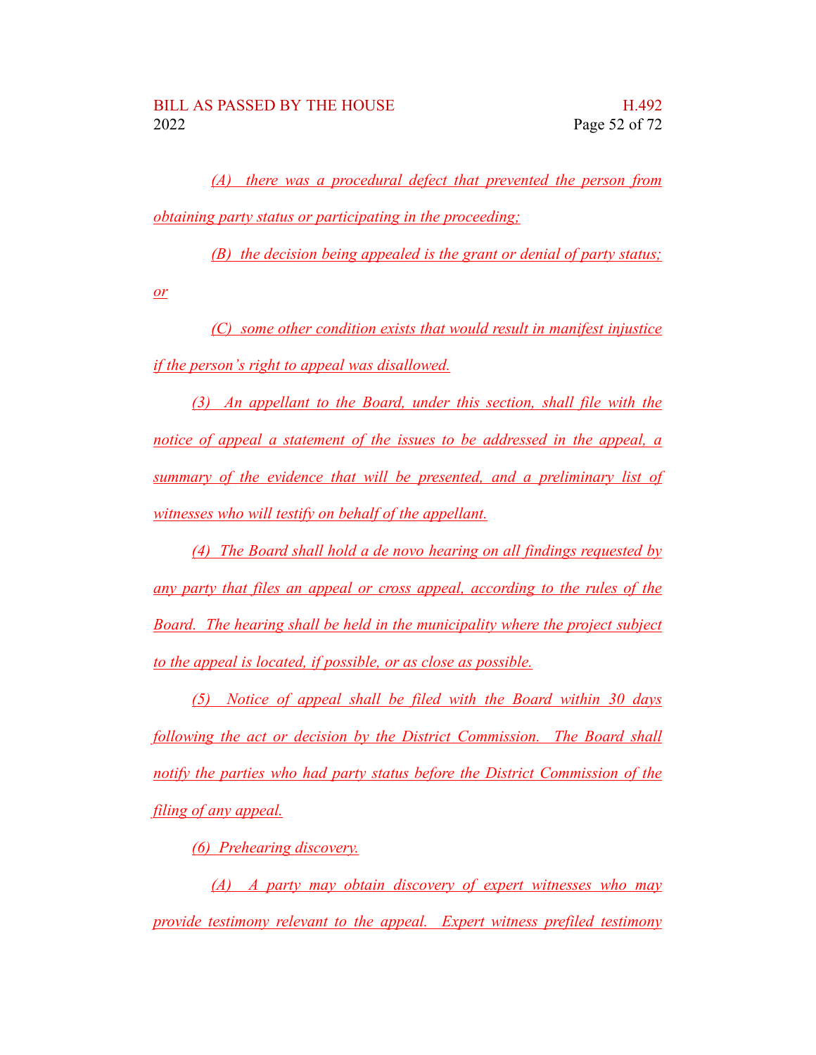(A) there was a procedural defect that prevented the person from obtaining party status or participating in the proceeding;

(B) the decision being appealed is the grant or denial of party status; or

(C) some other condition exists that would result in manifest injustice if the person's right to appeal was disallowed.

(3) An appellant to the Board, under this section, shall file with the notice of appeal a statement of the issues to be addressed in the appeal, a summary of the evidence that will be presented, and a preliminary list of witnesses who will testify on behalf of the appellant.

(4) The Board shall hold a de novo hearing on all findings requested by any party that files an appeal or cross appeal, according to the rules of the Board. The hearing shall be held in the municipality where the project subject to the appeal is located, if possible, or as close as possible.

(5) Notice of appeal shall be filed with the Board within 30 days following the act or decision by the District Commission. The Board shall notify the parties who had party status before the District Commission of the filing of any appeal.

(6) Prehearing discovery.

(A) A party may obtain discovery of expert witnesses who may provide testimony relevant to the appeal. Expert witness prefiled testimony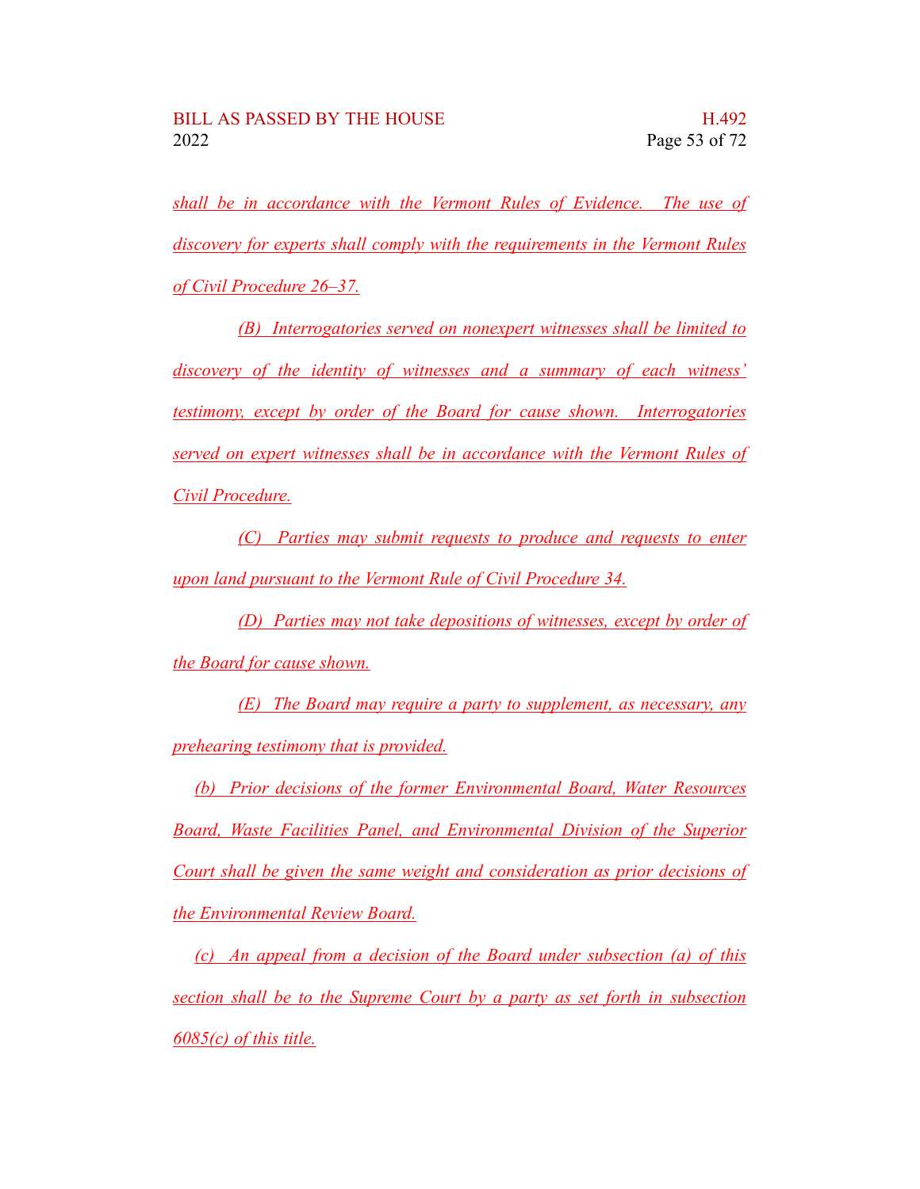shall be in accordance with the Vermont Rules of Evidence. The use of discovery for experts shall comply with the requirements in the Vermont Rules of Civil Procedure 26–37.

(B) Interrogatories served on nonexpert witnesses shall be limited to discovery of the identity of witnesses and a summary of each witness' testimony, except by order of the Board for cause shown. Interrogatories served on expert witnesses shall be in accordance with the Vermont Rules of Civil Procedure.

(C) Parties may submit requests to produce and requests to enter upon land pursuant to the Vermont Rule of Civil Procedure 34.

(D) Parties may not take depositions of witnesses, except by order of the Board for cause shown.

(E) The Board may require a party to supplement, as necessary, any prehearing testimony that is provided.

(b) Prior decisions of the former Environmental Board, Water Resources Board, Waste Facilities Panel, and Environmental Division of the Superior Court shall be given the same weight and consideration as prior decisions of the Environmental Review Board.

(c) An appeal from a decision of the Board under subsection (a) of this section shall be to the Supreme Court by a party as set forth in subsection 6085(c) of this title.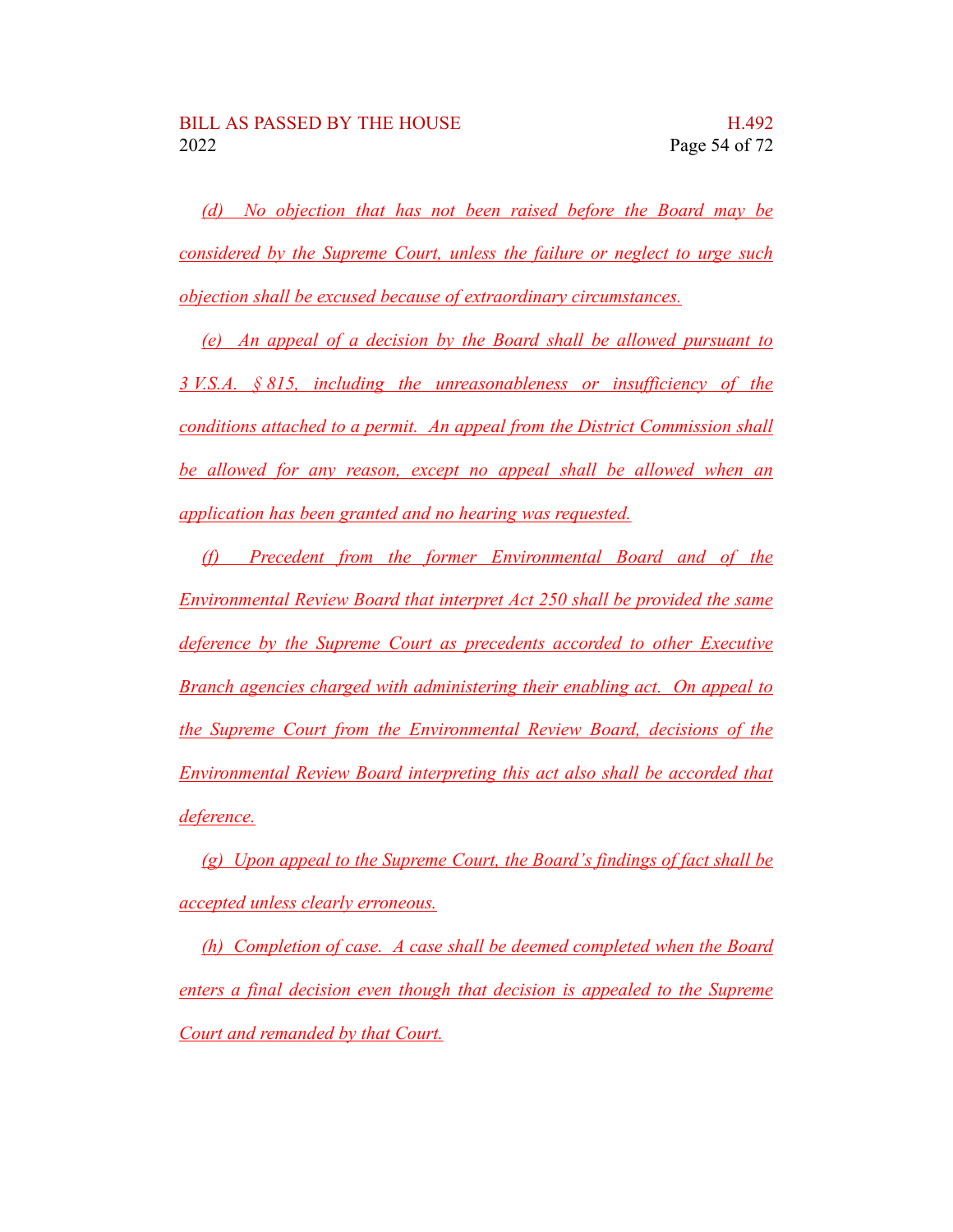*(d) No objection that has not been raised before the Board may be considered by the Supreme Court, unless the failure or neglect to urge such objection shall be excused because of extraordinary circumstances.*

*(e) An appeal of a decision by the Board shall be allowed pursuant to 3 V.S.A. § 815, including the unreasonableness or insufficiency of the conditions attached to a permit. An appeal from the District Commission shall be allowed for any reason, except no appeal shall be allowed when an application has been granted and no hearing was requested.*

*(f) Precedent from the former Environmental Board and of the Environmental Review Board that interpret Act 250 shall be provided the same deference by the Supreme Court as precedents accorded to other Executive Branch agencies charged with administering their enabling act. On appeal to the Supreme Court from the Environmental Review Board, decisions of the Environmental Review Board interpreting this act also shall be accorded that deference.*

*(g) Upon appeal to the Supreme Court, the Board's findings of fact shall be accepted unless clearly erroneous.*

*(h) Completion of case. A case shall be deemed completed when the Board enters a final decision even though that decision is appealed to the Supreme Court and remanded by that Court.*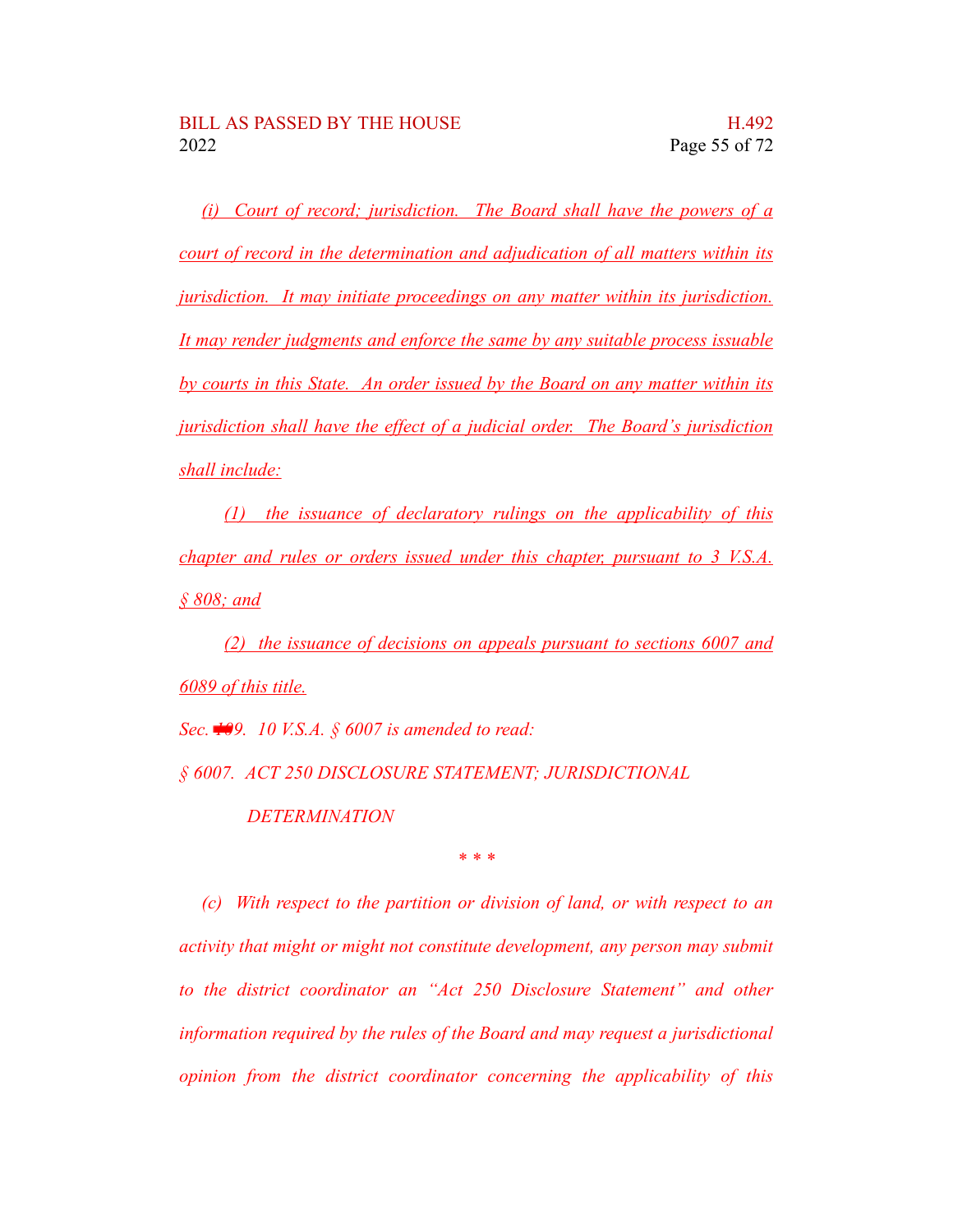*(i) Court of record; jurisdiction. The Board shall have the powers of a court of record in the determination and adjudication of all matters within its jurisdiction. It may initiate proceedings on any matter within its jurisdiction. It may render judgments and enforce the same by any suitable process issuable by courts in this State. An order issued by the Board on any matter within its jurisdiction shall have the effect of a judicial order. The Board's jurisdiction shall include:*

*(1) the issuance of declaratory rulings on the applicability of this chapter and rules or orders issued under this chapter, pursuant to 3 V.S.A. § 808; and*

*(2) the issuance of decisions on appeals pursuant to sections 6007 and 6089 of this title.*

*Sec. 109. 10 V.S.A. § 6007 is amended to read:*

*§ 6007. ACT 250 DISCLOSURE STATEMENT; JURISDICTIONAL DETERMINATION*

*\* \* \**

*(c) With respect to the partition or division of land, or with respect to an activity that might or might not constitute development, any person may submit to the district coordinator an "Act 250 Disclosure Statement" and other information required by the rules of the Board and may request a jurisdictional opinion from the district coordinator concerning the applicability of this*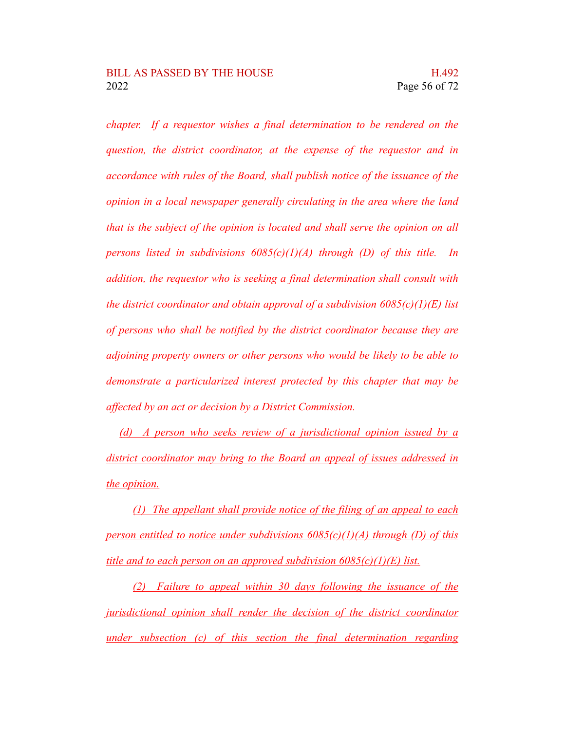*chapter. If a requestor wishes a final determination to be rendered on the question, the district coordinator, at the expense of the requestor and in accordance with rules of the Board, shall publish notice of the issuance of the opinion in a local newspaper generally circulating in the area where the land that is the subject of the opinion is located and shall serve the opinion on all persons listed in subdivisions 6085(c)(1)(A) through (D) of this title. In addition, the requestor who is seeking a final determination shall consult with the district coordinator and obtain approval of a subdivision 6085(c)(1)(E) list of persons who shall be notified by the district coordinator because they are adjoining property owners or other persons who would be likely to be able to demonstrate a particularized interest protected by this chapter that may be affected by an act or decision by a District Commission.*

<u>(d) A person who seeks review of a jurisdictional opinion issued by a district coordinator may bring to the Board an appeal of issues addressed in the opinion.</u>

<u>(1) The appellant shall provide notice of the filing of an appeal to each person entitled to notice under subdivisions 6085(c)(1)(A) through (D) of this title and to each person on an approved subdivision 6085(c)(1)(E) list.</u>

<u>(2) Failure to appeal within 30 days following the issuance of the jurisdictional opinion shall render the decision of the district coordinator under subsection (c) of this section the final determination regarding</u>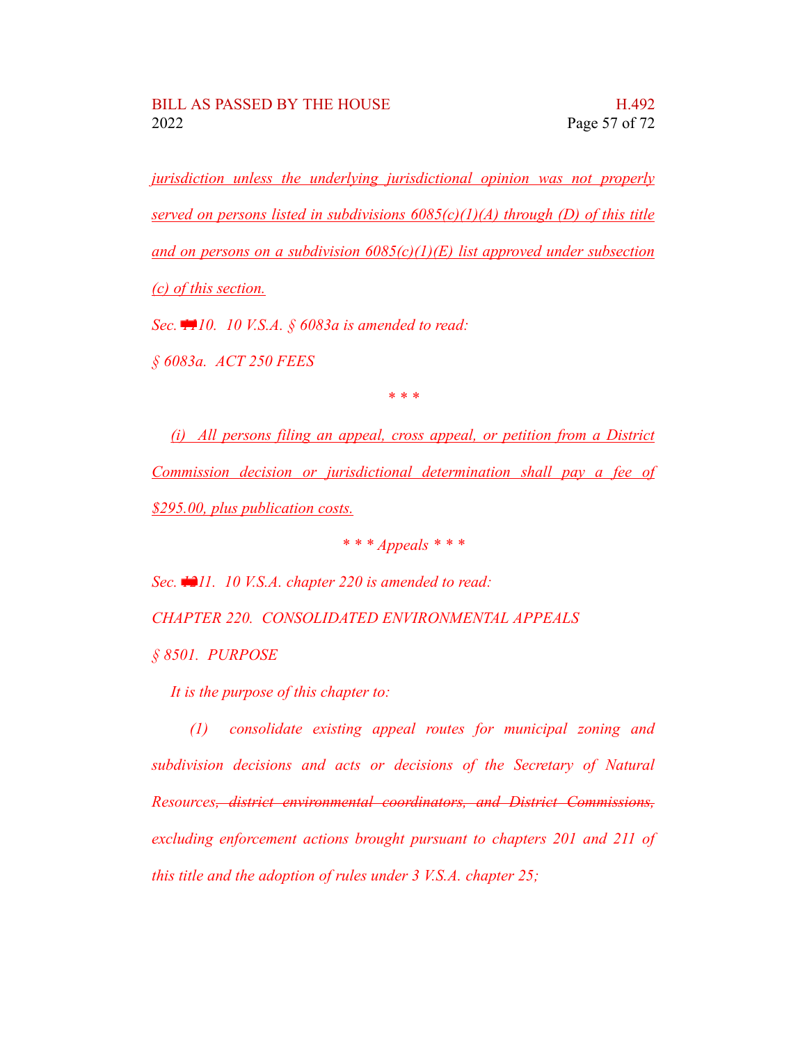*jurisdiction unless the underlying jurisdictional opinion was not properly served on persons listed in subdivisions 6085(c)(1)(A) through (D) of this title and on persons on a subdivision 6085(c)(1)(E) list approved under subsection (c) of this section.*

*Sec. ~~11~~10. 10 V.S.A. § 6083a is amended to read:*

*§ 6083a. ACT 250 FEES*

\* \* \*

*(i) All persons filing an appeal, cross appeal, or petition from a District Commission decision or jurisdictional determination shall pay a fee of $295.00, plus publication costs.*

\* \* \* *Appeals* \* \* \*

*Sec. ~~12~~11. 10 V.S.A. chapter 220 is amended to read:*

*CHAPTER 220. CONSOLIDATED ENVIRONMENTAL APPEALS*

*§ 8501. PURPOSE*

*It is the purpose of this chapter to:*

*(1) consolidate existing appeal routes for municipal zoning and subdivision decisions and acts or decisions of the Secretary of Natural Resources~~, district environmental coordinators, and District Commissions,~~ excluding enforcement actions brought pursuant to chapters 201 and 211 of this title and the adoption of rules under 3 V.S.A. chapter 25;*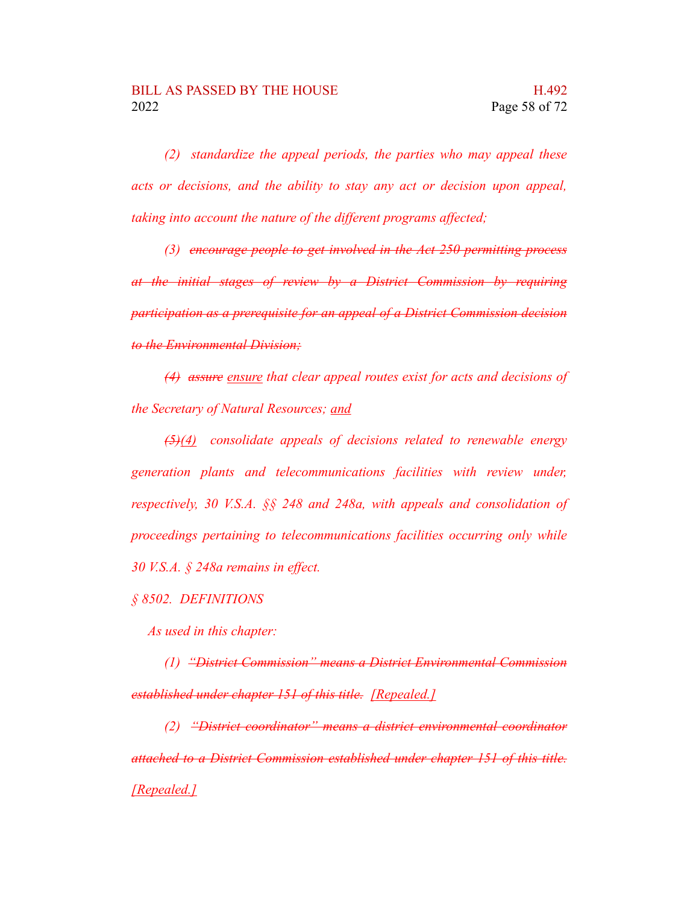*(2) standardize the appeal periods, the parties who may appeal these acts or decisions, and the ability to stay any act or decision upon appeal, taking into account the nature of the different programs affected;*

*(3) ~~encourage people to get involved in the Act 250 permitting process at the initial stages of review by a District Commission by requiring participation as a prerequisite for an appeal of a District Commission decision to the Environmental Division;~~*

*~~(4)~~ ~~assure~~ <u>ensure</u> that clear appeal routes exist for acts and decisions of the Secretary of Natural Resources; <u>and</u>*

*~~(5)~~<u>(4)</u> consolidate appeals of decisions related to renewable energy generation plants and telecommunications facilities with review under, respectively, 30 V.S.A. §§ 248 and 248a, with appeals and consolidation of proceedings pertaining to telecommunications facilities occurring only while 30 V.S.A. § 248a remains in effect.*

*§ 8502. DEFINITIONS*

*As used in this chapter:*

*(1) ~~"District Commission" means a District Environmental Commission established under chapter 151 of this title.~~ <u>[Repealed.]</u>*

*(2) ~~"District coordinator" means a district environmental coordinator attached to a District Commission established under chapter 151 of this title.~~ <u>[Repealed.]</u>*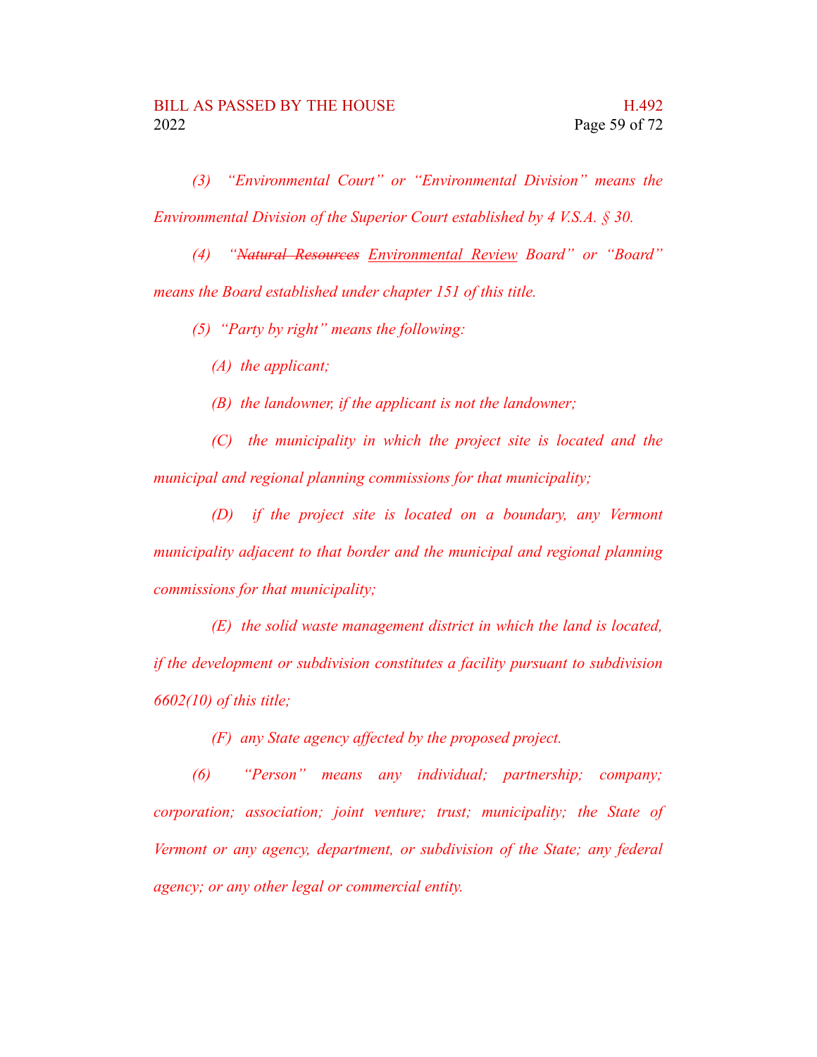*(3) "Environmental Court" or "Environmental Division" means the Environmental Division of the Superior Court established by 4 V.S.A. § 30.*

*(4) "~~Natural Resources~~ Environmental Review Board" or "Board" means the Board established under chapter 151 of this title.*

*(5) "Party by right" means the following:*

*(A) the applicant;*

*(B) the landowner, if the applicant is not the landowner;*

*(C) the municipality in which the project site is located and the municipal and regional planning commissions for that municipality;*

*(D) if the project site is located on a boundary, any Vermont municipality adjacent to that border and the municipal and regional planning commissions for that municipality;*

*(E) the solid waste management district in which the land is located, if the development or subdivision constitutes a facility pursuant to subdivision 6602(10) of this title;*

*(F) any State agency affected by the proposed project.*

*(6) "Person" means any individual; partnership; company; corporation; association; joint venture; trust; municipality; the State of Vermont or any agency, department, or subdivision of the State; any federal agency; or any other legal or commercial entity.*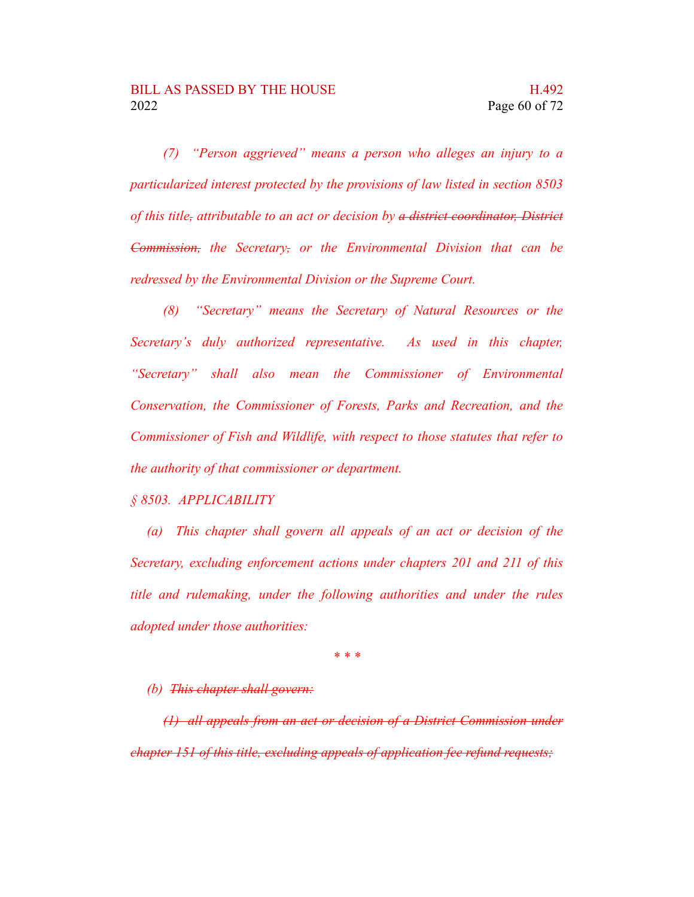*(7) "Person aggrieved" means a person who alleges an injury to a particularized interest protected by the provisions of law listed in section 8503 of this title~~,~~ attributable to an act or decision by ~~a district coordinator, District Commission,~~ the Secretary~~,~~ or the Environmental Division that can be redressed by the Environmental Division or the Supreme Court.*

*(8) "Secretary" means the Secretary of Natural Resources or the Secretary's duly authorized representative. As used in this chapter, "Secretary" shall also mean the Commissioner of Environmental Conservation, the Commissioner of Forests, Parks and Recreation, and the Commissioner of Fish and Wildlife, with respect to those statutes that refer to the authority of that commissioner or department.*

*§ 8503. APPLICABILITY*

*(a) This chapter shall govern all appeals of an act or decision of the Secretary, excluding enforcement actions under chapters 201 and 211 of this title and rulemaking, under the following authorities and under the rules adopted under those authorities:*

\* \* \*

*(b) ~~This chapter shall govern:~~*

*~~(1) all appeals from an act or decision of a District Commission under chapter 151 of this title, excluding appeals of application fee refund requests;~~*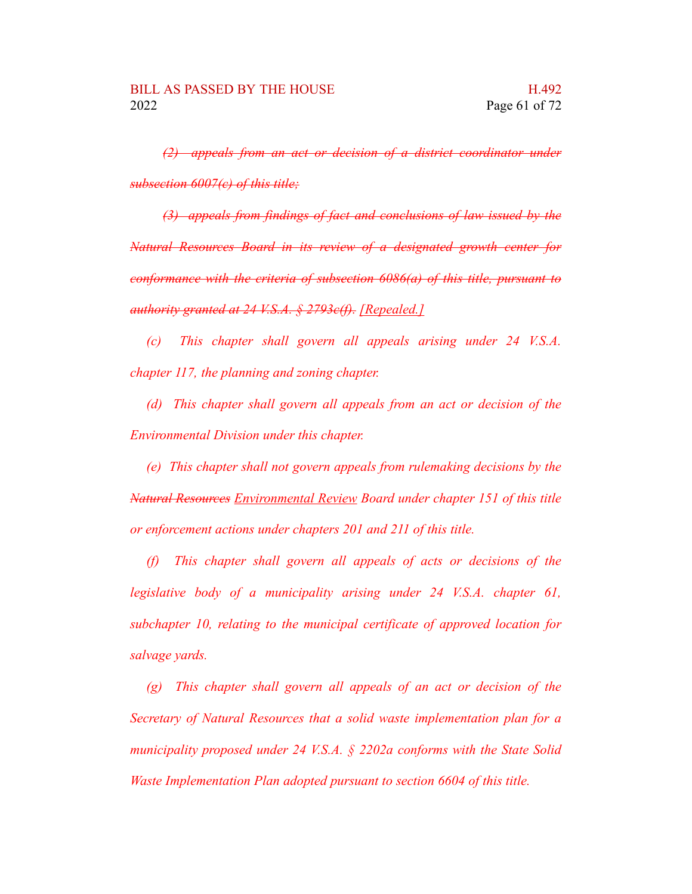~~*(2) appeals from an act or decision of a district coordinator under subsection 6007(c) of this title;*~~

~~*(3) appeals from findings of fact and conclusions of law issued by the Natural Resources Board in its review of a designated growth center for conformance with the criteria of subsection 6086(a) of this title, pursuant to authority granted at 24 V.S.A. § 2793c(f).*~~ *<u>[Repealed.]</u>*

*(c) This chapter shall govern all appeals arising under 24 V.S.A. chapter 117, the planning and zoning chapter.*

*(d) This chapter shall govern all appeals from an act or decision of the Environmental Division under this chapter.*

*(e) This chapter shall not govern appeals from rulemaking decisions by the ~~Natural Resources~~ <u>Environmental Review</u> Board under chapter 151 of this title or enforcement actions under chapters 201 and 211 of this title.*

*(f) This chapter shall govern all appeals of acts or decisions of the legislative body of a municipality arising under 24 V.S.A. chapter 61, subchapter 10, relating to the municipal certificate of approved location for salvage yards.*

*(g) This chapter shall govern all appeals of an act or decision of the Secretary of Natural Resources that a solid waste implementation plan for a municipality proposed under 24 V.S.A. § 2202a conforms with the State Solid Waste Implementation Plan adopted pursuant to section 6604 of this title.*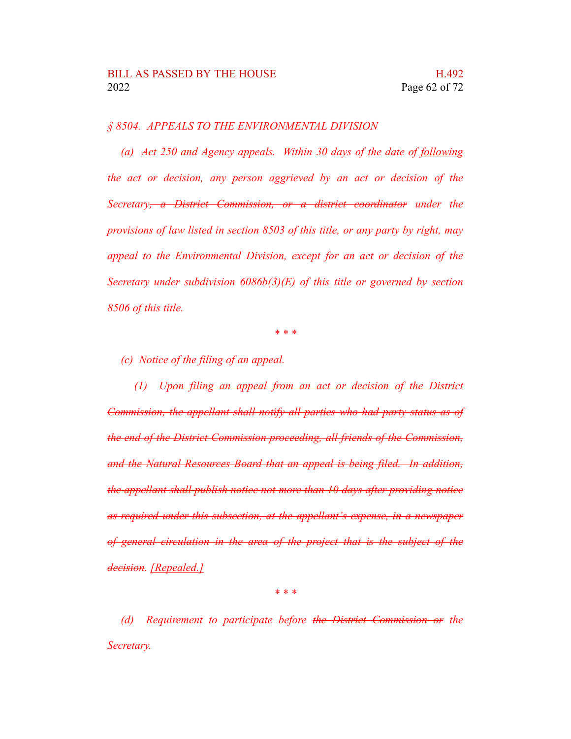*§ 8504. APPEALS TO THE ENVIRONMENTAL DIVISION*

*(a) ~~Act 250 and~~ Agency appeals. Within 30 days of the date ~~of~~ following the act or decision, any person aggrieved by an act or decision of the Secretary~~, a District Commission, or a district coordinator~~ under the provisions of law listed in section 8503 of this title, or any party by right, may appeal to the Environmental Division, except for an act or decision of the Secretary under subdivision 6086b(3)(E) of this title or governed by section 8506 of this title.*

*\* \* \**

*(c) Notice of the filing of an appeal.*

*(1) ~~Upon filing an appeal from an act or decision of the District Commission, the appellant shall notify all parties who had party status as of the end of the District Commission proceeding, all friends of the Commission, and the Natural Resources Board that an appeal is being filed. In addition, the appellant shall publish notice not more than 10 days after providing notice as required under this subsection, at the appellant's expense, in a newspaper of general circulation in the area of the project that is the subject of the decision~~. [Repealed.]*

*\* \* \**

*(d) Requirement to participate before ~~the District Commission or~~ the Secretary.*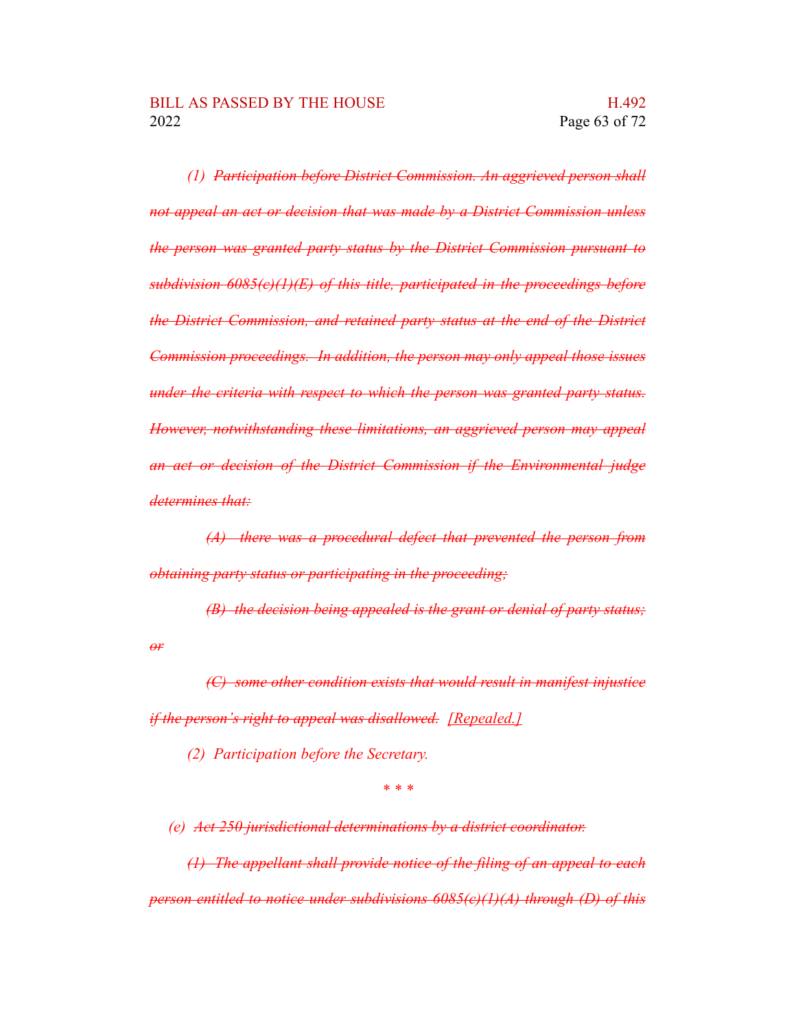*(1) ~~Participation before District Commission. An aggrieved person shall not appeal an act or decision that was made by a District Commission unless the person was granted party status by the District Commission pursuant to subdivision 6085(c)(1)(E) of this title, participated in the proceedings before the District Commission, and retained party status at the end of the District Commission proceedings. In addition, the person may only appeal those issues under the criteria with respect to which the person was granted party status. However, notwithstanding these limitations, an aggrieved person may appeal an act or decision of the District Commission if the Environmental judge determines that:~~*

*~~(A) there was a procedural defect that prevented the person from obtaining party status or participating in the proceeding;~~*

*~~(B) the decision being appealed is the grant or denial of party status; or~~*

*~~(C) some other condition exists that would result in manifest injustice if the person's right to appeal was disallowed.~~ [Repealed.]*

*(2) Participation before the Secretary.*

*\* \* \**

*(e) ~~Act 250 jurisdictional determinations by a district coordinator.~~*

*~~(1) The appellant shall provide notice of the filing of an appeal to each person entitled to notice under subdivisions 6085(c)(1)(A) through (D) of this~~*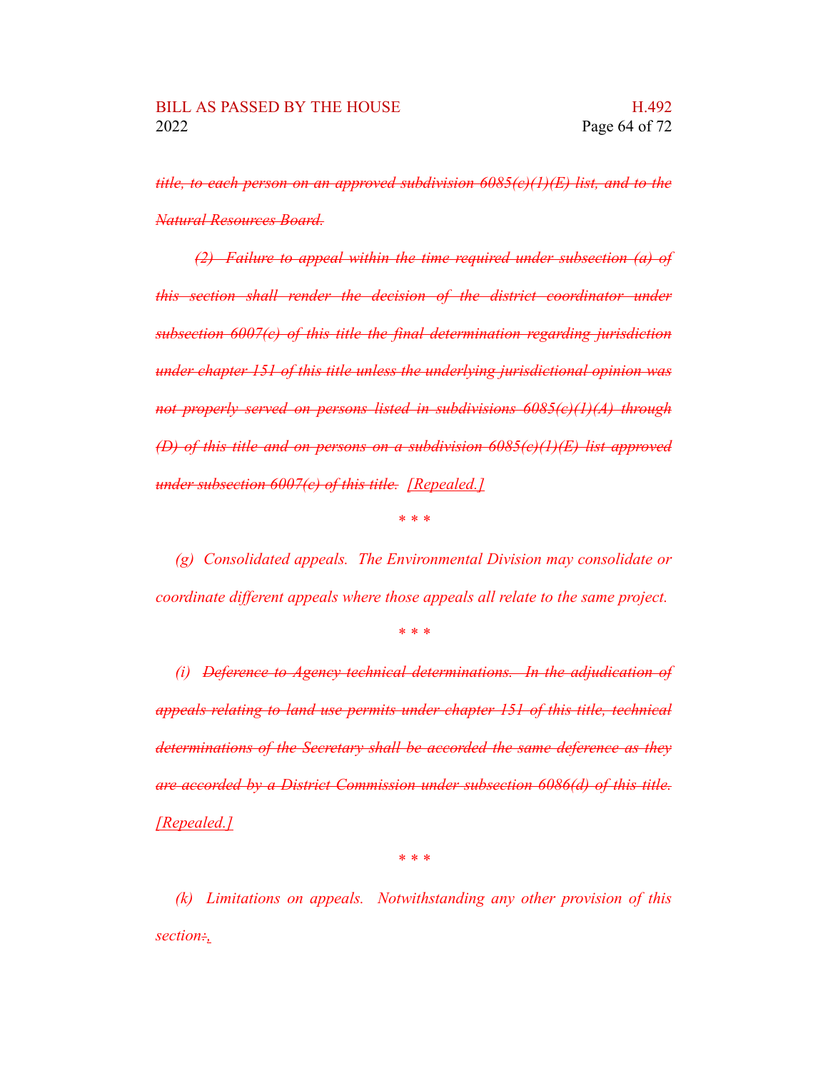~~*title, to each person on an approved subdivision 6085(c)(1)(E) list, and to the Natural Resources Board.*~~

~~*(2) Failure to appeal within the time required under subsection (a) of this section shall render the decision of the district coordinator under subsection 6007(c) of this title the final determination regarding jurisdiction under chapter 151 of this title unless the underlying jurisdictional opinion was not properly served on persons listed in subdivisions 6085(c)(1)(A) through (D) of this title and on persons on a subdivision 6085(c)(1)(E) list approved under subsection 6007(c) of this title.*~~ *[Repealed.]*

\* \* \*

*(g) Consolidated appeals. The Environmental Division may consolidate or coordinate different appeals where those appeals all relate to the same project.*

\* \* \*

*(i)* ~~*Deference to Agency technical determinations. In the adjudication of appeals relating to land use permits under chapter 151 of this title, technical determinations of the Secretary shall be accorded the same deference as they are accorded by a District Commission under subsection 6086(d) of this title.*~~ *[Repealed.]*

\* \* \*

*(k) Limitations on appeals. Notwithstanding any other provision of this section*~~*:*~~*,*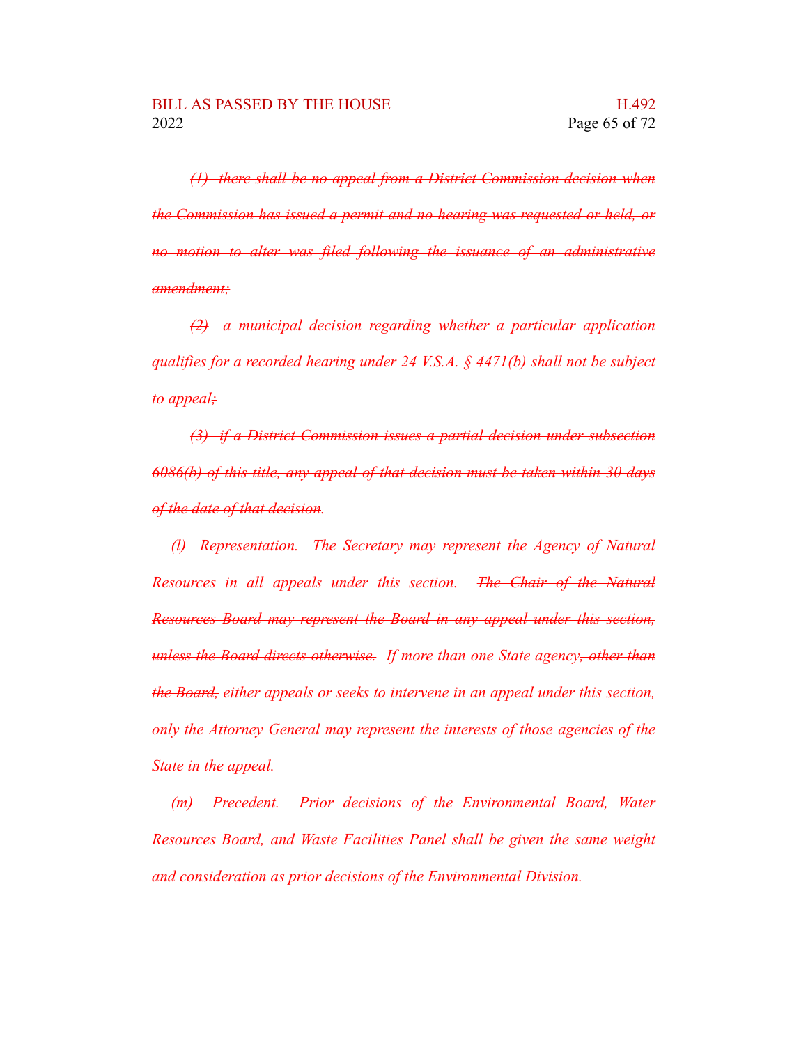*~~(1) there shall be no appeal from a District Commission decision when the Commission has issued a permit and no hearing was requested or held, or no motion to alter was filed following the issuance of an administrative amendment;~~*

*~~(2)~~ a municipal decision regarding whether a particular application qualifies for a recorded hearing under 24 V.S.A. § 4471(b) shall not be subject to appeal~~;~~*

*~~(3) if a District Commission issues a partial decision under subsection 6086(b) of this title, any appeal of that decision must be taken within 30 days of the date of that decision~~.*

*(l) Representation. The Secretary may represent the Agency of Natural Resources in all appeals under this section. ~~The Chair of the Natural Resources Board may represent the Board in any appeal under this section, unless the Board directs otherwise.~~ If more than one State agency~~, other than the Board,~~ either appeals or seeks to intervene in an appeal under this section, only the Attorney General may represent the interests of those agencies of the State in the appeal.*

*(m) Precedent. Prior decisions of the Environmental Board, Water Resources Board, and Waste Facilities Panel shall be given the same weight and consideration as prior decisions of the Environmental Division.*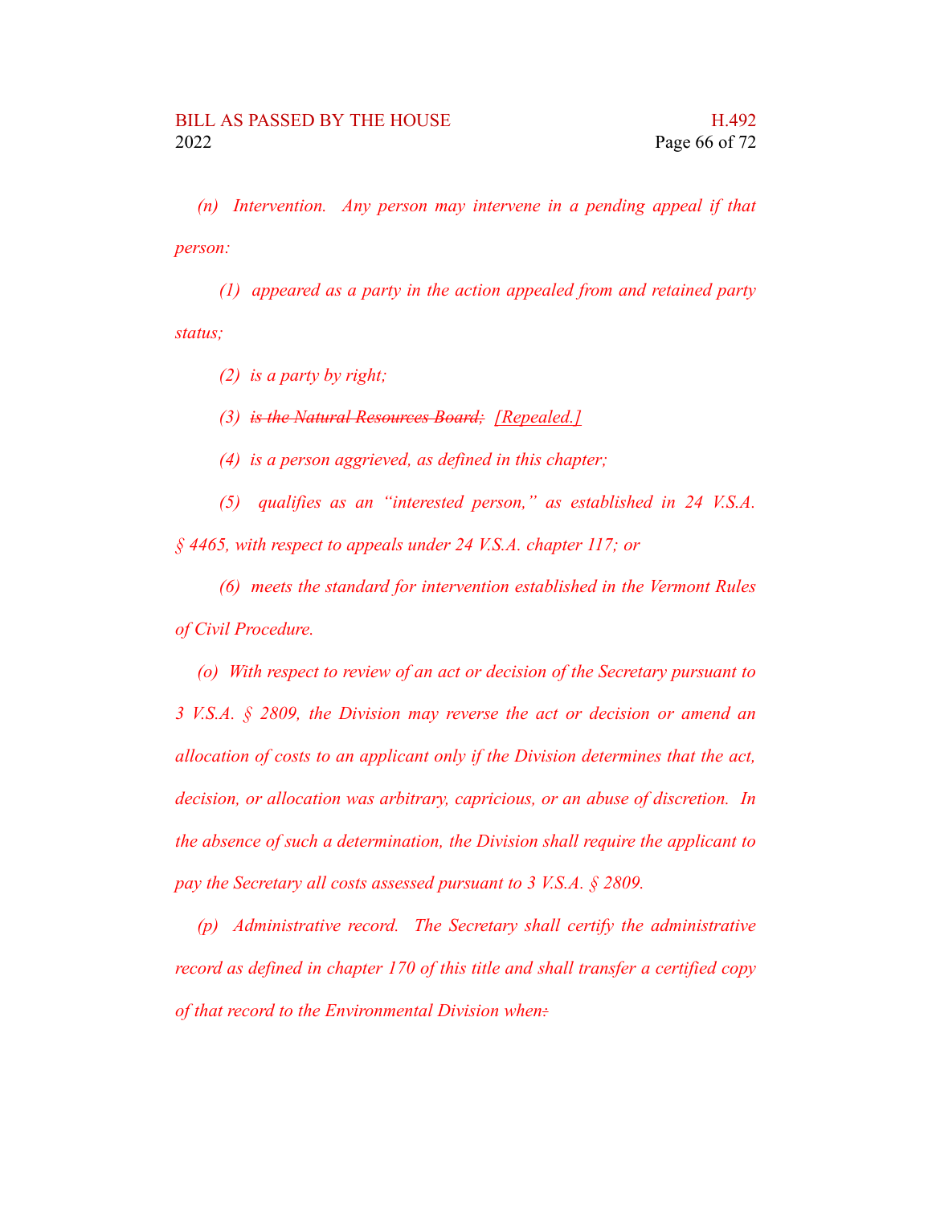*(n) Intervention. Any person may intervene in a pending appeal if that person:*

*(1) appeared as a party in the action appealed from and retained party status;*

*(2) is a party by right;*

*(3) ~~is the Natural Resources Board;~~ [Repealed.]*

*(4) is a person aggrieved, as defined in this chapter;*

*(5) qualifies as an "interested person," as established in 24 V.S.A. § 4465, with respect to appeals under 24 V.S.A. chapter 117; or*

*(6) meets the standard for intervention established in the Vermont Rules of Civil Procedure.*

*(o) With respect to review of an act or decision of the Secretary pursuant to 3 V.S.A. § 2809, the Division may reverse the act or decision or amend an allocation of costs to an applicant only if the Division determines that the act, decision, or allocation was arbitrary, capricious, or an abuse of discretion. In the absence of such a determination, the Division shall require the applicant to pay the Secretary all costs assessed pursuant to 3 V.S.A. § 2809.*

*(p) Administrative record. The Secretary shall certify the administrative record as defined in chapter 170 of this title and shall transfer a certified copy of that record to the Environmental Division when~~:~~*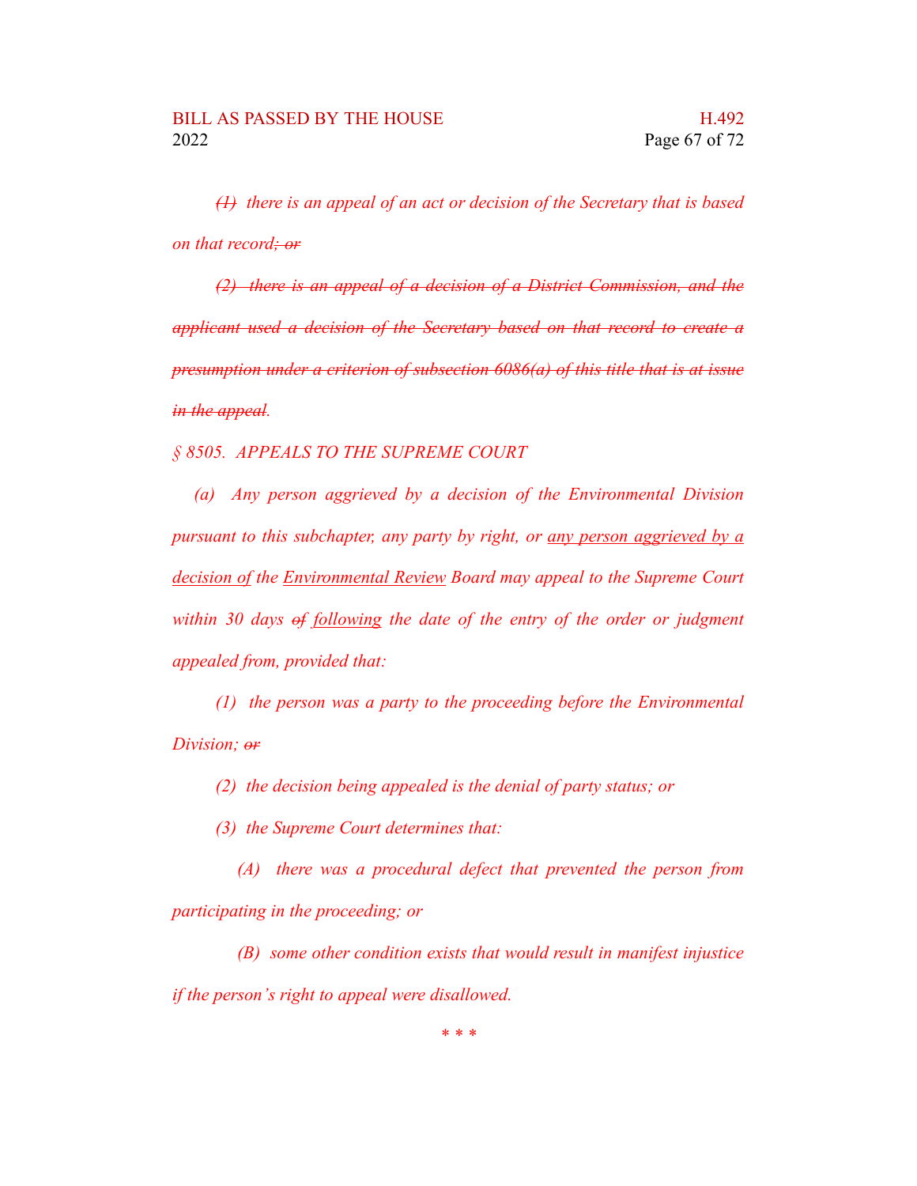*~~(1)~~ there is an appeal of an act or decision of the Secretary that is based on that record~~; or~~*

*~~(2) there is an appeal of a decision of a District Commission, and the applicant used a decision of the Secretary based on that record to create a presumption under a criterion of subsection 6086(a) of this title that is at issue in the appeal~~.*

*§ 8505. APPEALS TO THE SUPREME COURT*

*(a) Any person aggrieved by a decision of the Environmental Division pursuant to this subchapter, any party by right, or <u>any person aggrieved by a decision of</u> the <u>Environmental Review</u> Board may appeal to the Supreme Court within 30 days ~~of~~ <u>following</u> the date of the entry of the order or judgment appealed from, provided that:*

*(1) the person was a party to the proceeding before the Environmental Division; ~~or~~*

*(2) the decision being appealed is the denial of party status; or*

*(3) the Supreme Court determines that:*

*(A) there was a procedural defect that prevented the person from participating in the proceeding; or*

*(B) some other condition exists that would result in manifest injustice if the person's right to appeal were disallowed.*

*\* \* \**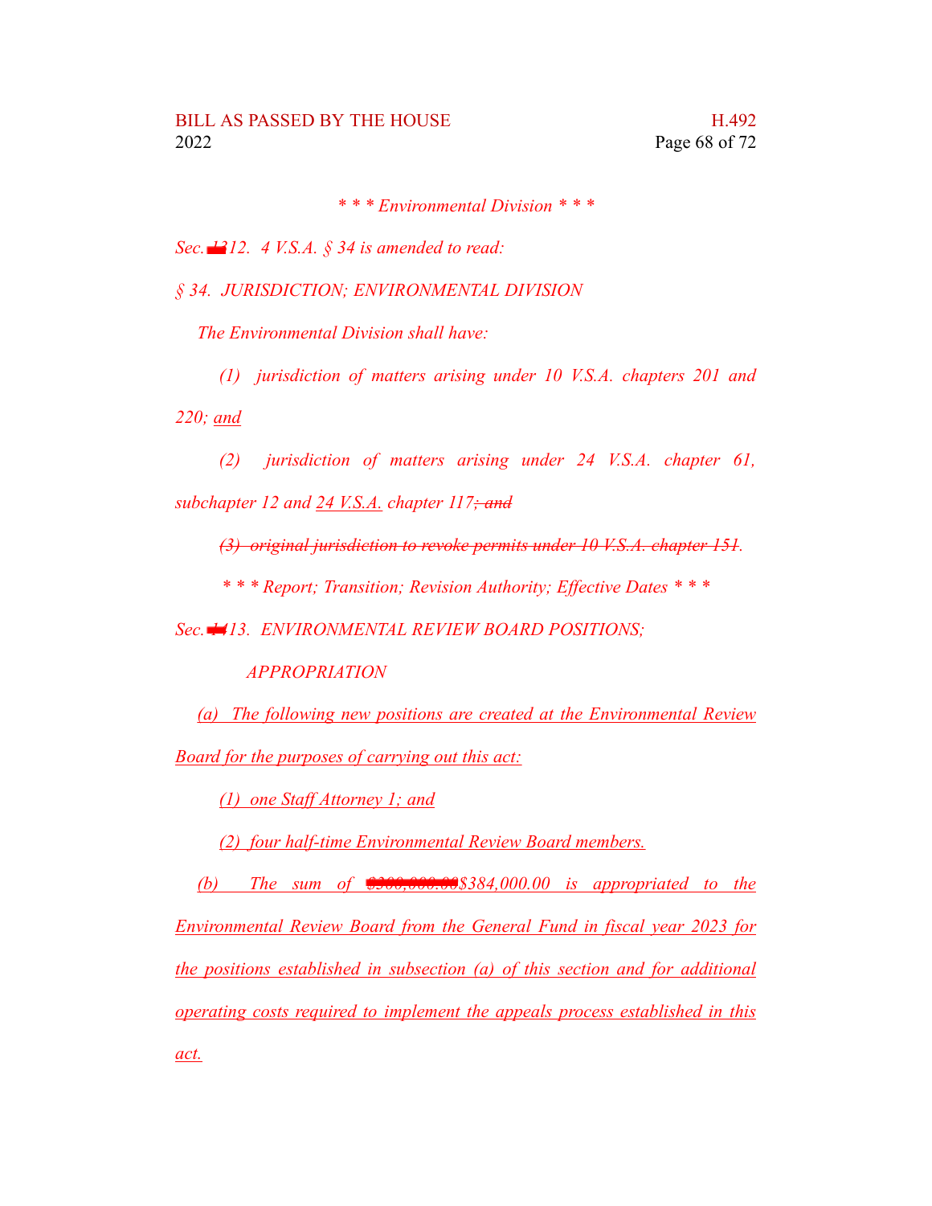*\* \* \* Environmental Division \* \* \**

*Sec. ~~13~~12. 4 V.S.A. § 34 is amended to read:*

*§ 34. JURISDICTION; ENVIRONMENTAL DIVISION*

*The Environmental Division shall have:*

*(1) jurisdiction of matters arising under 10 V.S.A. chapters 201 and 220; <u>and</u>*

*(2) jurisdiction of matters arising under 24 V.S.A. chapter 61, subchapter 12 and <u>24 V.S.A.</u> chapter 117~~; and~~*

*~~(3) original jurisdiction to revoke permits under 10 V.S.A. chapter 151~~.*

*\* \* \* Report; Transition; Revision Authority; Effective Dates \* \* \**

*Sec. ~~14~~13. ENVIRONMENTAL REVIEW BOARD POSITIONS; APPROPRIATION*

*<u>(a) The following new positions are created at the Environmental Review Board for the purposes of carrying out this act:</u>*

*<u>(1) one Staff Attorney 1; and</u>*

*<u>(2) four half-time Environmental Review Board members.</u>*

*<u>(b) The sum of ~~$300,000.00~~$384,000.00 is appropriated to the Environmental Review Board from the General Fund in fiscal year 2023 for the positions established in subsection (a) of this section and for additional operating costs required to implement the appeals process established in this act.</u>*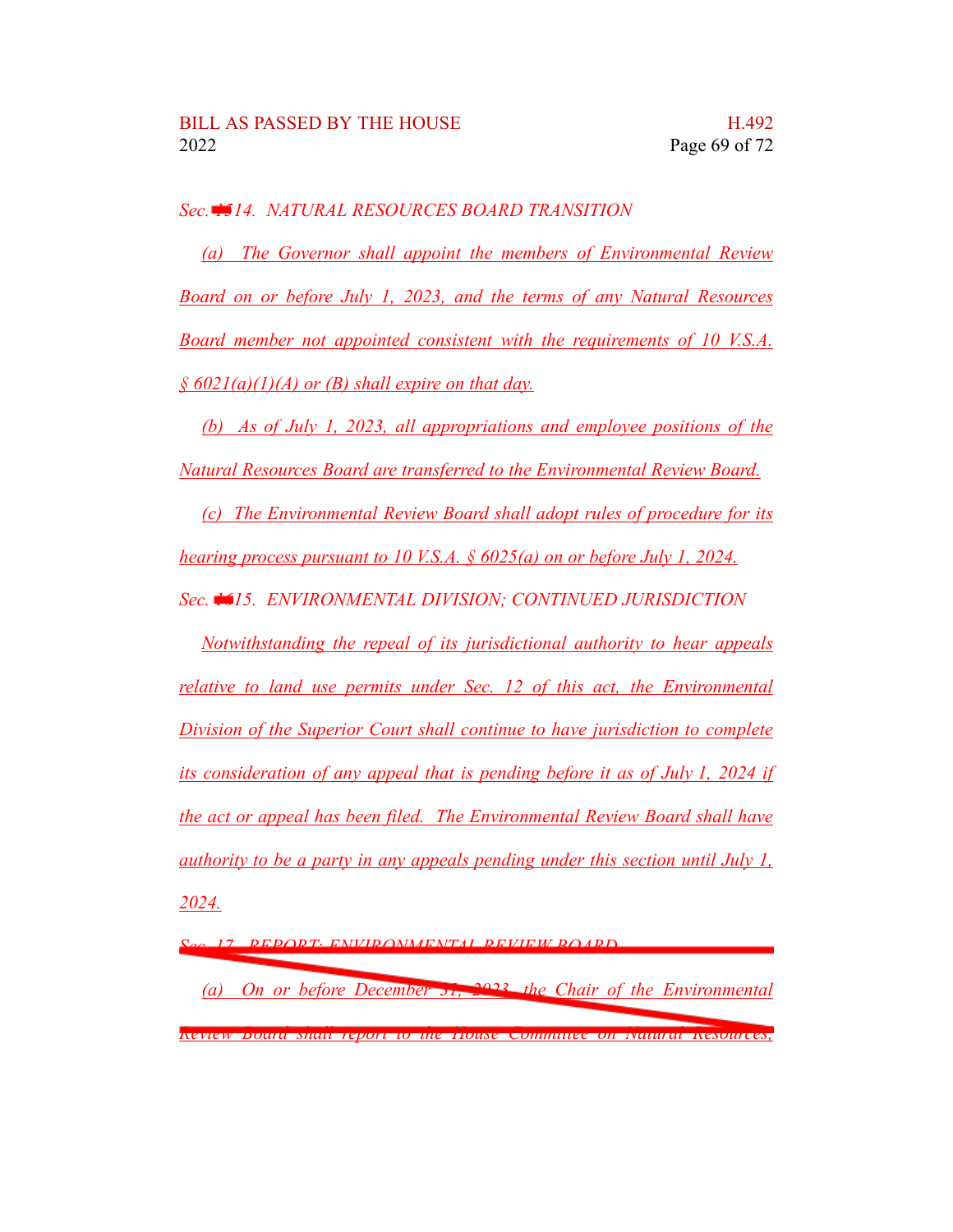*Sec. ~~15~~14. NATURAL RESOURCES BOARD TRANSITION*

*(a) The Governor shall appoint the members of Environmental Review Board on or before July 1, 2023, and the terms of any Natural Resources Board member not appointed consistent with the requirements of 10 V.S.A. § 6021(a)(1)(A) or (B) shall expire on that day.*

*(b) As of July 1, 2023, all appropriations and employee positions of the Natural Resources Board are transferred to the Environmental Review Board.*

*(c) The Environmental Review Board shall adopt rules of procedure for its hearing process pursuant to 10 V.S.A. § 6025(a) on or before July 1, 2024.*

*Sec. ~~16~~15. ENVIRONMENTAL DIVISION; CONTINUED JURISDICTION*

*Notwithstanding the repeal of its jurisdictional authority to hear appeals relative to land use permits under Sec. 12 of this act, the Environmental Division of the Superior Court shall continue to have jurisdiction to complete its consideration of any appeal that is pending before it as of July 1, 2024 if the act or appeal has been filed. The Environmental Review Board shall have authority to be a party in any appeals pending under this section until July 1, 2024.*

~~*Sec. 17. REPORT; ENVIRONMENTAL REVIEW BOARD*~~

~~*(a) On or before December 31, 2023, the Chair of the Environmental Review Board shall report to the House Committee on Natural Resources,*~~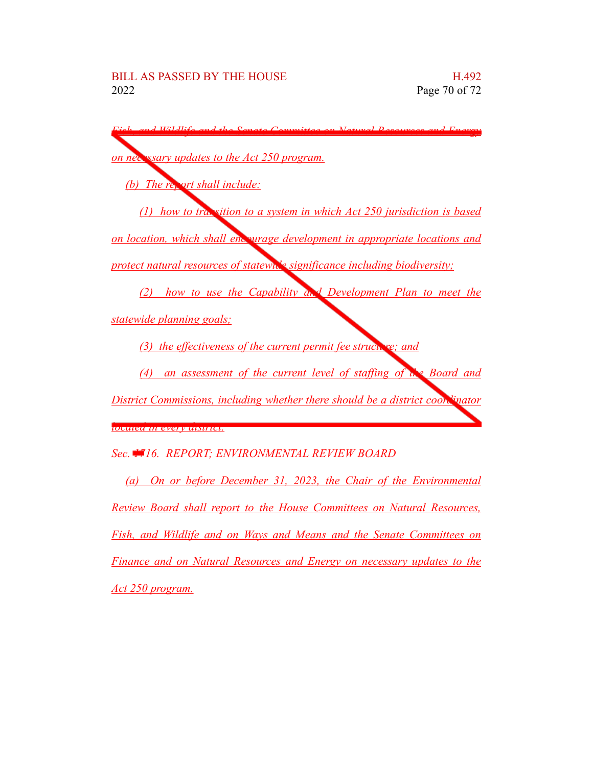*Fish, and Wildlife and the Senate Committee on Natural Resources and Energy on necessary updates to the Act 250 program.*

*(b) The report shall include:*

*(1) how to transition to a system in which Act 250 jurisdiction is based on location, which shall encourage development in appropriate locations and protect natural resources of statewide significance including biodiversity;*

*(2) how to use the Capability and Development Plan to meet the statewide planning goals;*

*(3) the effectiveness of the current permit fee structure; and*

*(4) an assessment of the current level of staffing of the Board and District Commissions, including whether there should be a district coordinator located in every district.*

*Sec. 16. REPORT; ENVIRONMENTAL REVIEW BOARD*

*(a) On or before December 31, 2023, the Chair of the Environmental Review Board shall report to the House Committees on Natural Resources, Fish, and Wildlife and on Ways and Means and the Senate Committees on Finance and on Natural Resources and Energy on necessary updates to the Act 250 program.*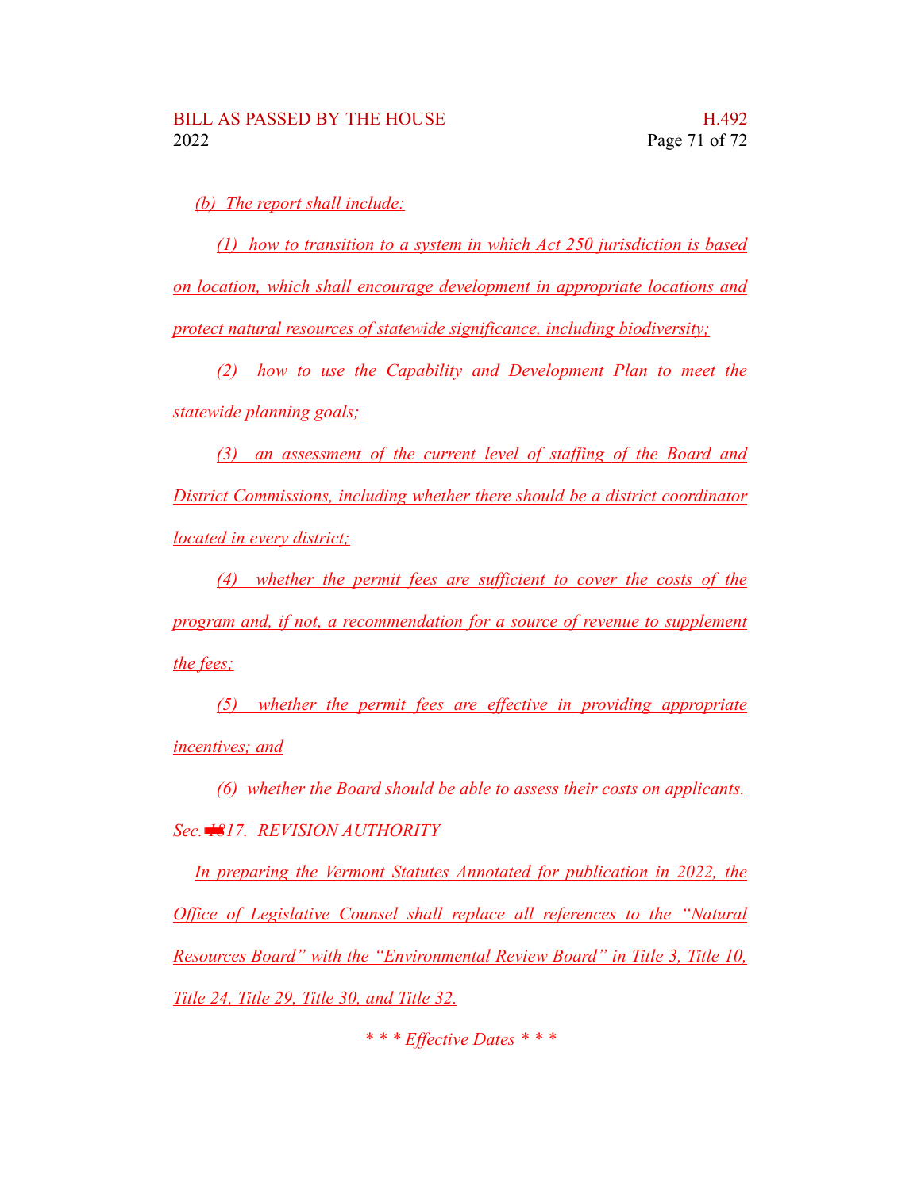*(b) The report shall include:*

*(1) how to transition to a system in which Act 250 jurisdiction is based on location, which shall encourage development in appropriate locations and protect natural resources of statewide significance, including biodiversity;*

*(2) how to use the Capability and Development Plan to meet the statewide planning goals;*

*(3) an assessment of the current level of staffing of the Board and District Commissions, including whether there should be a district coordinator located in every district;*

*(4) whether the permit fees are sufficient to cover the costs of the program and, if not, a recommendation for a source of revenue to supplement the fees;*

*(5) whether the permit fees are effective in providing appropriate incentives; and*

*(6) whether the Board should be able to assess their costs on applicants.*

*Sec. 17. REVISION AUTHORITY*

*In preparing the Vermont Statutes Annotated for publication in 2022, the Office of Legislative Counsel shall replace all references to the "Natural Resources Board" with the "Environmental Review Board" in Title 3, Title 10, Title 24, Title 29, Title 30, and Title 32.*

*\* \* \* Effective Dates \* \* \**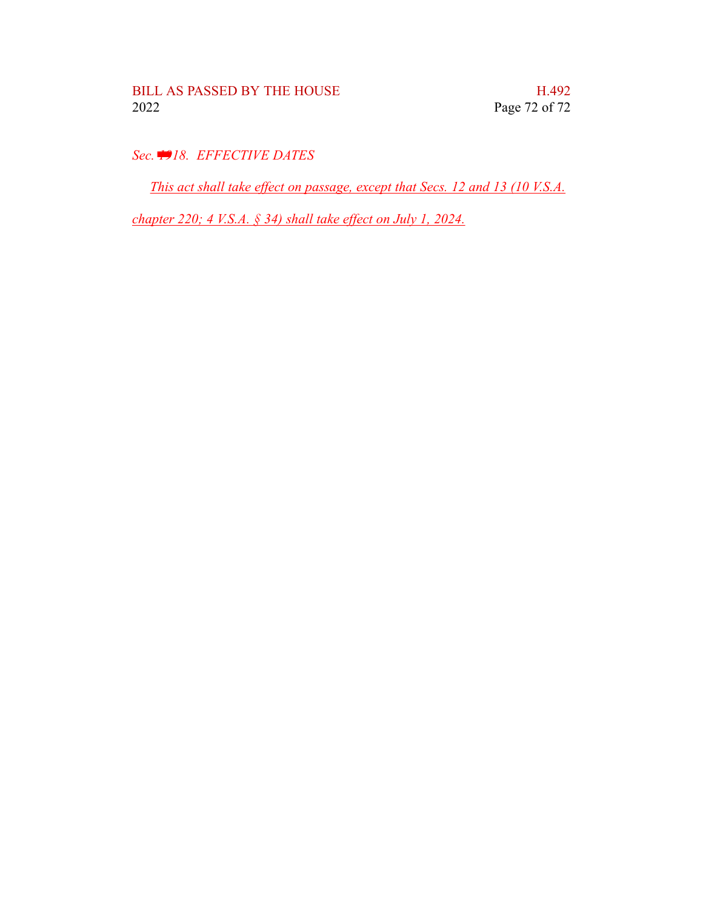*Sec. ~~19~~18. EFFECTIVE DATES*

*This act shall take effect on passage, except that Secs. 12 and 13 (10 V.S.A. chapter 220; 4 V.S.A. § 34) shall take effect on July 1, 2024.*